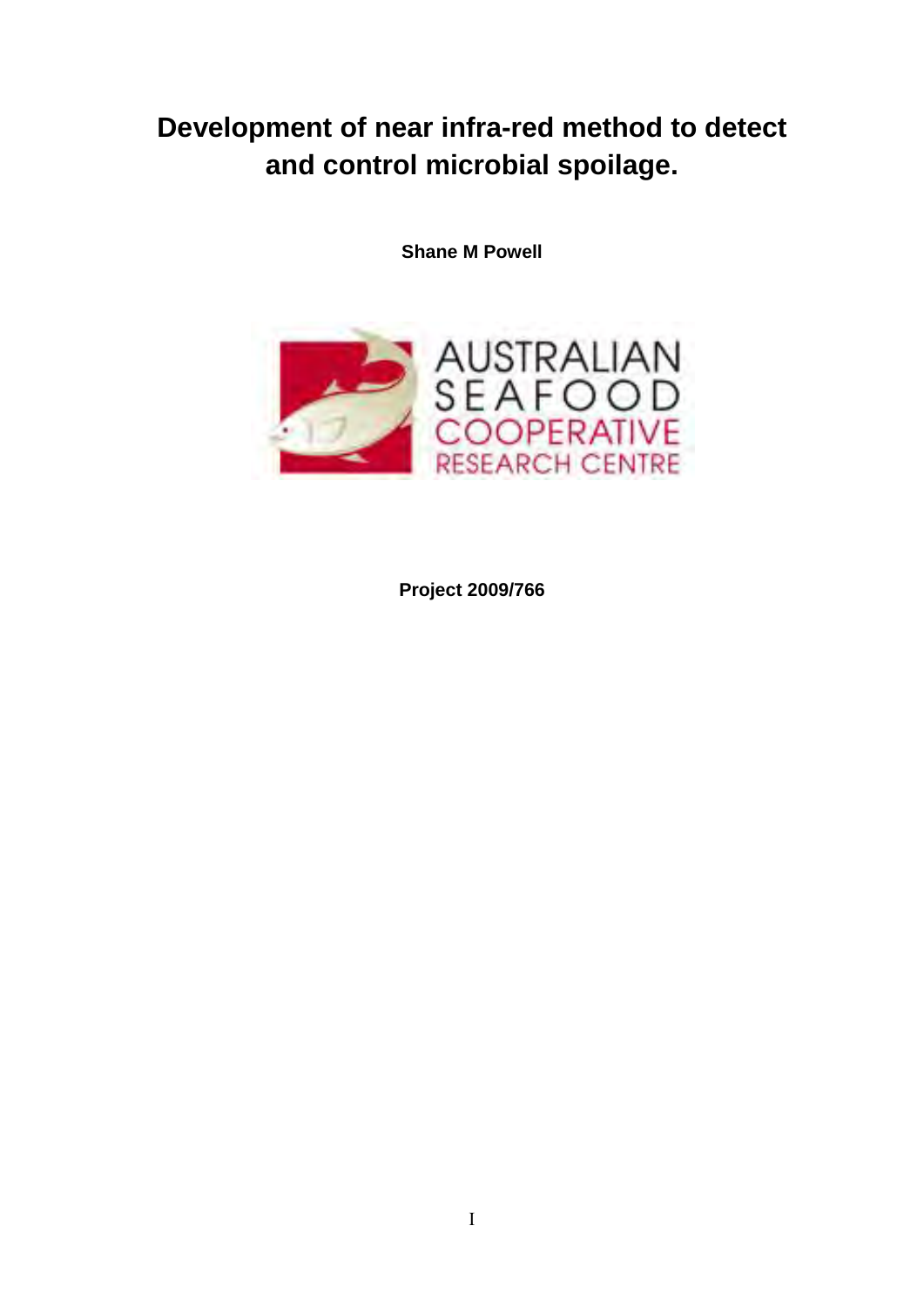# Development of near infra-red method to detect and control microbial spoilage.

**Shane M Powell**

AUSTRALIAN SEAFOOD COOPERATIVE RESEARCH CENTRE

**Project 2009/766**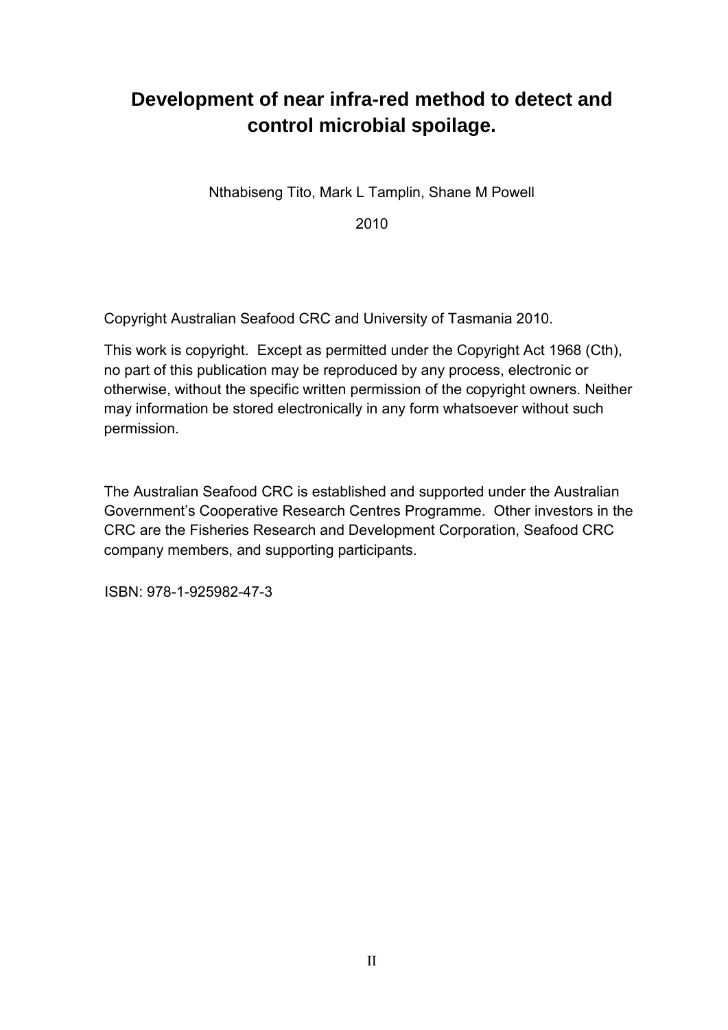# Development of near infra-red method to detect and control microbial spoilage.

Nthabiseng Tito, Mark L Tamplin, Shane M Powell

2010

Copyright Australian Seafood CRC and University of Tasmania 2010.

This work is copyright. Except as permitted under the Copyright Act 1968 (Cth), no part of this publication may be reproduced by any process, electronic or otherwise, without the specific written permission of the copyright owners. Neither may information be stored electronically in any form whatsoever without such permission.

The Australian Seafood CRC is established and supported under the Australian Government's Cooperative Research Centres Programme. Other investors in the CRC are the Fisheries Research and Development Corporation, Seafood CRC company members, and supporting participants.

ISBN: 978-1-925982-47-3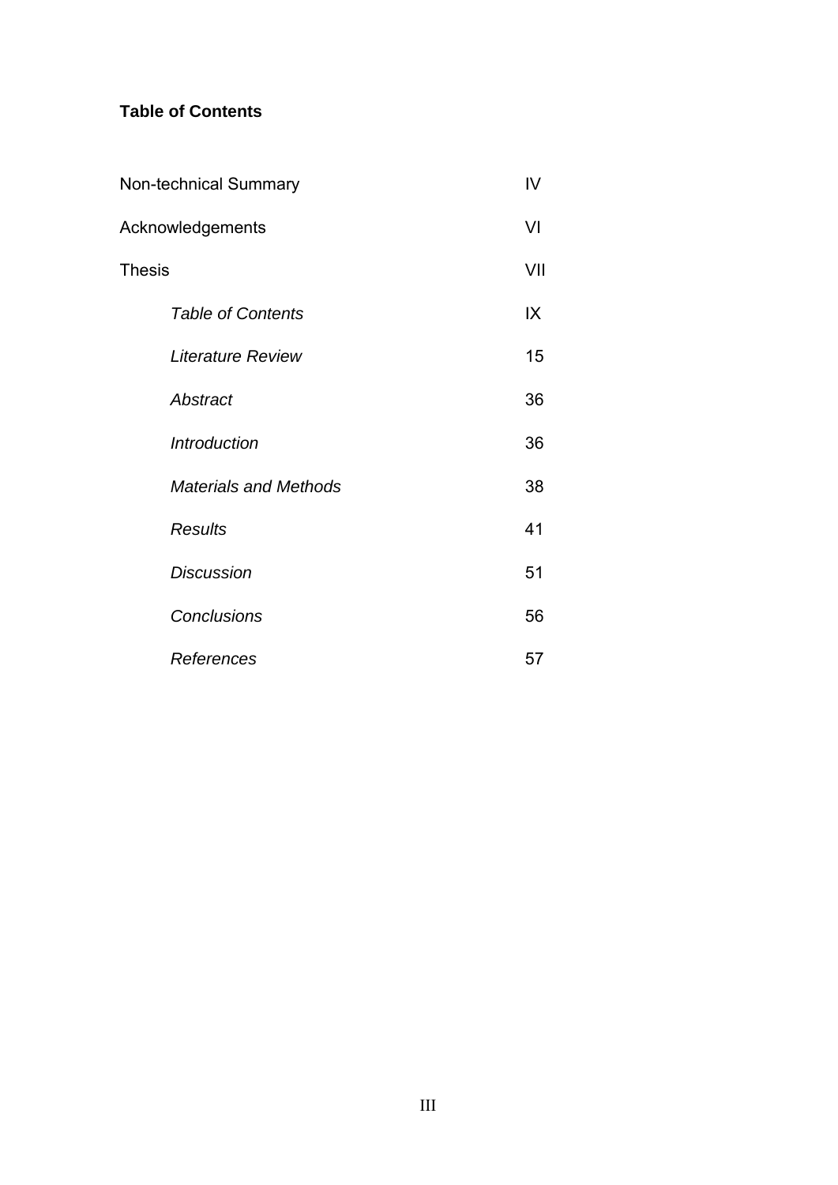**Table of Contents**

| | |
|---|---|
| Non-technical Summary | IV |
| Acknowledgements | VI |
| Thesis | VII |
| *Table of Contents* | IX |
| *Literature Review* | 15 |
| *Abstract* | 36 |
| *Introduction* | 36 |
| *Materials and Methods* | 38 |
| *Results* | 41 |
| *Discussion* | 51 |
| *Conclusions* | 56 |
| *References* | 57 |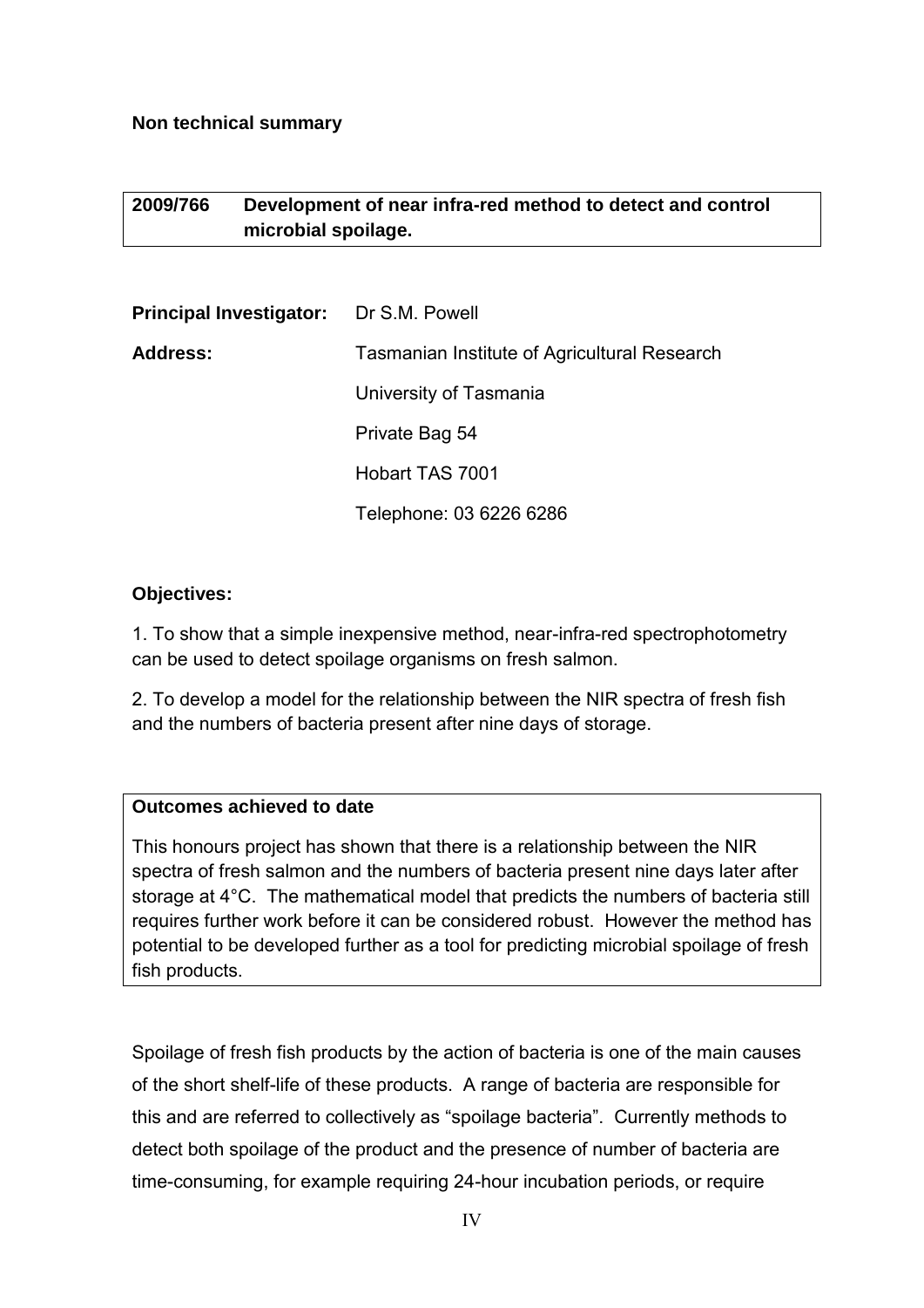**Non technical summary**

| 2009/766 | Development of near infra-red method to detect and control microbial spoilage. |
| --- | --- |

| **Principal Investigator:** | Dr S.M. Powell |
| --- | --- |
| **Address:** | Tasmanian Institute of Agricultural Research |
| | University of Tasmania |
| | Private Bag 54 |
| | Hobart TAS 7001 |
| | Telephone: 03 6226 6286 |

**Objectives:**

1. To show that a simple inexpensive method, near-infra-red spectrophotometry can be used to detect spoilage organisms on fresh salmon.

2. To develop a model for the relationship between the NIR spectra of fresh fish and the numbers of bacteria present after nine days of storage.

**Outcomes achieved to date**

This honours project has shown that there is a relationship between the NIR spectra of fresh salmon and the numbers of bacteria present nine days later after storage at 4°C. The mathematical model that predicts the numbers of bacteria still requires further work before it can be considered robust. However the method has potential to be developed further as a tool for predicting microbial spoilage of fresh fish products.

Spoilage of fresh fish products by the action of bacteria is one of the main causes of the short shelf-life of these products. A range of bacteria are responsible for this and are referred to collectively as "spoilage bacteria". Currently methods to detect both spoilage of the product and the presence of number of bacteria are time-consuming, for example requiring 24-hour incubation periods, or require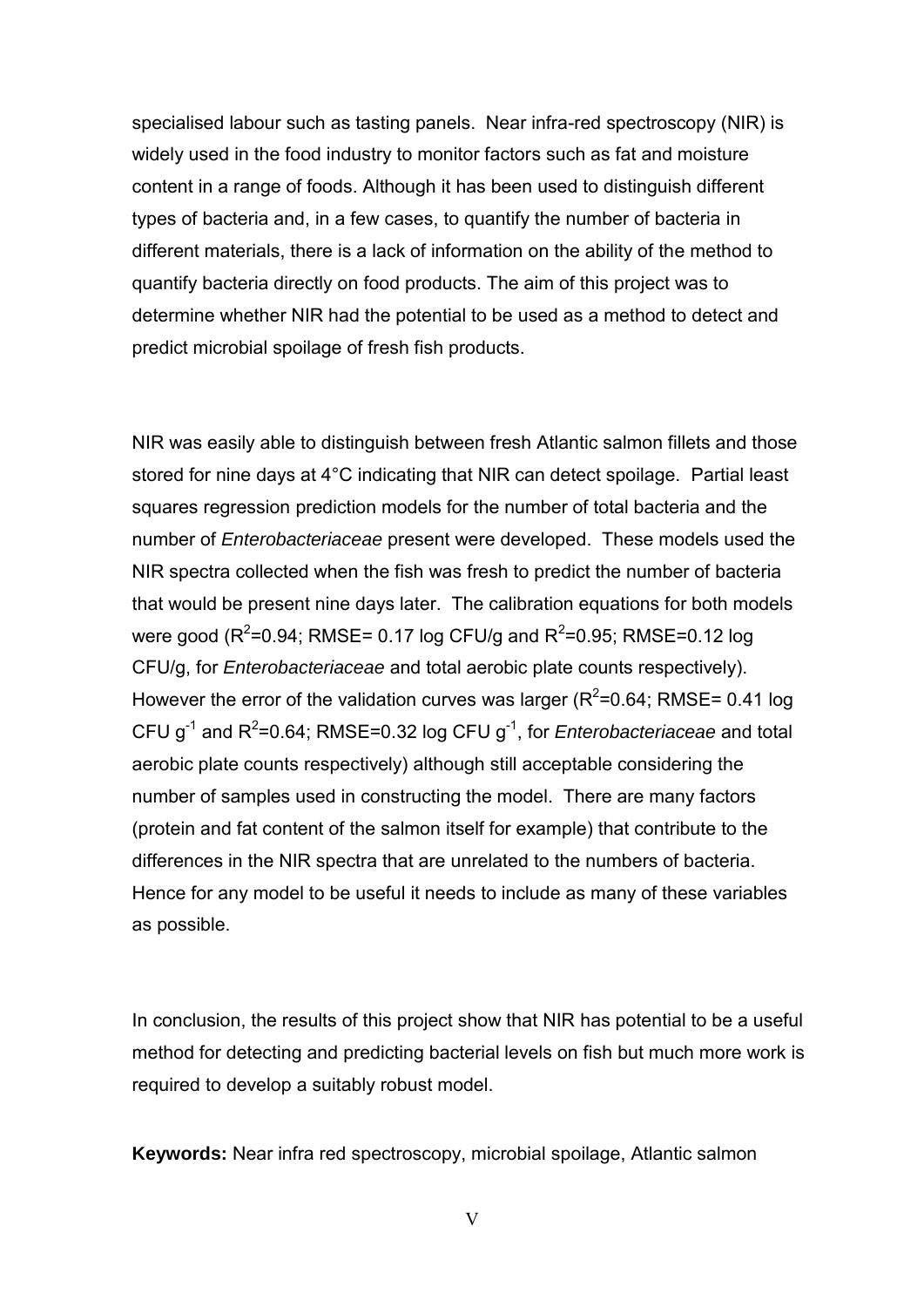specialised labour such as tasting panels. Near infra-red spectroscopy (NIR) is widely used in the food industry to monitor factors such as fat and moisture content in a range of foods. Although it has been used to distinguish different types of bacteria and, in a few cases, to quantify the number of bacteria in different materials, there is a lack of information on the ability of the method to quantify bacteria directly on food products. The aim of this project was to determine whether NIR had the potential to be used as a method to detect and predict microbial spoilage of fresh fish products.

NIR was easily able to distinguish between fresh Atlantic salmon fillets and those stored for nine days at 4°C indicating that NIR can detect spoilage. Partial least squares regression prediction models for the number of total bacteria and the number of *Enterobacteriaceae* present were developed. These models used the NIR spectra collected when the fish was fresh to predict the number of bacteria that would be present nine days later. The calibration equations for both models were good ($R^2$=0.94; RMSE= 0.17 log CFU/g and $R^2$=0.95; RMSE=0.12 log CFU/g, for *Enterobacteriaceae* and total aerobic plate counts respectively). However the error of the validation curves was larger ($R^2$=0.64; RMSE= 0.41 log CFU $g^{-1}$ and $R^2$=0.64; RMSE=0.32 log CFU $g^{-1}$, for *Enterobacteriaceae* and total aerobic plate counts respectively) although still acceptable considering the number of samples used in constructing the model. There are many factors (protein and fat content of the salmon itself for example) that contribute to the differences in the NIR spectra that are unrelated to the numbers of bacteria. Hence for any model to be useful it needs to include as many of these variables as possible.

In conclusion, the results of this project show that NIR has potential to be a useful method for detecting and predicting bacterial levels on fish but much more work is required to develop a suitably robust model.

**Keywords:** Near infra red spectroscopy, microbial spoilage, Atlantic salmon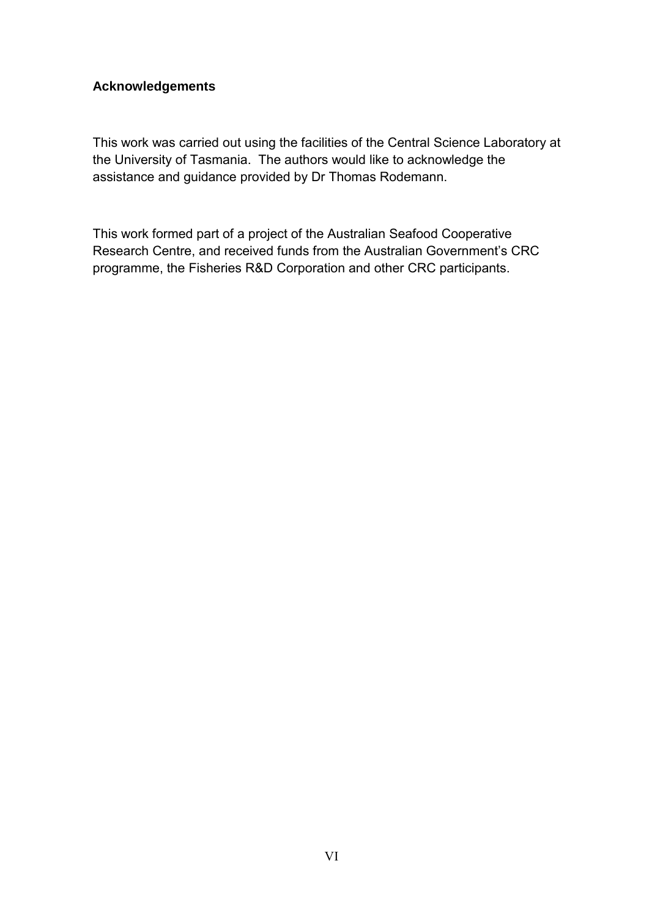## Acknowledgements

This work was carried out using the facilities of the Central Science Laboratory at the University of Tasmania. The authors would like to acknowledge the assistance and guidance provided by Dr Thomas Rodemann.

This work formed part of a project of the Australian Seafood Cooperative Research Centre, and received funds from the Australian Government's CRC programme, the Fisheries R&D Corporation and other CRC participants.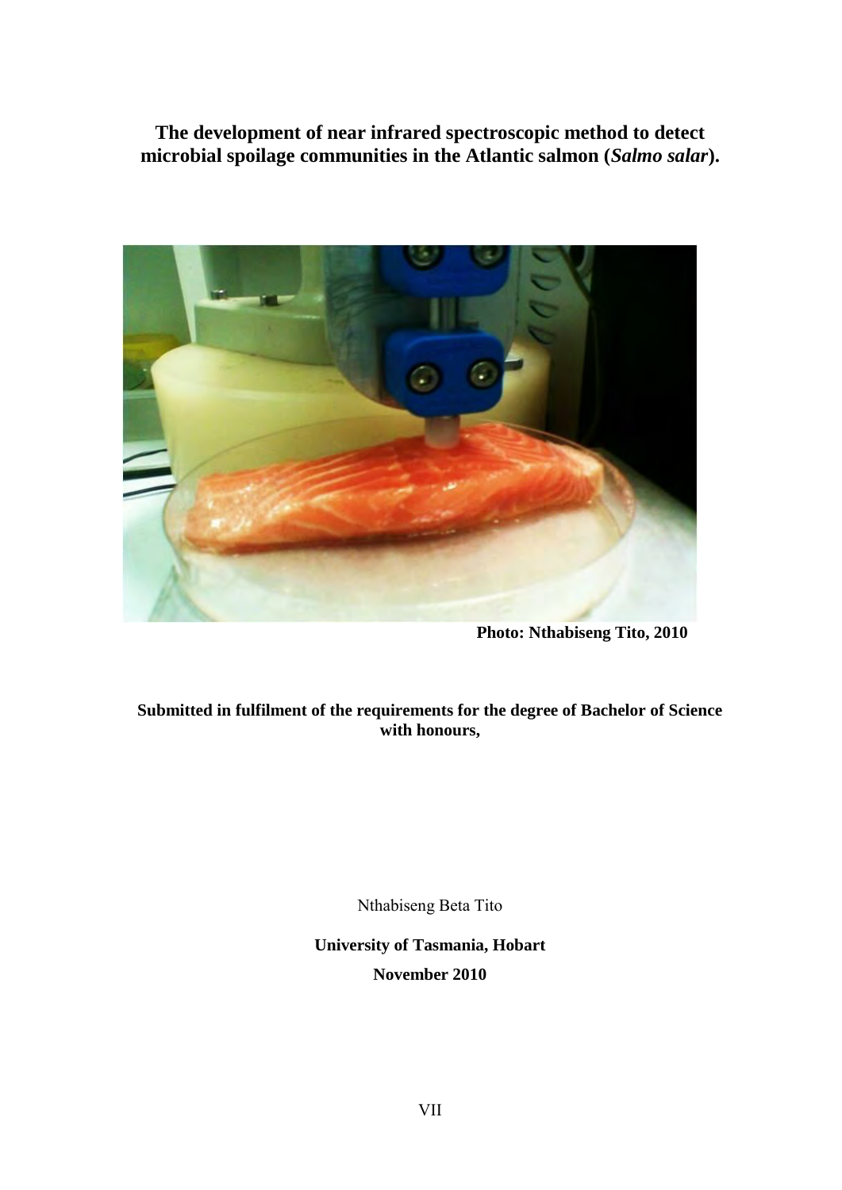# The development of near infrared spectroscopic method to detect microbial spoilage communities in the Atlantic salmon (*Salmo salar*).

**Photo: Nthabiseng Tito, 2010**

**Submitted in fulfilment of the requirements for the degree of Bachelor of Science with honours,**

Nthabiseng Beta Tito

**University of Tasmania, Hobart**

**November 2010**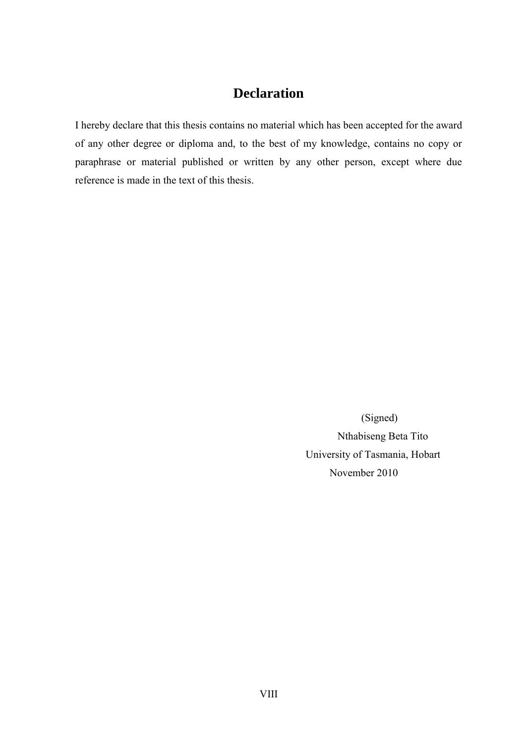# Declaration

I hereby declare that this thesis contains no material which has been accepted for the award of any other degree or diploma and, to the best of my knowledge, contains no copy or paraphrase or material published or written by any other person, except where due reference is made in the text of this thesis.

(Signed)

Nthabiseng Beta Tito

University of Tasmania, Hobart

November 2010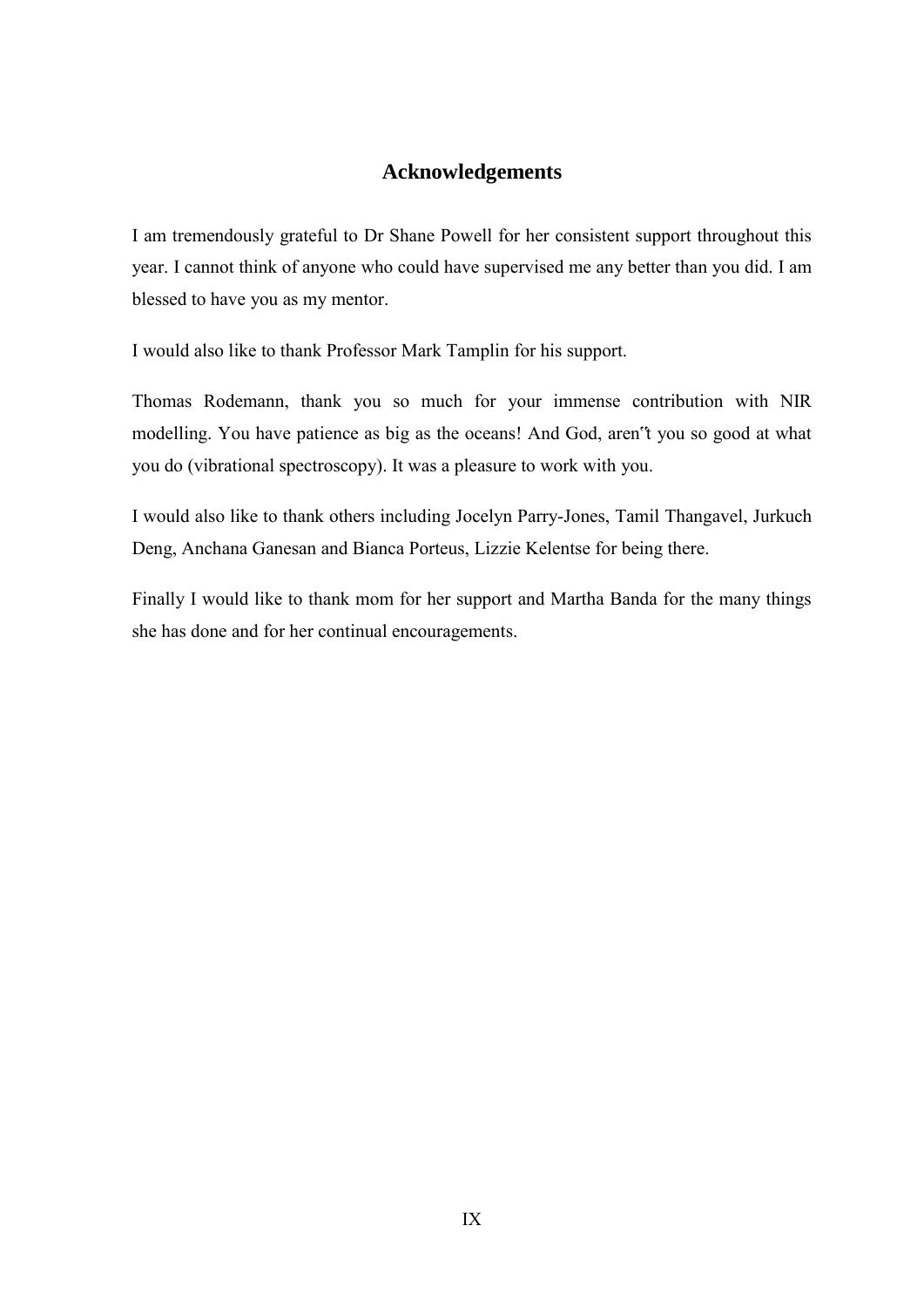## Acknowledgements

I am tremendously grateful to Dr Shane Powell for her consistent support throughout this year. I cannot think of anyone who could have supervised me any better than you did. I am blessed to have you as my mentor.

I would also like to thank Professor Mark Tamplin for his support.

Thomas Rodemann, thank you so much for your immense contribution with NIR modelling. You have patience as big as the oceans! And God, aren"t you so good at what you do (vibrational spectroscopy). It was a pleasure to work with you.

I would also like to thank others including Jocelyn Parry-Jones, Tamil Thangavel, Jurkuch Deng, Anchana Ganesan and Bianca Porteus, Lizzie Kelentse for being there.

Finally I would like to thank mom for her support and Martha Banda for the many things she has done and for her continual encouragements.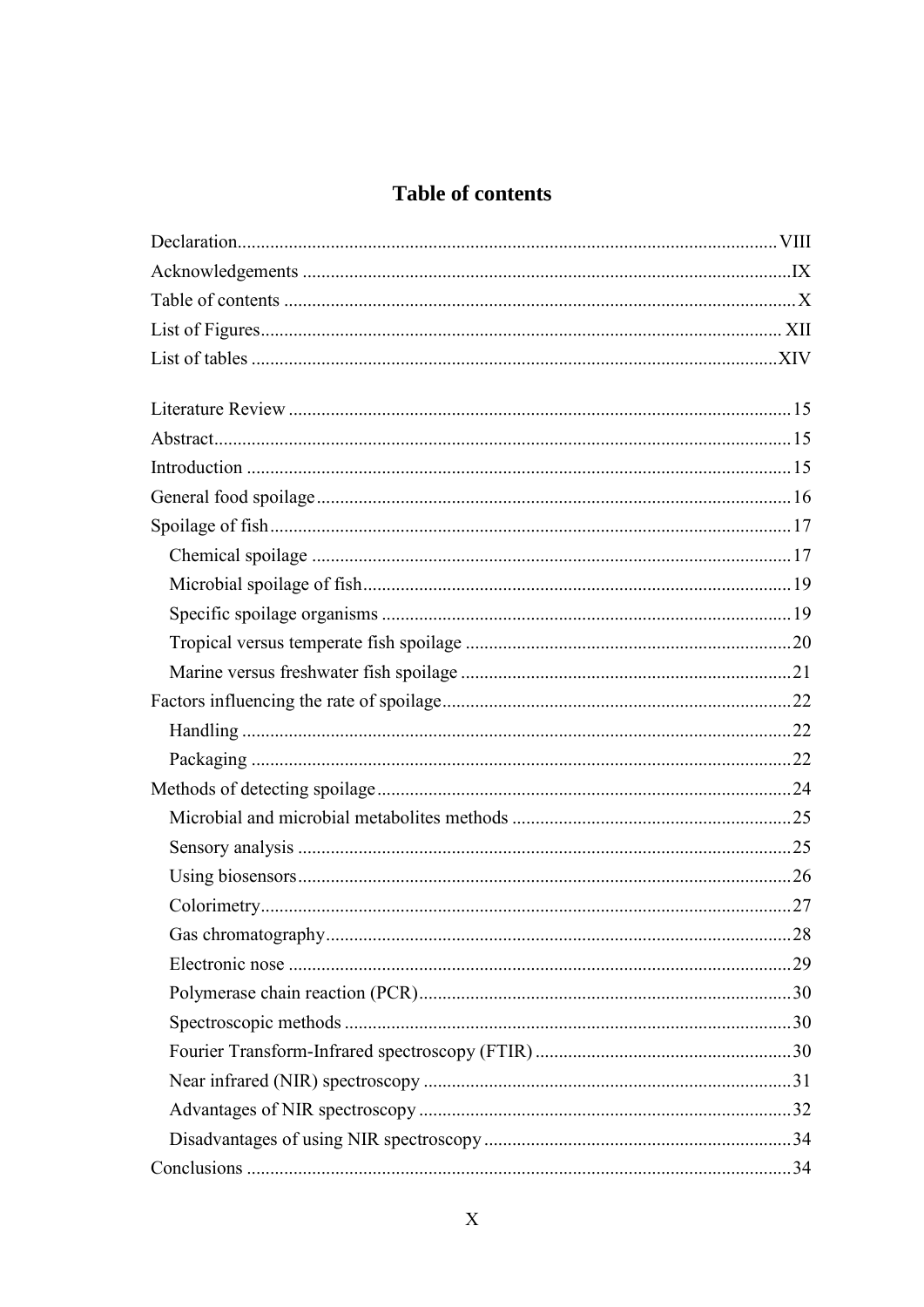# Table of contents

Declaration .......... VIII
Acknowledgements .......... IX
Table of contents .......... X
List of Figures .......... XII
List of tables .......... XIV

Literature Review .......... 15
Abstract .......... 15
Introduction .......... 15
General food spoilage .......... 16
Spoilage of fish .......... 17
- Chemical spoilage .......... 17
- Microbial spoilage of fish .......... 19
- Specific spoilage organisms .......... 19
- Tropical versus temperate fish spoilage .......... 20
- Marine versus freshwater fish spoilage .......... 21

Factors influencing the rate of spoilage .......... 22
- Handling .......... 22
- Packaging .......... 22

Methods of detecting spoilage .......... 24
- Microbial and microbial metabolites methods .......... 25
- Sensory analysis .......... 25
- Using biosensors .......... 26
- Colorimetry .......... 27
- Gas chromatography .......... 28
- Electronic nose .......... 29
- Polymerase chain reaction (PCR) .......... 30
- Spectroscopic methods .......... 30
- Fourier Transform-Infrared spectroscopy (FTIR) .......... 30
- Near infrared (NIR) spectroscopy .......... 31
- Advantages of NIR spectroscopy .......... 32
- Disadvantages of using NIR spectroscopy .......... 34

Conclusions .......... 34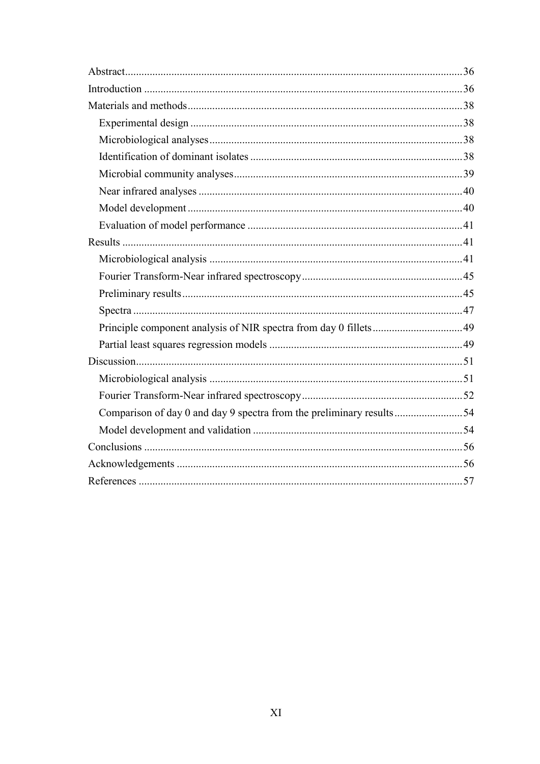- Abstract ........ 36
- Introduction ........ 36
- Materials and methods ........ 38
  - Experimental design ........ 38
  - Microbiological analyses ........ 38
  - Identification of dominant isolates ........ 38
  - Microbial community analyses ........ 39
  - Near infrared analyses ........ 40
  - Model development ........ 40
  - Evaluation of model performance ........ 41
- Results ........ 41
  - Microbiological analysis ........ 41
  - Fourier Transform-Near infrared spectroscopy ........ 45
  - Preliminary results ........ 45
  - Spectra ........ 47
  - Principle component analysis of NIR spectra from day 0 fillets ........ 49
  - Partial least squares regression models ........ 49
- Discussion ........ 51
  - Microbiological analysis ........ 51
  - Fourier Transform-Near infrared spectroscopy ........ 52
  - Comparison of day 0 and day 9 spectra from the preliminary results ........ 54
  - Model development and validation ........ 54
- Conclusions ........ 56
- Acknowledgements ........ 56
- References ........ 57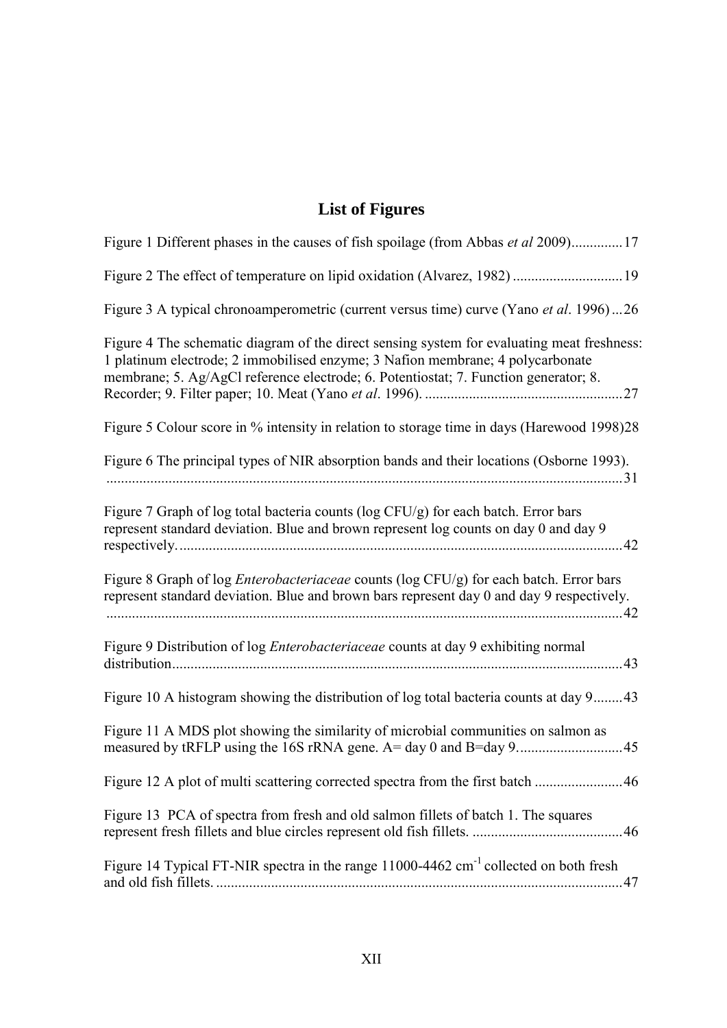## List of Figures

Figure 1 Different phases in the causes of fish spoilage (from Abbas *et al* 2009)..............17

Figure 2 The effect of temperature on lipid oxidation (Alvarez, 1982) ..............................19

Figure 3 A typical chronoamperometric (current versus time) curve (Yano *et al*. 1996) ...26

Figure 4 The schematic diagram of the direct sensing system for evaluating meat freshness: 1 platinum electrode; 2 immobilised enzyme; 3 Nafion membrane; 4 polycarbonate membrane; 5. Ag/AgCl reference electrode; 6. Potentiostat; 7. Function generator; 8. Recorder; 9. Filter paper; 10. Meat (Yano *et al*. 1996). ......................................................27

Figure 5 Colour score in % intensity in relation to storage time in days (Harewood 1998)28

Figure 6 The principal types of NIR absorption bands and their locations (Osborne 1993). ...........................................................................................................................................31

Figure 7 Graph of log total bacteria counts (log CFU/g) for each batch. Error bars represent standard deviation. Blue and brown represent log counts on day 0 and day 9 respectively. .......................................................................................................................42

Figure 8 Graph of log *Enterobacteriaceae* counts (log CFU/g) for each batch. Error bars represent standard deviation. Blue and brown bars represent day 0 and day 9 respectively. ...........................................................................................................................................42

Figure 9 Distribution of log *Enterobacteriaceae* counts at day 9 exhibiting normal distribution.........................................................................................................................43

Figure 10 A histogram showing the distribution of log total bacteria counts at day 9........43

Figure 11 A MDS plot showing the similarity of microbial communities on salmon as measured by tRFLP using the 16S rRNA gene. A= day 0 and B=day 9.............................45

Figure 12 A plot of multi scattering corrected spectra from the first batch ........................46

Figure 13 PCA of spectra from fresh and old salmon fillets of batch 1. The squares represent fresh fillets and blue circles represent old fish fillets. .........................................46

Figure 14 Typical FT-NIR spectra in the range 11000-4462 $cm^{-1}$ collected on both fresh and old fish fillets. ..............................................................................................................47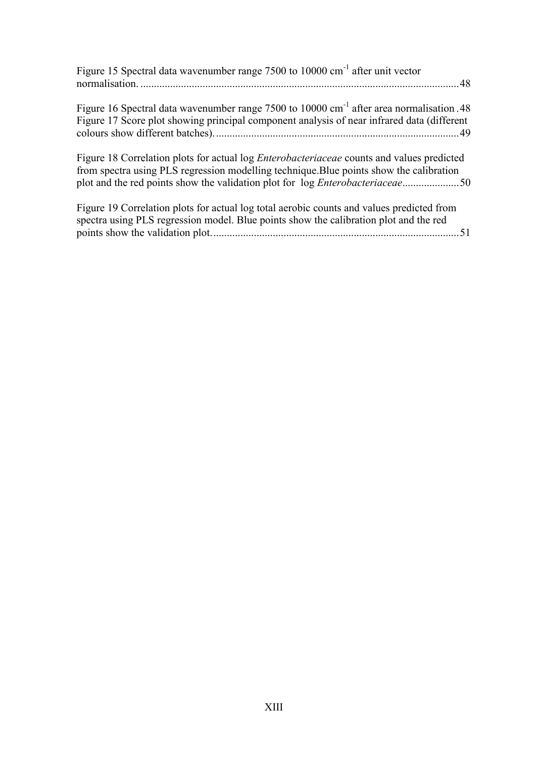Figure 15 Spectral data wavenumber range 7500 to 10000 $cm^{-1}$ after unit vector normalisation. ..................................................................................................................48

Figure 16 Spectral data wavenumber range 7500 to 10000 $cm^{-1}$ after area normalisation .48

Figure 17 Score plot showing principal component analysis of near infrared data (different colours show different batches). ..........................................................................................49

Figure 18 Correlation plots for actual log *Enterobacteriaceae* counts and values predicted from spectra using PLS regression modelling technique.Blue points show the calibration plot and the red points show the validation plot for log *Enterobacteriaceae*.....................50

Figure 19 Correlation plots for actual log total aerobic counts and values predicted from spectra using PLS regression model. Blue points show the calibration plot and the red points show the validation plot. ..........................................................................................51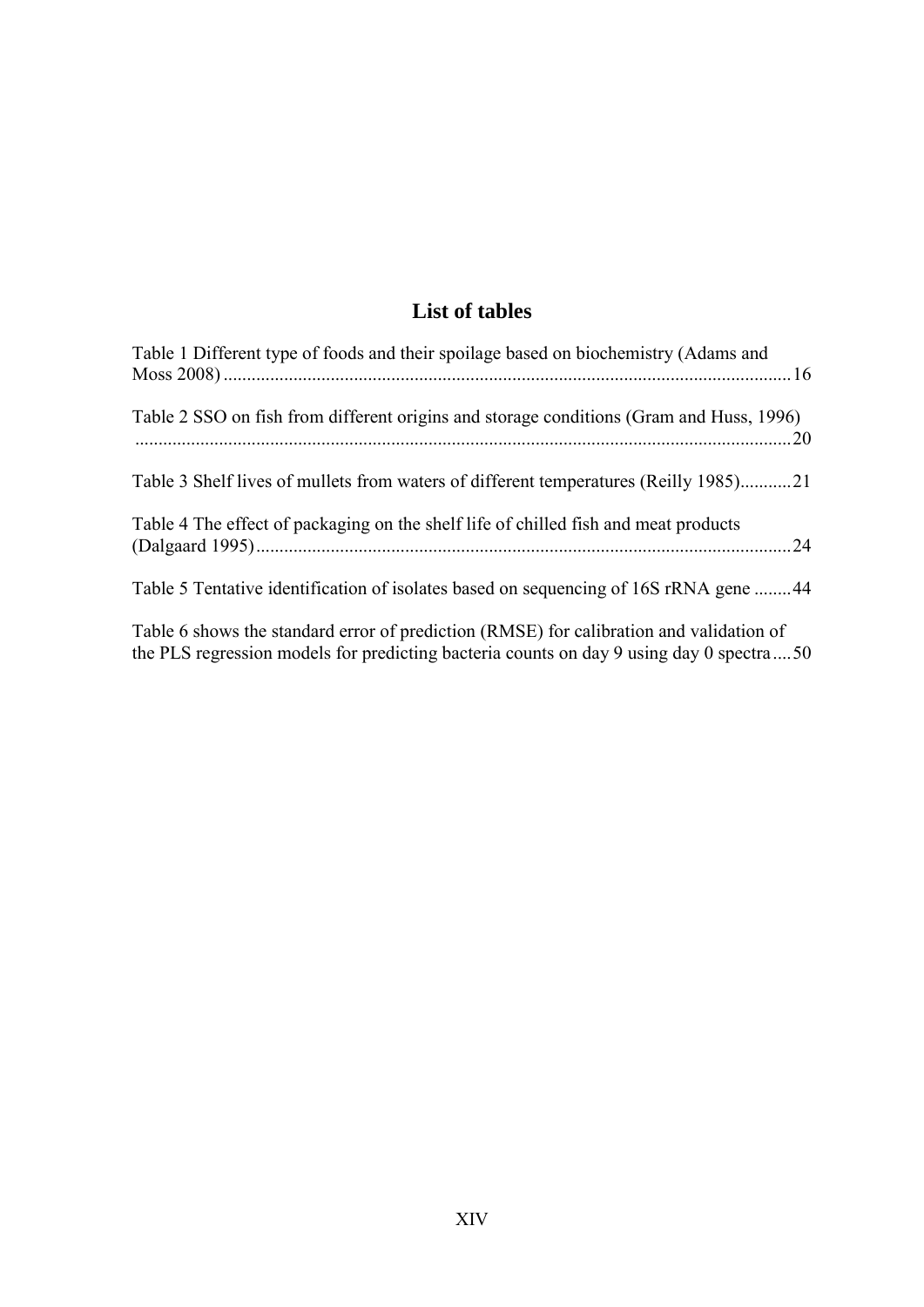# List of tables

Table 1 Different type of foods and their spoilage based on biochemistry (Adams and Moss 2008) ........................................................................................................................ 16

Table 2 SSO on fish from different origins and storage conditions (Gram and Huss, 1996) ........................................................................................................................................ 20

Table 3 Shelf lives of mullets from waters of different temperatures (Reilly 1985)........... 21

Table 4 The effect of packaging on the shelf life of chilled fish and meat products (Dalgaard 1995) .................................................................................................................. 24

Table 5 Tentative identification of isolates based on sequencing of 16S rRNA gene ........ 44

Table 6 shows the standard error of prediction (RMSE) for calibration and validation of the PLS regression models for predicting bacteria counts on day 9 using day 0 spectra .... 50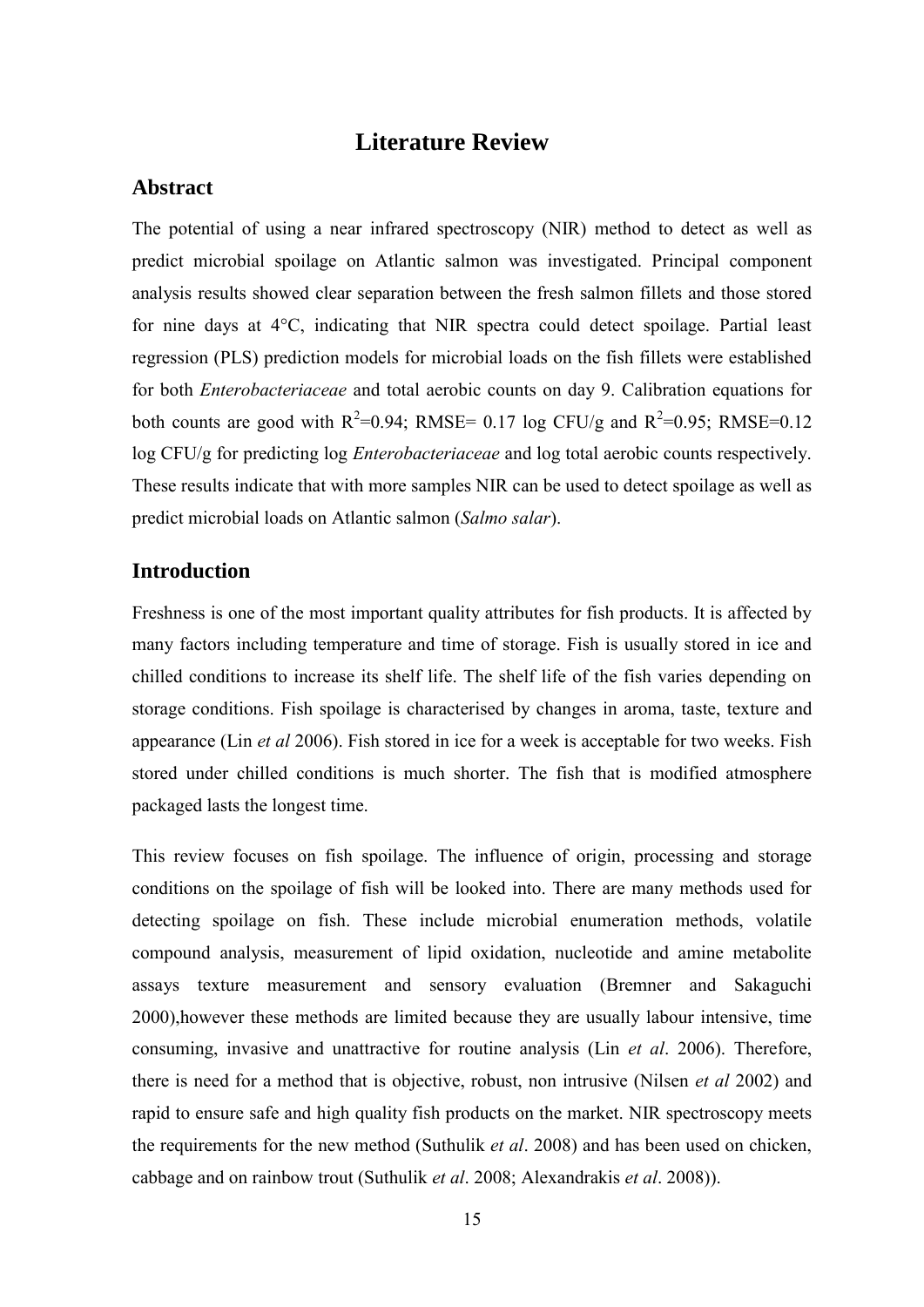# Literature Review

## Abstract

The potential of using a near infrared spectroscopy (NIR) method to detect as well as predict microbial spoilage on Atlantic salmon was investigated. Principal component analysis results showed clear separation between the fresh salmon fillets and those stored for nine days at 4°C, indicating that NIR spectra could detect spoilage. Partial least regression (PLS) prediction models for microbial loads on the fish fillets were established for both *Enterobacteriaceae* and total aerobic counts on day 9. Calibration equations for both counts are good with $R^2$=0.94; RMSE= 0.17 log CFU/g and $R^2$=0.95; RMSE=0.12 log CFU/g for predicting log *Enterobacteriaceae* and log total aerobic counts respectively. These results indicate that with more samples NIR can be used to detect spoilage as well as predict microbial loads on Atlantic salmon (*Salmo salar*).

## Introduction

Freshness is one of the most important quality attributes for fish products. It is affected by many factors including temperature and time of storage. Fish is usually stored in ice and chilled conditions to increase its shelf life. The shelf life of the fish varies depending on storage conditions. Fish spoilage is characterised by changes in aroma, taste, texture and appearance (Lin *et al* 2006). Fish stored in ice for a week is acceptable for two weeks. Fish stored under chilled conditions is much shorter. The fish that is modified atmosphere packaged lasts the longest time.

This review focuses on fish spoilage. The influence of origin, processing and storage conditions on the spoilage of fish will be looked into. There are many methods used for detecting spoilage on fish. These include microbial enumeration methods, volatile compound analysis, measurement of lipid oxidation, nucleotide and amine metabolite assays texture measurement and sensory evaluation (Bremner and Sakaguchi 2000),however these methods are limited because they are usually labour intensive, time consuming, invasive and unattractive for routine analysis (Lin *et al*. 2006). Therefore, there is need for a method that is objective, robust, non intrusive (Nilsen *et al* 2002) and rapid to ensure safe and high quality fish products on the market. NIR spectroscopy meets the requirements for the new method (Suthulik *et al*. 2008) and has been used on chicken, cabbage and on rainbow trout (Suthulik *et al*. 2008; Alexandrakis *et al*. 2008)).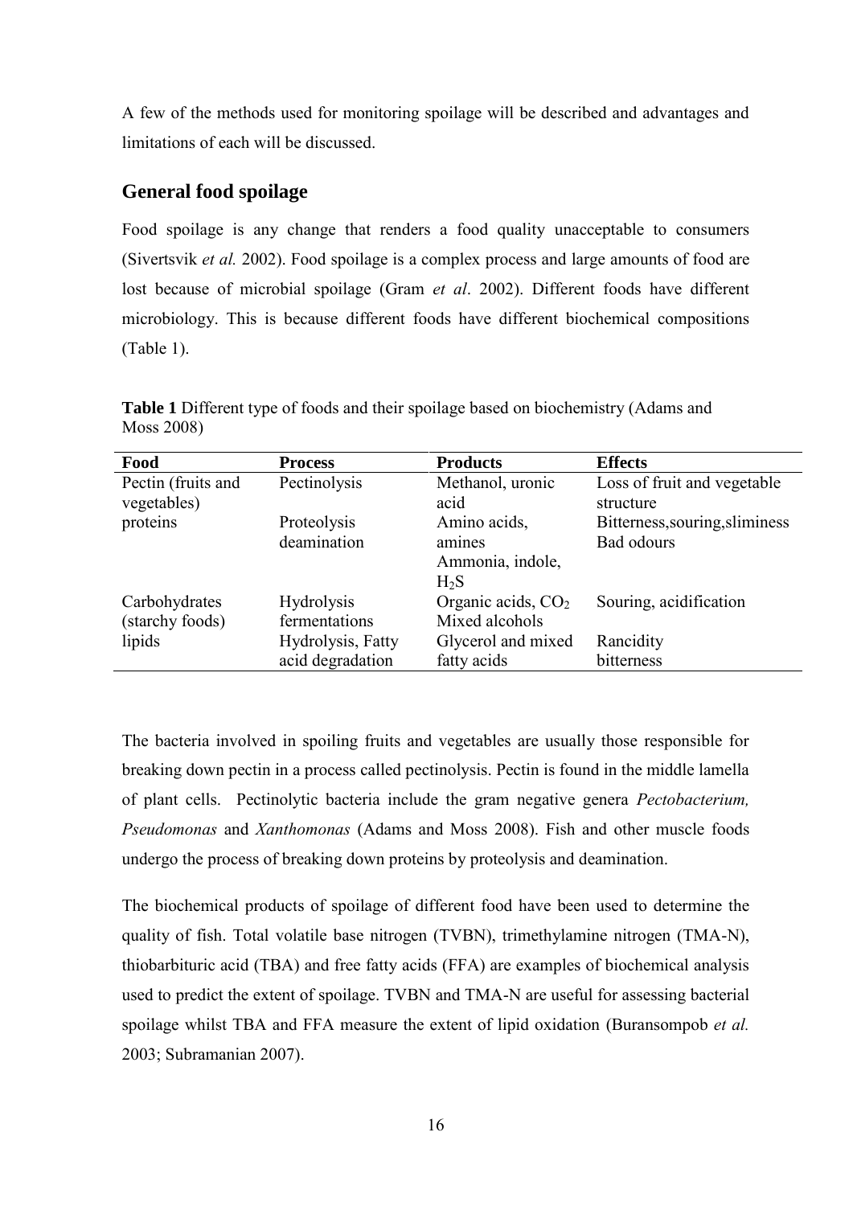A few of the methods used for monitoring spoilage will be described and advantages and limitations of each will be discussed.

## General food spoilage

Food spoilage is any change that renders a food quality unacceptable to consumers (Sivertsvik *et al.* 2002). Food spoilage is a complex process and large amounts of food are lost because of microbial spoilage (Gram *et al*. 2002). Different foods have different microbiology. This is because different foods have different biochemical compositions (Table 1).

**Table 1** Different type of foods and their spoilage based on biochemistry (Adams and Moss 2008)

| Food | Process | Products | Effects |
|---|---|---|---|
| Pectin (fruits and vegetables) | Pectinolysis | Methanol, uronic acid | Loss of fruit and vegetable structure |
| proteins | Proteolysis deamination | Amino acids, amines Ammonia, indole, $H_2S$ | Bitterness,souring,sliminess Bad odours |
| Carbohydrates (starchy foods) | Hydrolysis fermentations | Organic acids, $CO_2$ Mixed alcohols | Souring, acidification |
| lipids | Hydrolysis, Fatty acid degradation | Glycerol and mixed fatty acids | Rancidity bitterness |

The bacteria involved in spoiling fruits and vegetables are usually those responsible for breaking down pectin in a process called pectinolysis. Pectin is found in the middle lamella of plant cells. Pectinolytic bacteria include the gram negative genera *Pectobacterium, Pseudomonas* and *Xanthomonas* (Adams and Moss 2008). Fish and other muscle foods undergo the process of breaking down proteins by proteolysis and deamination.

The biochemical products of spoilage of different food have been used to determine the quality of fish. Total volatile base nitrogen (TVBN), trimethylamine nitrogen (TMA-N), thiobarbituric acid (TBA) and free fatty acids (FFA) are examples of biochemical analysis used to predict the extent of spoilage. TVBN and TMA-N are useful for assessing bacterial spoilage whilst TBA and FFA measure the extent of lipid oxidation (Buransompob *et al.* 2003; Subramanian 2007).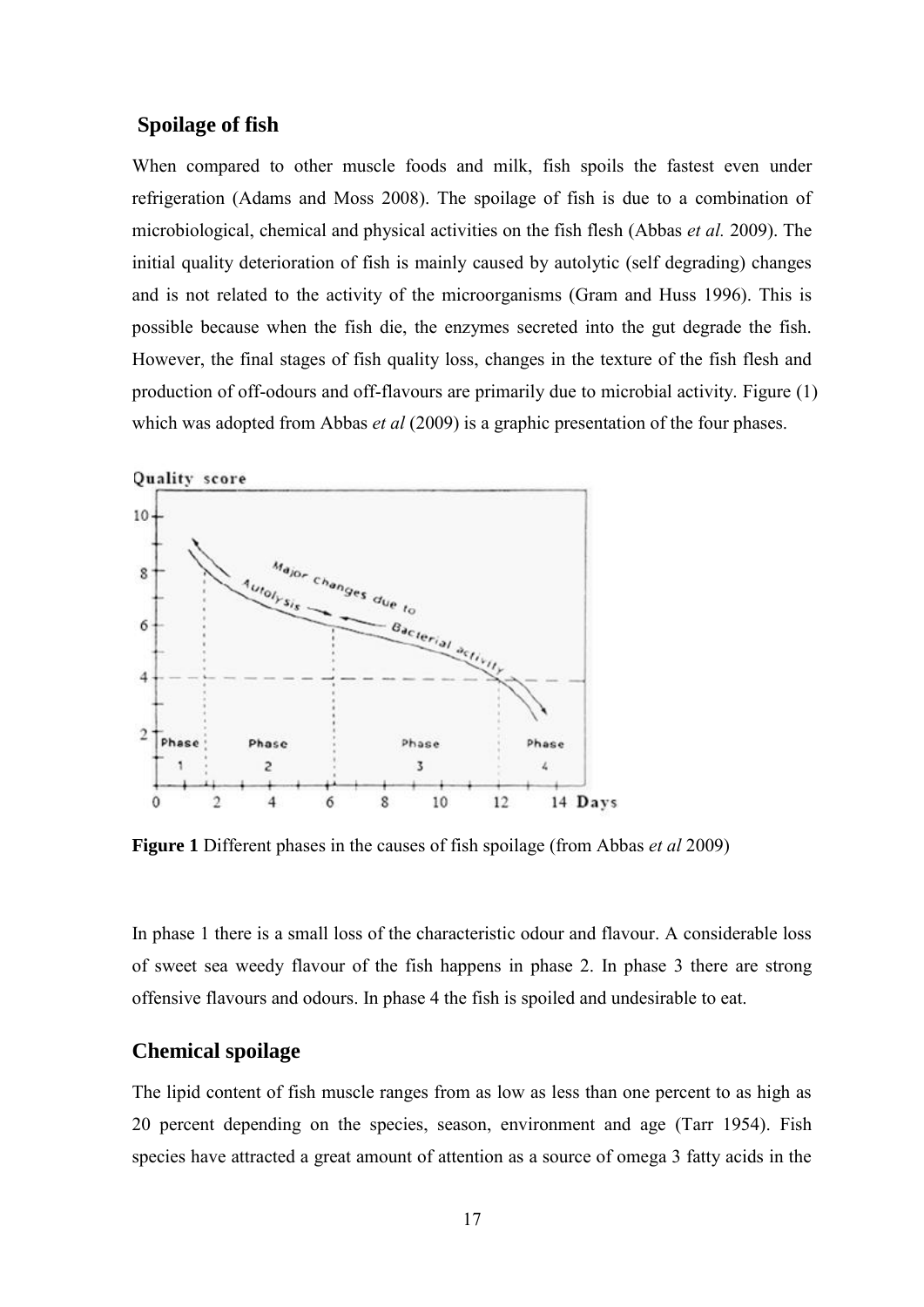## Spoilage of fish

When compared to other muscle foods and milk, fish spoils the fastest even under refrigeration (Adams and Moss 2008). The spoilage of fish is due to a combination of microbiological, chemical and physical activities on the fish flesh (Abbas *et al.* 2009). The initial quality deterioration of fish is mainly caused by autolytic (self degrading) changes and is not related to the activity of the microorganisms (Gram and Huss 1996). This is possible because when the fish die, the enzymes secreted into the gut degrade the fish. However, the final stages of fish quality loss, changes in the texture of the fish flesh and production of off-odours and off-flavours are primarily due to microbial activity. Figure (1) which was adopted from Abbas *et al* (2009) is a graphic presentation of the four phases.

**Figure 1** Different phases in the causes of fish spoilage (from Abbas *et al* 2009)

In phase 1 there is a small loss of the characteristic odour and flavour. A considerable loss of sweet sea weedy flavour of the fish happens in phase 2. In phase 3 there are strong offensive flavours and odours. In phase 4 the fish is spoiled and undesirable to eat.

## Chemical spoilage

The lipid content of fish muscle ranges from as low as less than one percent to as high as 20 percent depending on the species, season, environment and age (Tarr 1954). Fish species have attracted a great amount of attention as a source of omega 3 fatty acids in the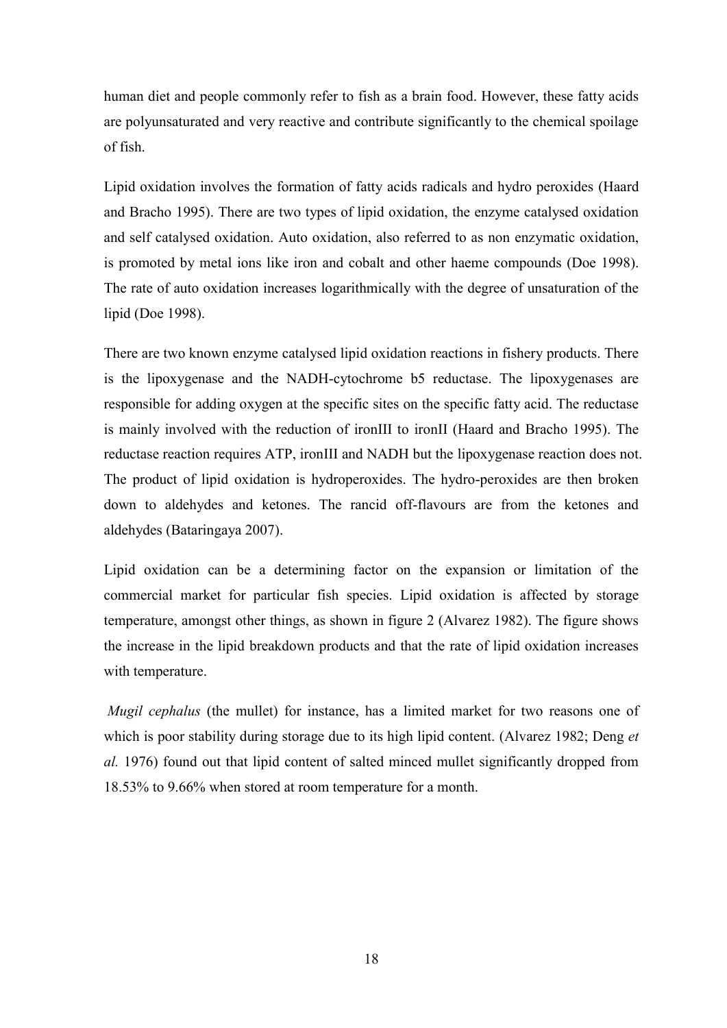human diet and people commonly refer to fish as a brain food. However, these fatty acids are polyunsaturated and very reactive and contribute significantly to the chemical spoilage of fish.

Lipid oxidation involves the formation of fatty acids radicals and hydro peroxides (Haard and Bracho 1995). There are two types of lipid oxidation, the enzyme catalysed oxidation and self catalysed oxidation. Auto oxidation, also referred to as non enzymatic oxidation, is promoted by metal ions like iron and cobalt and other haeme compounds (Doe 1998). The rate of auto oxidation increases logarithmically with the degree of unsaturation of the lipid (Doe 1998).

There are two known enzyme catalysed lipid oxidation reactions in fishery products. There is the lipoxygenase and the NADH-cytochrome b5 reductase. The lipoxygenases are responsible for adding oxygen at the specific sites on the specific fatty acid. The reductase is mainly involved with the reduction of ironIII to ironII (Haard and Bracho 1995). The reductase reaction requires ATP, ironIII and NADH but the lipoxygenase reaction does not. The product of lipid oxidation is hydroperoxides. The hydro-peroxides are then broken down to aldehydes and ketones. The rancid off-flavours are from the ketones and aldehydes (Bataringaya 2007).

Lipid oxidation can be a determining factor on the expansion or limitation of the commercial market for particular fish species. Lipid oxidation is affected by storage temperature, amongst other things, as shown in figure 2 (Alvarez 1982). The figure shows the increase in the lipid breakdown products and that the rate of lipid oxidation increases with temperature.

*Mugil cephalus* (the mullet) for instance, has a limited market for two reasons one of which is poor stability during storage due to its high lipid content. (Alvarez 1982; Deng *et al.* 1976) found out that lipid content of salted minced mullet significantly dropped from 18.53% to 9.66% when stored at room temperature for a month.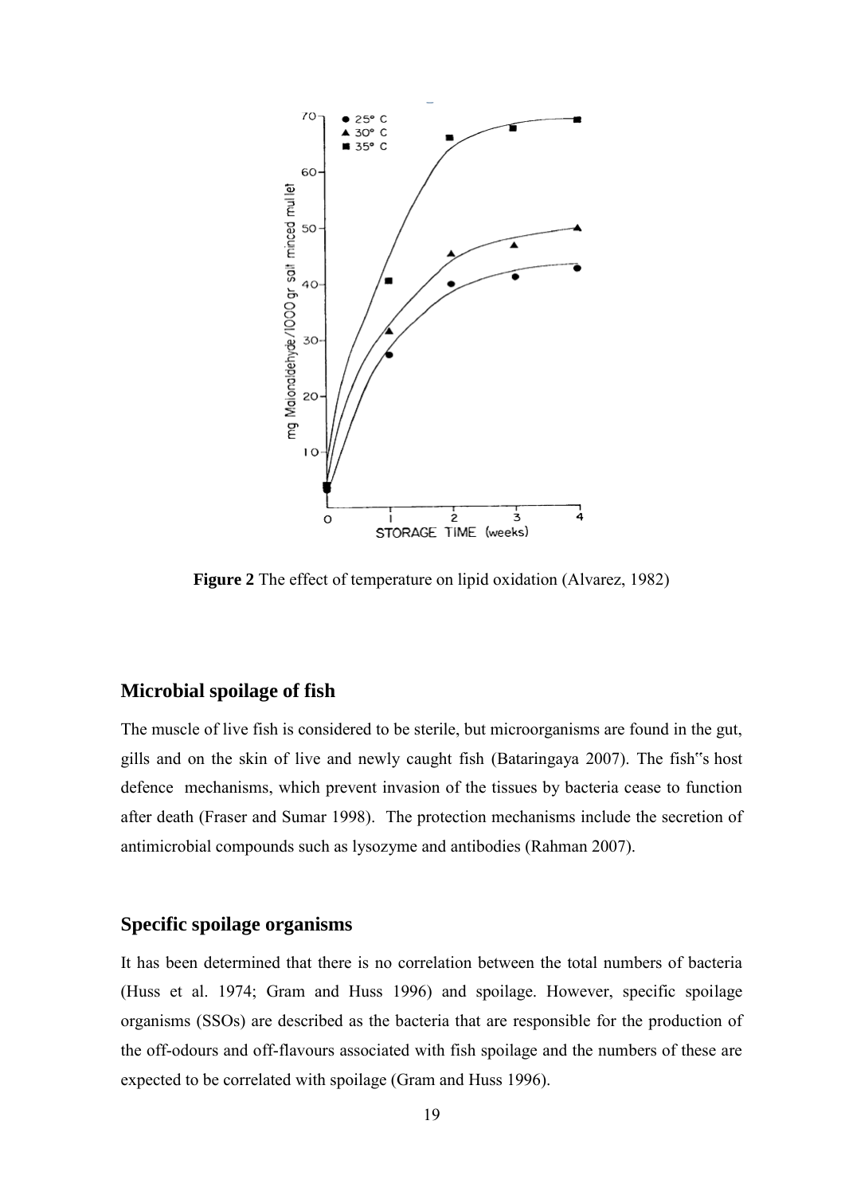**Figure 2** The effect of temperature on lipid oxidation (Alvarez, 1982)

## Microbial spoilage of fish

The muscle of live fish is considered to be sterile, but microorganisms are found in the gut, gills and on the skin of live and newly caught fish (Bataringaya 2007). The fish"s host defence mechanisms, which prevent invasion of the tissues by bacteria cease to function after death (Fraser and Sumar 1998). The protection mechanisms include the secretion of antimicrobial compounds such as lysozyme and antibodies (Rahman 2007).

## Specific spoilage organisms

It has been determined that there is no correlation between the total numbers of bacteria (Huss et al. 1974; Gram and Huss 1996) and spoilage. However, specific spoilage organisms (SSOs) are described as the bacteria that are responsible for the production of the off-odours and off-flavours associated with fish spoilage and the numbers of these are expected to be correlated with spoilage (Gram and Huss 1996).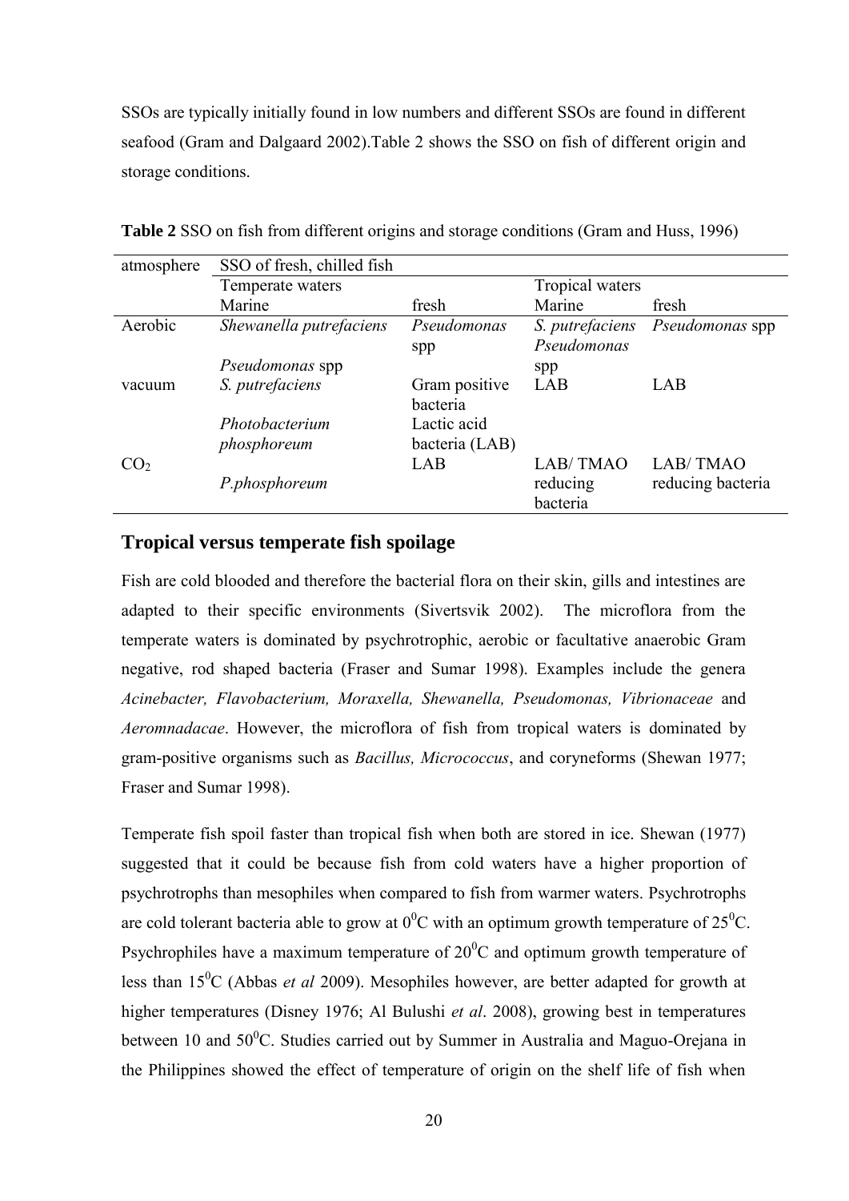SSOs are typically initially found in low numbers and different SSOs are found in different seafood (Gram and Dalgaard 2002).Table 2 shows the SSO on fish of different origin and storage conditions.

**Table 2** SSO on fish from different origins and storage conditions (Gram and Huss, 1996)

| atmosphere | SSO of fresh, chilled fish | | | |
|---|---|---|---|---|
| | Temperate waters | | Tropical waters | |
| | Marine | fresh | Marine | fresh |
| Aerobic | *Shewanella putrefaciens* | *Pseudomonas* spp | *S. putrefaciens* *Pseudomonas* spp | *Pseudomonas* spp |
| | *Pseudomonas* spp | | | |
| vacuum | *S. putrefaciens* | Gram positive bacteria | LAB | LAB |
| | *Photobacterium phosphoreum* | Lactic acid bacteria (LAB) | | |
| $CO_2$ | | LAB | LAB/ TMAO reducing bacteria | LAB/ TMAO reducing bacteria |
| | *P.phosphoreum* | | | |

## Tropical versus temperate fish spoilage

Fish are cold blooded and therefore the bacterial flora on their skin, gills and intestines are adapted to their specific environments (Sivertsvik 2002). The microflora from the temperate waters is dominated by psychrotrophic, aerobic or facultative anaerobic Gram negative, rod shaped bacteria (Fraser and Sumar 1998). Examples include the genera *Acinebacter, Flavobacterium, Moraxella, Shewanella, Pseudomonas, Vibrionaceae* and *Aeromnadacae*. However, the microflora of fish from tropical waters is dominated by gram-positive organisms such as *Bacillus, Micrococcus*, and coryneforms (Shewan 1977; Fraser and Sumar 1998).

Temperate fish spoil faster than tropical fish when both are stored in ice. Shewan (1977) suggested that it could be because fish from cold waters have a higher proportion of psychrotrophs than mesophiles when compared to fish from warmer waters. Psychrotrophs are cold tolerant bacteria able to grow at $0^0$C with an optimum growth temperature of $25^0$C. Psychrophiles have a maximum temperature of $20^0$C and optimum growth temperature of less than $15^0$C (Abbas *et al* 2009). Mesophiles however, are better adapted for growth at higher temperatures (Disney 1976; Al Bulushi *et al*. 2008), growing best in temperatures between 10 and $50^0$C. Studies carried out by Summer in Australia and Maguo-Orejana in the Philippines showed the effect of temperature of origin on the shelf life of fish when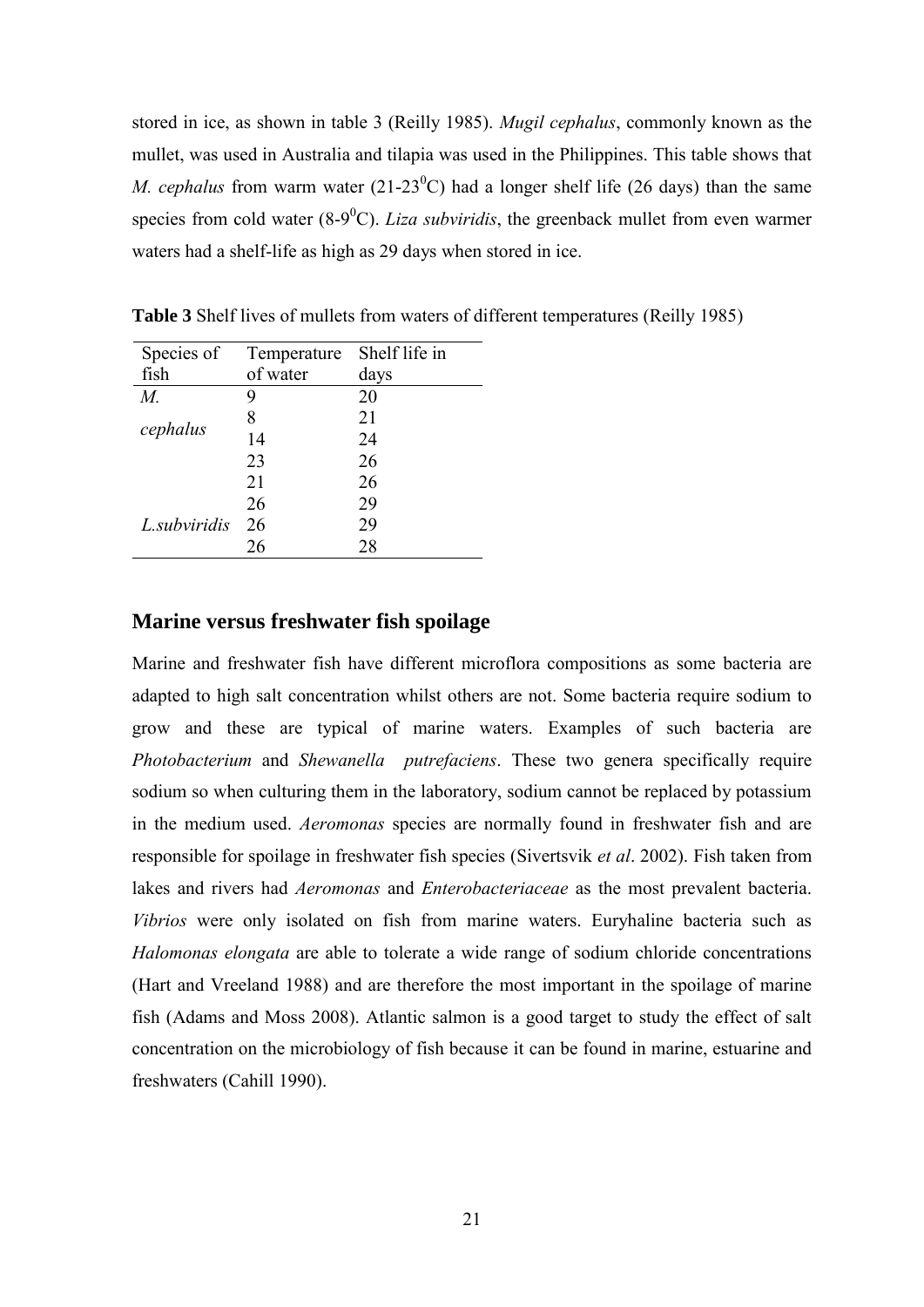stored in ice, as shown in table 3 (Reilly 1985). *Mugil cephalus*, commonly known as the mullet, was used in Australia and tilapia was used in the Philippines. This table shows that *M. cephalus* from warm water (21-23$^0$C) had a longer shelf life (26 days) than the same species from cold water (8-9$^0$C). *Liza subviridis*, the greenback mullet from even warmer waters had a shelf-life as high as 29 days when stored in ice.

**Table 3** Shelf lives of mullets from waters of different temperatures (Reilly 1985)

| Species of fish | Temperature of water | Shelf life in days |
|---|---|---|
| *M. cephalus* | 9 | 20 |
| | 8 | 21 |
| | 14 | 24 |
| | 23 | 26 |
| | 21 | 26 |
| *L.subviridis* | 26 | 29 |
| | 26 | 29 |
| | 26 | 28 |

## Marine versus freshwater fish spoilage

Marine and freshwater fish have different microflora compositions as some bacteria are adapted to high salt concentration whilst others are not. Some bacteria require sodium to grow and these are typical of marine waters. Examples of such bacteria are *Photobacterium* and *Shewanella putrefaciens*. These two genera specifically require sodium so when culturing them in the laboratory, sodium cannot be replaced by potassium in the medium used. *Aeromonas* species are normally found in freshwater fish and are responsible for spoilage in freshwater fish species (Sivertsvik *et al*. 2002). Fish taken from lakes and rivers had *Aeromonas* and *Enterobacteriaceae* as the most prevalent bacteria. *Vibrios* were only isolated on fish from marine waters. Euryhaline bacteria such as *Halomonas elongata* are able to tolerate a wide range of sodium chloride concentrations (Hart and Vreeland 1988) and are therefore the most important in the spoilage of marine fish (Adams and Moss 2008). Atlantic salmon is a good target to study the effect of salt concentration on the microbiology of fish because it can be found in marine, estuarine and freshwaters (Cahill 1990).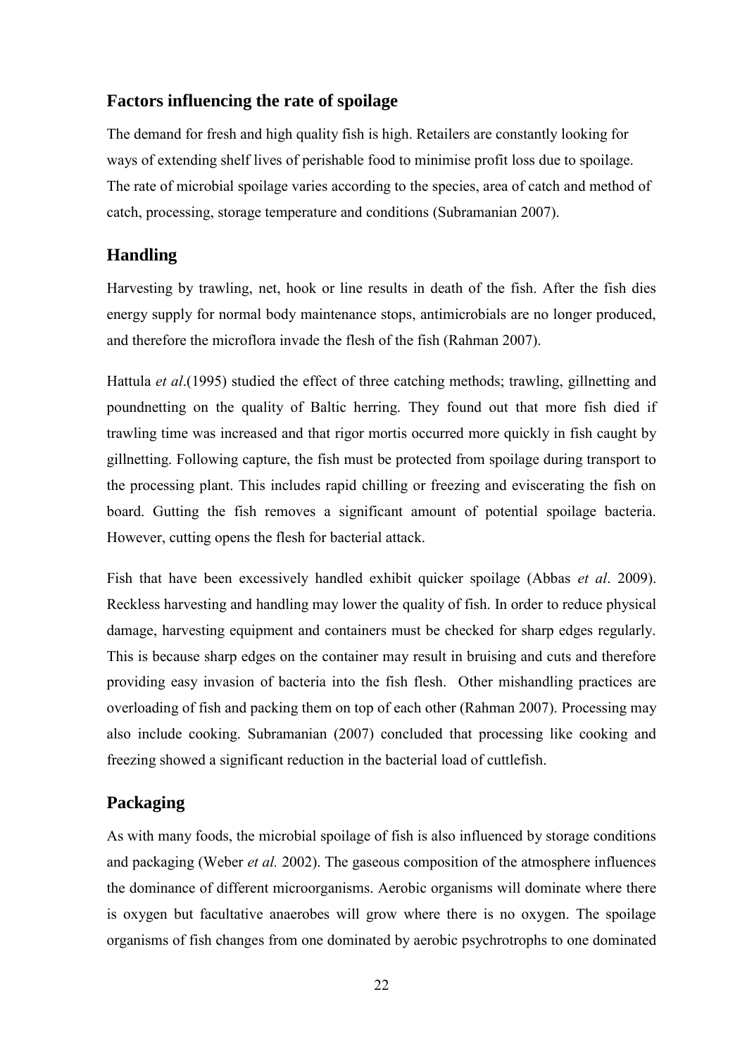## Factors influencing the rate of spoilage

The demand for fresh and high quality fish is high. Retailers are constantly looking for ways of extending shelf lives of perishable food to minimise profit loss due to spoilage. The rate of microbial spoilage varies according to the species, area of catch and method of catch, processing, storage temperature and conditions (Subramanian 2007).

## Handling

Harvesting by trawling, net, hook or line results in death of the fish. After the fish dies energy supply for normal body maintenance stops, antimicrobials are no longer produced, and therefore the microflora invade the flesh of the fish (Rahman 2007).

Hattula *et al*.(1995) studied the effect of three catching methods; trawling, gillnetting and poundnetting on the quality of Baltic herring. They found out that more fish died if trawling time was increased and that rigor mortis occurred more quickly in fish caught by gillnetting. Following capture, the fish must be protected from spoilage during transport to the processing plant. This includes rapid chilling or freezing and eviscerating the fish on board. Gutting the fish removes a significant amount of potential spoilage bacteria. However, cutting opens the flesh for bacterial attack.

Fish that have been excessively handled exhibit quicker spoilage (Abbas *et al*. 2009). Reckless harvesting and handling may lower the quality of fish. In order to reduce physical damage, harvesting equipment and containers must be checked for sharp edges regularly. This is because sharp edges on the container may result in bruising and cuts and therefore providing easy invasion of bacteria into the fish flesh. Other mishandling practices are overloading of fish and packing them on top of each other (Rahman 2007). Processing may also include cooking. Subramanian (2007) concluded that processing like cooking and freezing showed a significant reduction in the bacterial load of cuttlefish.

## Packaging

As with many foods, the microbial spoilage of fish is also influenced by storage conditions and packaging (Weber *et al.* 2002). The gaseous composition of the atmosphere influences the dominance of different microorganisms. Aerobic organisms will dominate where there is oxygen but facultative anaerobes will grow where there is no oxygen. The spoilage organisms of fish changes from one dominated by aerobic psychrotrophs to one dominated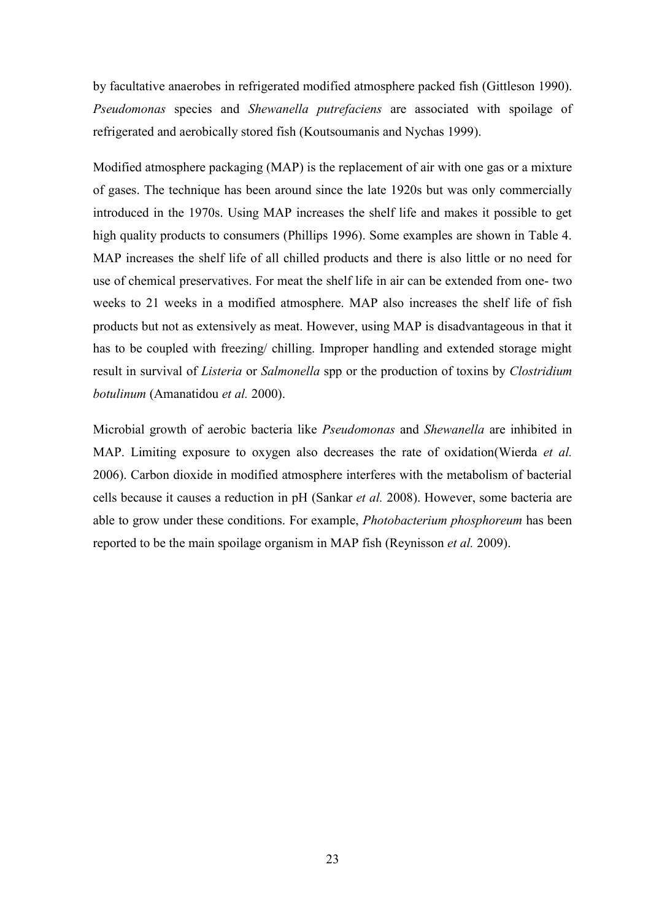by facultative anaerobes in refrigerated modified atmosphere packed fish (Gittleson 1990). *Pseudomonas* species and *Shewanella putrefaciens* are associated with spoilage of refrigerated and aerobically stored fish (Koutsoumanis and Nychas 1999).

Modified atmosphere packaging (MAP) is the replacement of air with one gas or a mixture of gases. The technique has been around since the late 1920s but was only commercially introduced in the 1970s. Using MAP increases the shelf life and makes it possible to get high quality products to consumers (Phillips 1996). Some examples are shown in Table 4. MAP increases the shelf life of all chilled products and there is also little or no need for use of chemical preservatives. For meat the shelf life in air can be extended from one- two weeks to 21 weeks in a modified atmosphere. MAP also increases the shelf life of fish products but not as extensively as meat. However, using MAP is disadvantageous in that it has to be coupled with freezing/ chilling. Improper handling and extended storage might result in survival of *Listeria* or *Salmonella* spp or the production of toxins by *Clostridium botulinum* (Amanatidou *et al.* 2000).

Microbial growth of aerobic bacteria like *Pseudomonas* and *Shewanella* are inhibited in MAP. Limiting exposure to oxygen also decreases the rate of oxidation(Wierda *et al.* 2006). Carbon dioxide in modified atmosphere interferes with the metabolism of bacterial cells because it causes a reduction in pH (Sankar *et al.* 2008). However, some bacteria are able to grow under these conditions. For example, *Photobacterium phosphoreum* has been reported to be the main spoilage organism in MAP fish (Reynisson *et al.* 2009).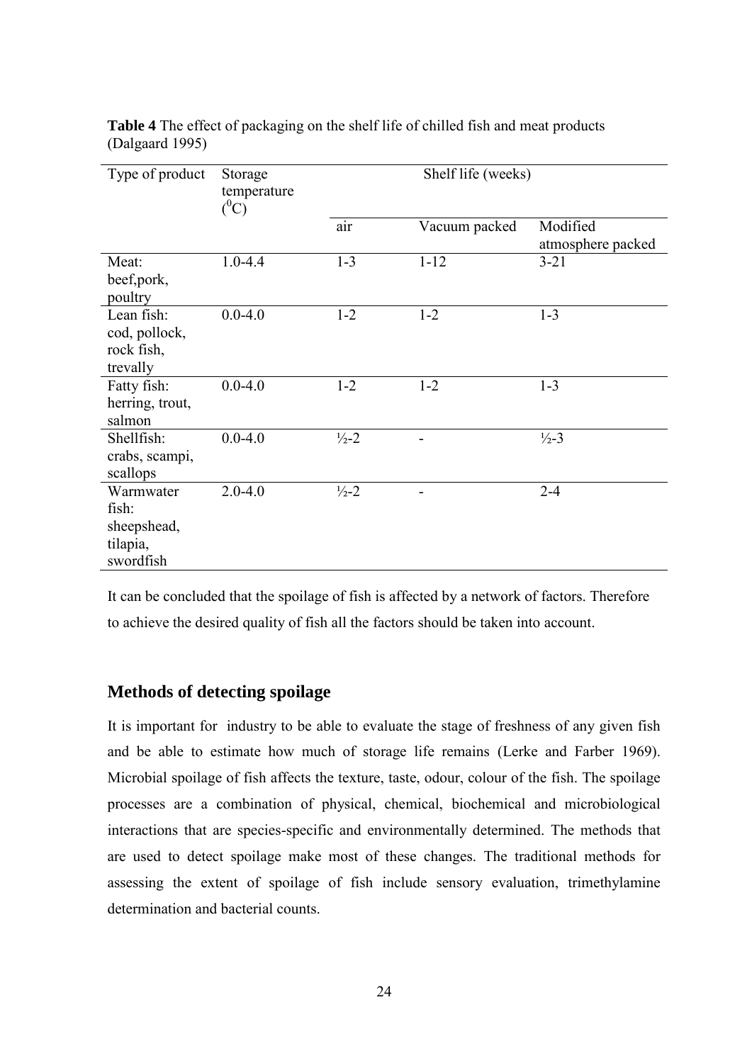**Table 4** The effect of packaging on the shelf life of chilled fish and meat products (Dalgaard 1995)

| Type of product | Storage temperature ($^0$C) | Shelf life (weeks) | | |
|---|---|---|---|---|
| | | air | Vacuum packed | Modified atmosphere packed |
| Meat: beef,pork, poultry | 1.0-4.4 | 1-3 | 1-12 | 3-21 |
| Lean fish: cod, pollock, rock fish, trevally | 0.0-4.0 | 1-2 | 1-2 | 1-3 |
| Fatty fish: herring, trout, salmon | 0.0-4.0 | 1-2 | 1-2 | 1-3 |
| Shellfish: crabs, scampi, scallops | 0.0-4.0 | ½-2 | - | ½-3 |
| Warmwater fish: sheepshead, tilapia, swordfish | 2.0-4.0 | ½-2 | - | 2-4 |

It can be concluded that the spoilage of fish is affected by a network of factors. Therefore to achieve the desired quality of fish all the factors should be taken into account.

## Methods of detecting spoilage

It is important for industry to be able to evaluate the stage of freshness of any given fish and be able to estimate how much of storage life remains (Lerke and Farber 1969). Microbial spoilage of fish affects the texture, taste, odour, colour of the fish. The spoilage processes are a combination of physical, chemical, biochemical and microbiological interactions that are species-specific and environmentally determined. The methods that are used to detect spoilage make most of these changes. The traditional methods for assessing the extent of spoilage of fish include sensory evaluation, trimethylamine determination and bacterial counts.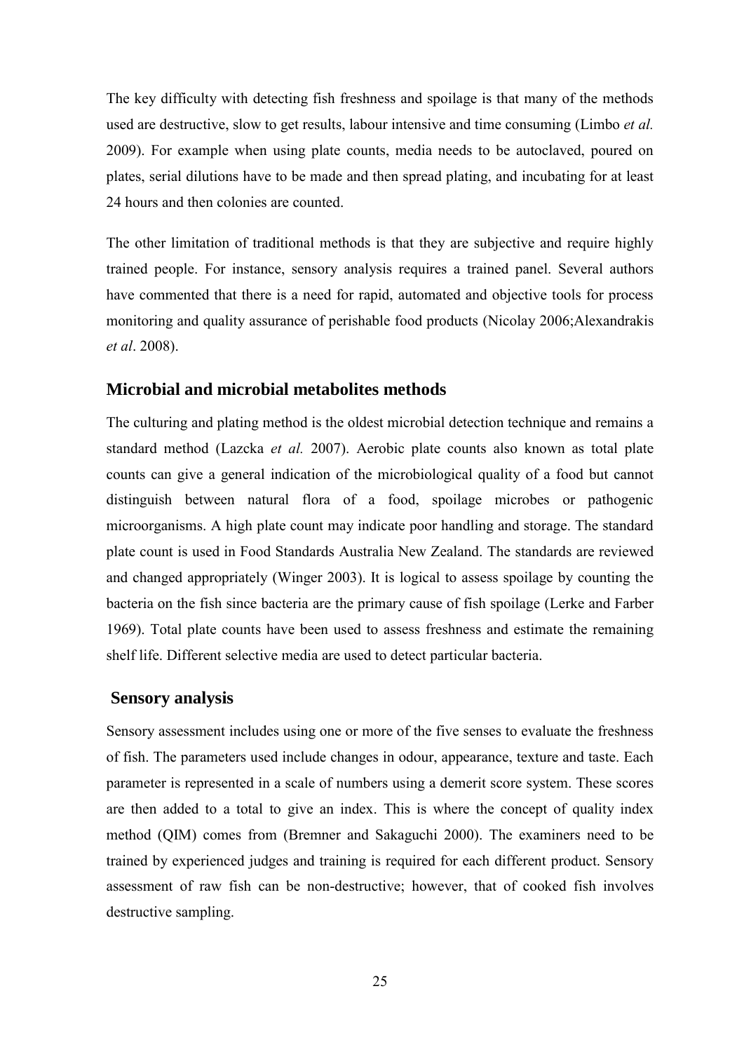The key difficulty with detecting fish freshness and spoilage is that many of the methods used are destructive, slow to get results, labour intensive and time consuming (Limbo *et al.* 2009). For example when using plate counts, media needs to be autoclaved, poured on plates, serial dilutions have to be made and then spread plating, and incubating for at least 24 hours and then colonies are counted.

The other limitation of traditional methods is that they are subjective and require highly trained people. For instance, sensory analysis requires a trained panel. Several authors have commented that there is a need for rapid, automated and objective tools for process monitoring and quality assurance of perishable food products (Nicolay 2006;Alexandrakis *et al*. 2008).

## Microbial and microbial metabolites methods

The culturing and plating method is the oldest microbial detection technique and remains a standard method (Lazcka *et al.* 2007). Aerobic plate counts also known as total plate counts can give a general indication of the microbiological quality of a food but cannot distinguish between natural flora of a food, spoilage microbes or pathogenic microorganisms. A high plate count may indicate poor handling and storage. The standard plate count is used in Food Standards Australia New Zealand. The standards are reviewed and changed appropriately (Winger 2003). It is logical to assess spoilage by counting the bacteria on the fish since bacteria are the primary cause of fish spoilage (Lerke and Farber 1969). Total plate counts have been used to assess freshness and estimate the remaining shelf life. Different selective media are used to detect particular bacteria.

## Sensory analysis

Sensory assessment includes using one or more of the five senses to evaluate the freshness of fish. The parameters used include changes in odour, appearance, texture and taste. Each parameter is represented in a scale of numbers using a demerit score system. These scores are then added to a total to give an index. This is where the concept of quality index method (QIM) comes from (Bremner and Sakaguchi 2000). The examiners need to be trained by experienced judges and training is required for each different product. Sensory assessment of raw fish can be non-destructive; however, that of cooked fish involves destructive sampling.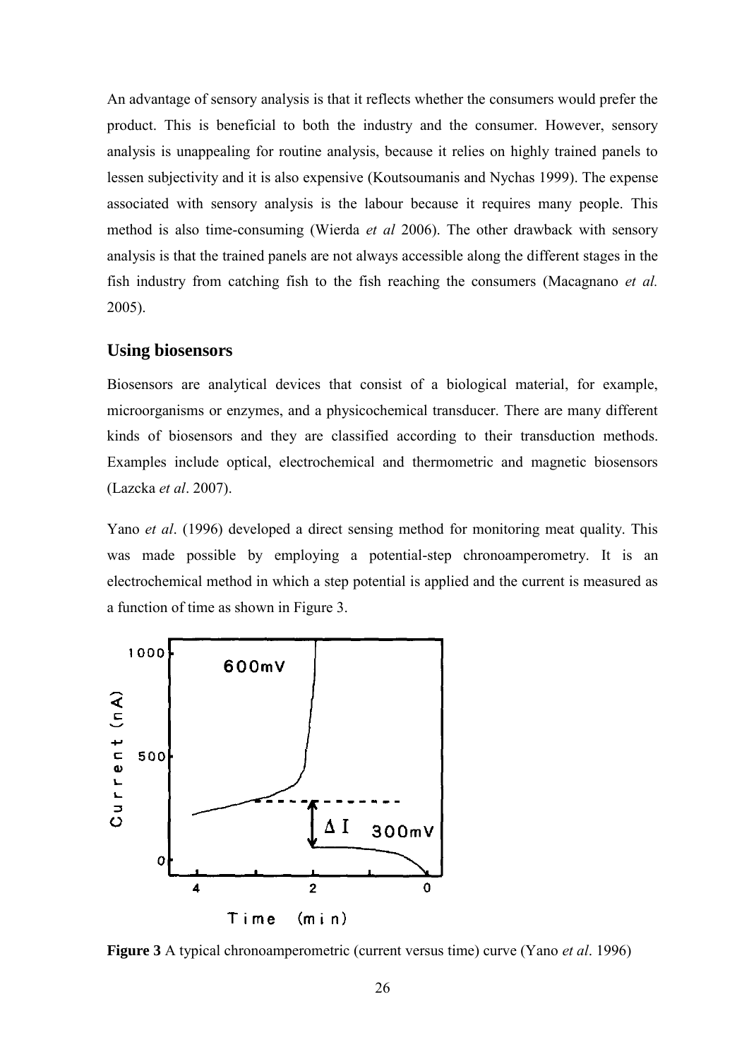An advantage of sensory analysis is that it reflects whether the consumers would prefer the product. This is beneficial to both the industry and the consumer. However, sensory analysis is unappealing for routine analysis, because it relies on highly trained panels to lessen subjectivity and it is also expensive (Koutsoumanis and Nychas 1999). The expense associated with sensory analysis is the labour because it requires many people. This method is also time-consuming (Wierda *et al* 2006). The other drawback with sensory analysis is that the trained panels are not always accessible along the different stages in the fish industry from catching fish to the fish reaching the consumers (Macagnano *et al.* 2005).

## Using biosensors

Biosensors are analytical devices that consist of a biological material, for example, microorganisms or enzymes, and a physicochemical transducer. There are many different kinds of biosensors and they are classified according to their transduction methods. Examples include optical, electrochemical and thermometric and magnetic biosensors (Lazcka *et al*. 2007).

Yano *et al*. (1996) developed a direct sensing method for monitoring meat quality. This was made possible by employing a potential-step chronoamperometry. It is an electrochemical method in which a step potential is applied and the current is measured as a function of time as shown in Figure 3.

**Figure 3** A typical chronoamperometric (current versus time) curve (Yano *et al*. 1996)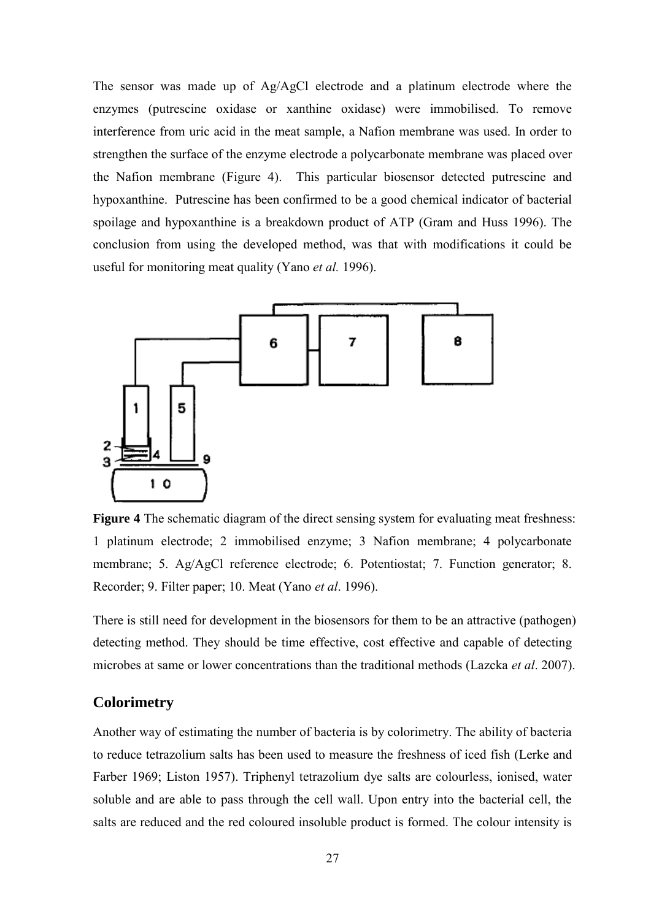The sensor was made up of Ag/AgCl electrode and a platinum electrode where the enzymes (putrescine oxidase or xanthine oxidase) were immobilised. To remove interference from uric acid in the meat sample, a Nafion membrane was used. In order to strengthen the surface of the enzyme electrode a polycarbonate membrane was placed over the Nafion membrane (Figure 4). This particular biosensor detected putrescine and hypoxanthine. Putrescine has been confirmed to be a good chemical indicator of bacterial spoilage and hypoxanthine is a breakdown product of ATP (Gram and Huss 1996). The conclusion from using the developed method, was that with modifications it could be useful for monitoring meat quality (Yano *et al.* 1996).

**Figure 4** The schematic diagram of the direct sensing system for evaluating meat freshness: 1 platinum electrode; 2 immobilised enzyme; 3 Nafion membrane; 4 polycarbonate membrane; 5. Ag/AgCl reference electrode; 6. Potentiostat; 7. Function generator; 8. Recorder; 9. Filter paper; 10. Meat (Yano *et al*. 1996).

There is still need for development in the biosensors for them to be an attractive (pathogen) detecting method. They should be time effective, cost effective and capable of detecting microbes at same or lower concentrations than the traditional methods (Lazcka *et al*. 2007).

## Colorimetry

Another way of estimating the number of bacteria is by colorimetry. The ability of bacteria to reduce tetrazolium salts has been used to measure the freshness of iced fish (Lerke and Farber 1969; Liston 1957). Triphenyl tetrazolium dye salts are colourless, ionised, water soluble and are able to pass through the cell wall. Upon entry into the bacterial cell, the salts are reduced and the red coloured insoluble product is formed. The colour intensity is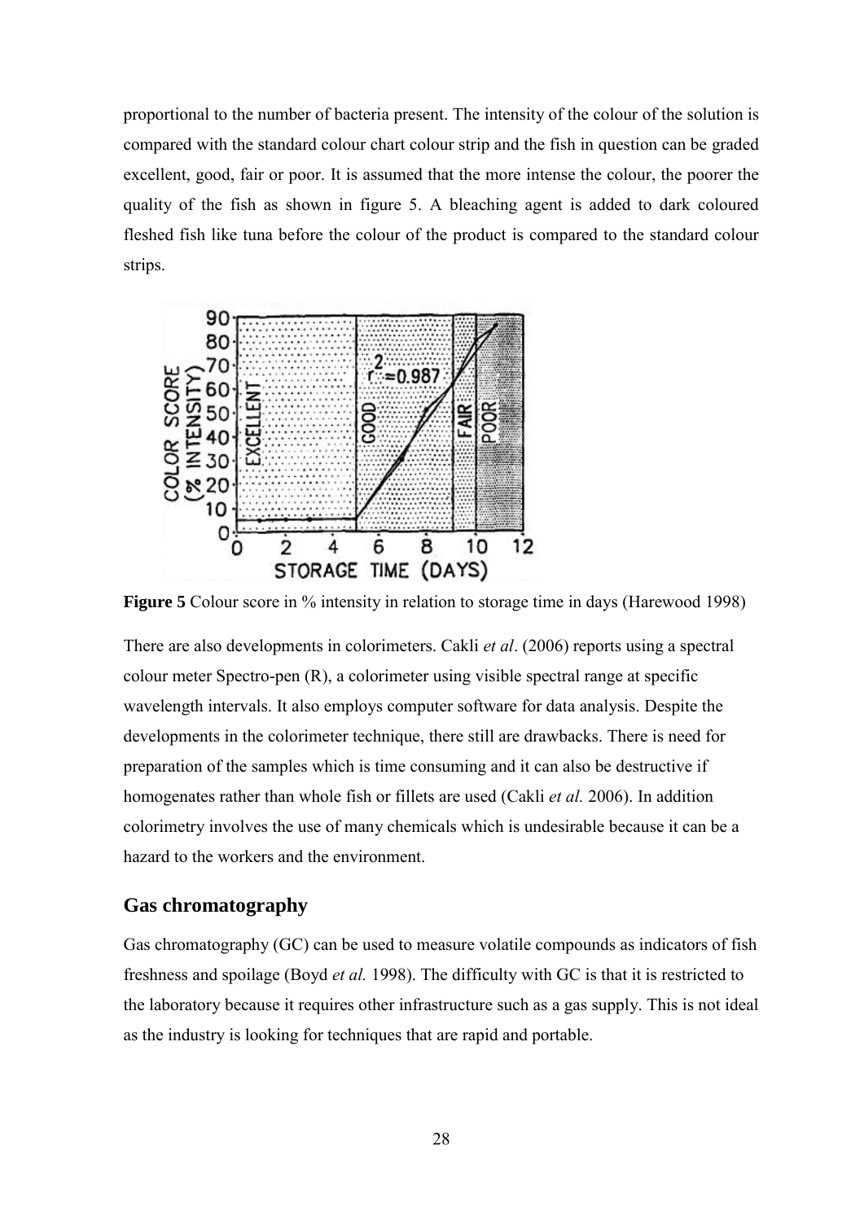proportional to the number of bacteria present. The intensity of the colour of the solution is compared with the standard colour chart colour strip and the fish in question can be graded excellent, good, fair or poor. It is assumed that the more intense the colour, the poorer the quality of the fish as shown in figure 5. A bleaching agent is added to dark coloured fleshed fish like tuna before the colour of the product is compared to the standard colour strips.

**Figure 5** Colour score in % intensity in relation to storage time in days (Harewood 1998)

There are also developments in colorimeters. Cakli *et al*. (2006) reports using a spectral colour meter Spectro-pen (R), a colorimeter using visible spectral range at specific wavelength intervals. It also employs computer software for data analysis. Despite the developments in the colorimeter technique, there still are drawbacks. There is need for preparation of the samples which is time consuming and it can also be destructive if homogenates rather than whole fish or fillets are used (Cakli *et al.* 2006). In addition colorimetry involves the use of many chemicals which is undesirable because it can be a hazard to the workers and the environment.

## Gas chromatography

Gas chromatography (GC) can be used to measure volatile compounds as indicators of fish freshness and spoilage (Boyd *et al.* 1998). The difficulty with GC is that it is restricted to the laboratory because it requires other infrastructure such as a gas supply. This is not ideal as the industry is looking for techniques that are rapid and portable.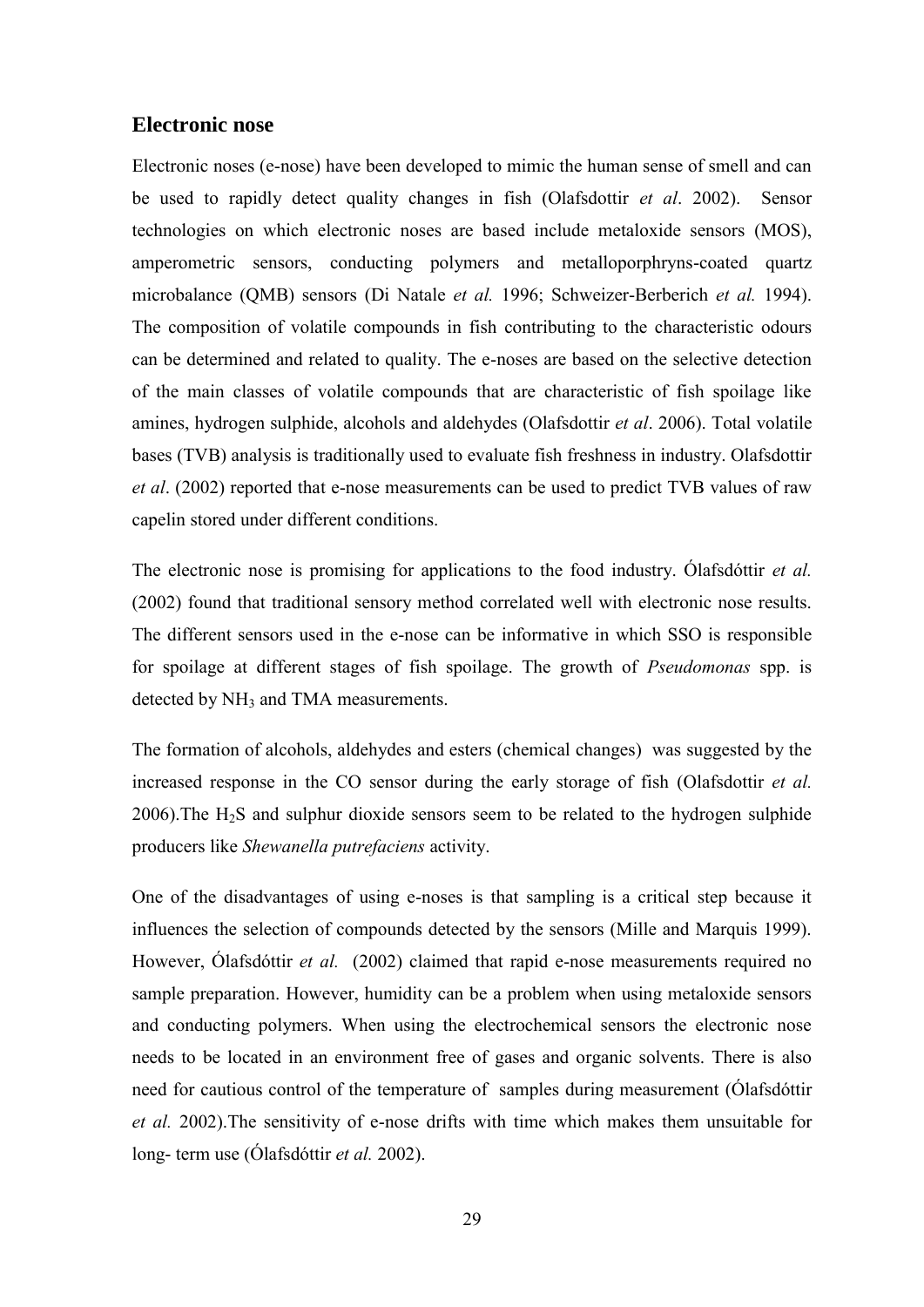## Electronic nose

Electronic noses (e-nose) have been developed to mimic the human sense of smell and can be used to rapidly detect quality changes in fish (Olafsdottir *et al*. 2002). Sensor technologies on which electronic noses are based include metaloxide sensors (MOS), amperometric sensors, conducting polymers and metalloporphryns-coated quartz microbalance (QMB) sensors (Di Natale *et al.* 1996; Schweizer-Berberich *et al.* 1994). The composition of volatile compounds in fish contributing to the characteristic odours can be determined and related to quality. The e-noses are based on the selective detection of the main classes of volatile compounds that are characteristic of fish spoilage like amines, hydrogen sulphide, alcohols and aldehydes (Olafsdottir *et al*. 2006). Total volatile bases (TVB) analysis is traditionally used to evaluate fish freshness in industry. Olafsdottir *et al*. (2002) reported that e-nose measurements can be used to predict TVB values of raw capelin stored under different conditions.

The electronic nose is promising for applications to the food industry. Ólafsdóttir *et al.* (2002) found that traditional sensory method correlated well with electronic nose results. The different sensors used in the e-nose can be informative in which SSO is responsible for spoilage at different stages of fish spoilage. The growth of *Pseudomonas* spp. is detected by $NH_3$ and TMA measurements.

The formation of alcohols, aldehydes and esters (chemical changes) was suggested by the increased response in the CO sensor during the early storage of fish (Olafsdottir *et al.* 2006).The $H_2S$ and sulphur dioxide sensors seem to be related to the hydrogen sulphide producers like *Shewanella putrefaciens* activity.

One of the disadvantages of using e-noses is that sampling is a critical step because it influences the selection of compounds detected by the sensors (Mille and Marquis 1999). However, Ólafsdóttir *et al.* (2002) claimed that rapid e-nose measurements required no sample preparation. However, humidity can be a problem when using metaloxide sensors and conducting polymers. When using the electrochemical sensors the electronic nose needs to be located in an environment free of gases and organic solvents. There is also need for cautious control of the temperature of samples during measurement (Ólafsdóttir *et al.* 2002).The sensitivity of e-nose drifts with time which makes them unsuitable for long- term use (Ólafsdóttir *et al.* 2002).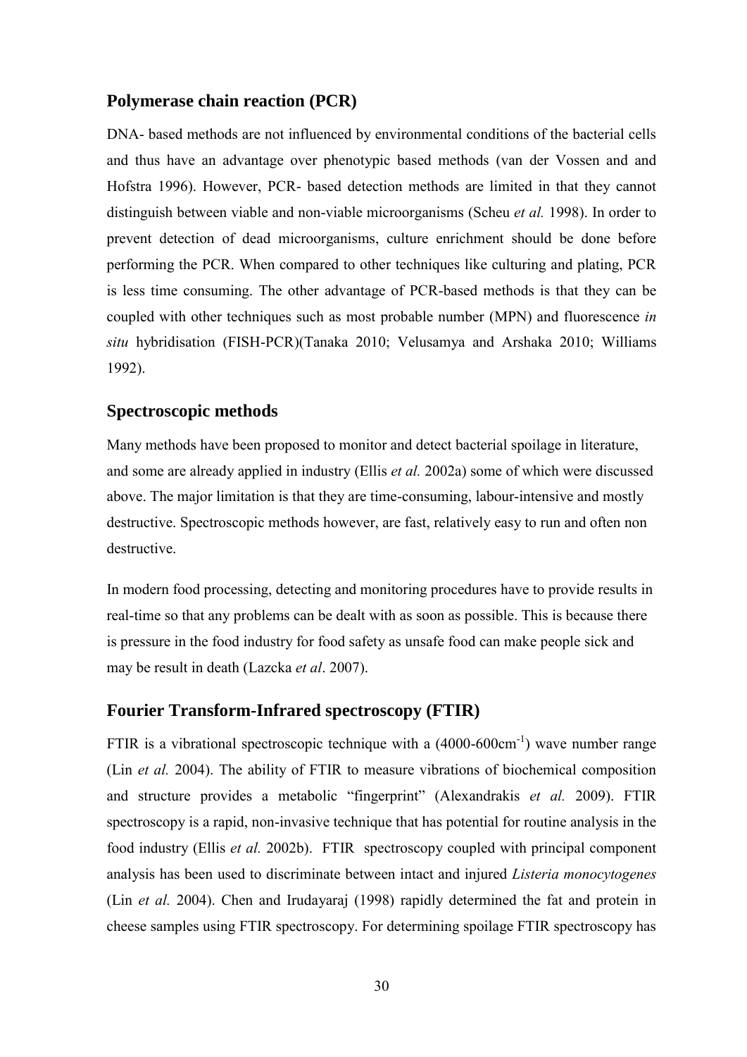## Polymerase chain reaction (PCR)

DNA- based methods are not influenced by environmental conditions of the bacterial cells and thus have an advantage over phenotypic based methods (van der Vossen and and Hofstra 1996). However, PCR- based detection methods are limited in that they cannot distinguish between viable and non-viable microorganisms (Scheu *et al.* 1998). In order to prevent detection of dead microorganisms, culture enrichment should be done before performing the PCR. When compared to other techniques like culturing and plating, PCR is less time consuming. The other advantage of PCR-based methods is that they can be coupled with other techniques such as most probable number (MPN) and fluorescence *in situ* hybridisation (FISH-PCR)(Tanaka 2010; Velusamya and Arshaka 2010; Williams 1992).

## Spectroscopic methods

Many methods have been proposed to monitor and detect bacterial spoilage in literature, and some are already applied in industry (Ellis *et al.* 2002a) some of which were discussed above. The major limitation is that they are time-consuming, labour-intensive and mostly destructive. Spectroscopic methods however, are fast, relatively easy to run and often non destructive.

In modern food processing, detecting and monitoring procedures have to provide results in real-time so that any problems can be dealt with as soon as possible. This is because there is pressure in the food industry for food safety as unsafe food can make people sick and may be result in death (Lazcka *et al*. 2007).

## Fourier Transform-Infrared spectroscopy (FTIR)

FTIR is a vibrational spectroscopic technique with a (4000-600cm$^{-1}$) wave number range (Lin *et al.* 2004). The ability of FTIR to measure vibrations of biochemical composition and structure provides a metabolic "fingerprint" (Alexandrakis *et al.* 2009). FTIR spectroscopy is a rapid, non-invasive technique that has potential for routine analysis in the food industry (Ellis *et al.* 2002b). FTIR spectroscopy coupled with principal component analysis has been used to discriminate between intact and injured *Listeria monocytogenes* (Lin *et al.* 2004). Chen and Irudayaraj (1998) rapidly determined the fat and protein in cheese samples using FTIR spectroscopy. For determining spoilage FTIR spectroscopy has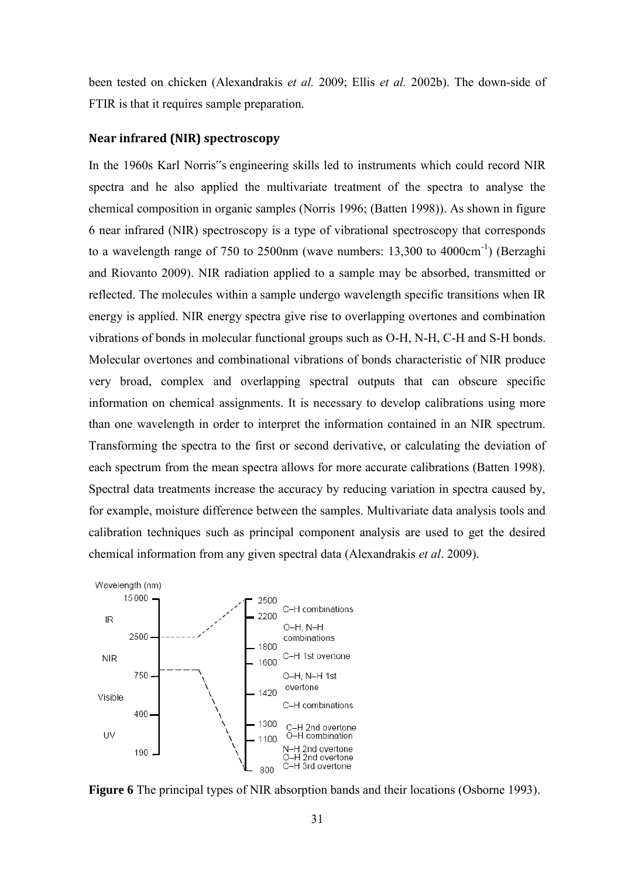been tested on chicken (Alexandrakis *et al.* 2009; Ellis *et al.* 2002b). The down-side of FTIR is that it requires sample preparation.

## Near infrared (NIR) spectroscopy

In the 1960s Karl Norris"s engineering skills led to instruments which could record NIR spectra and he also applied the multivariate treatment of the spectra to analyse the chemical composition in organic samples (Norris 1996; (Batten 1998)). As shown in figure 6 near infrared (NIR) spectroscopy is a type of vibrational spectroscopy that corresponds to a wavelength range of 750 to 2500nm (wave numbers: 13,300 to 4000cm$^{-1}$) (Berzaghi and Riovanto 2009). NIR radiation applied to a sample may be absorbed, transmitted or reflected. The molecules within a sample undergo wavelength specific transitions when IR energy is applied. NIR energy spectra give rise to overlapping overtones and combination vibrations of bonds in molecular functional groups such as O-H, N-H, C-H and S-H bonds. Molecular overtones and combinational vibrations of bonds characteristic of NIR produce very broad, complex and overlapping spectral outputs that can obscure specific information on chemical assignments. It is necessary to develop calibrations using more than one wavelength in order to interpret the information contained in an NIR spectrum. Transforming the spectra to the first or second derivative, or calculating the deviation of each spectrum from the mean spectra allows for more accurate calibrations (Batten 1998). Spectral data treatments increase the accuracy by reducing variation in spectra caused by, for example, moisture difference between the samples. Multivariate data analysis tools and calibration techniques such as principal component analysis are used to get the desired chemical information from any given spectral data (Alexandrakis *et al*. 2009).

**Figure 6** The principal types of NIR absorption bands and their locations (Osborne 1993).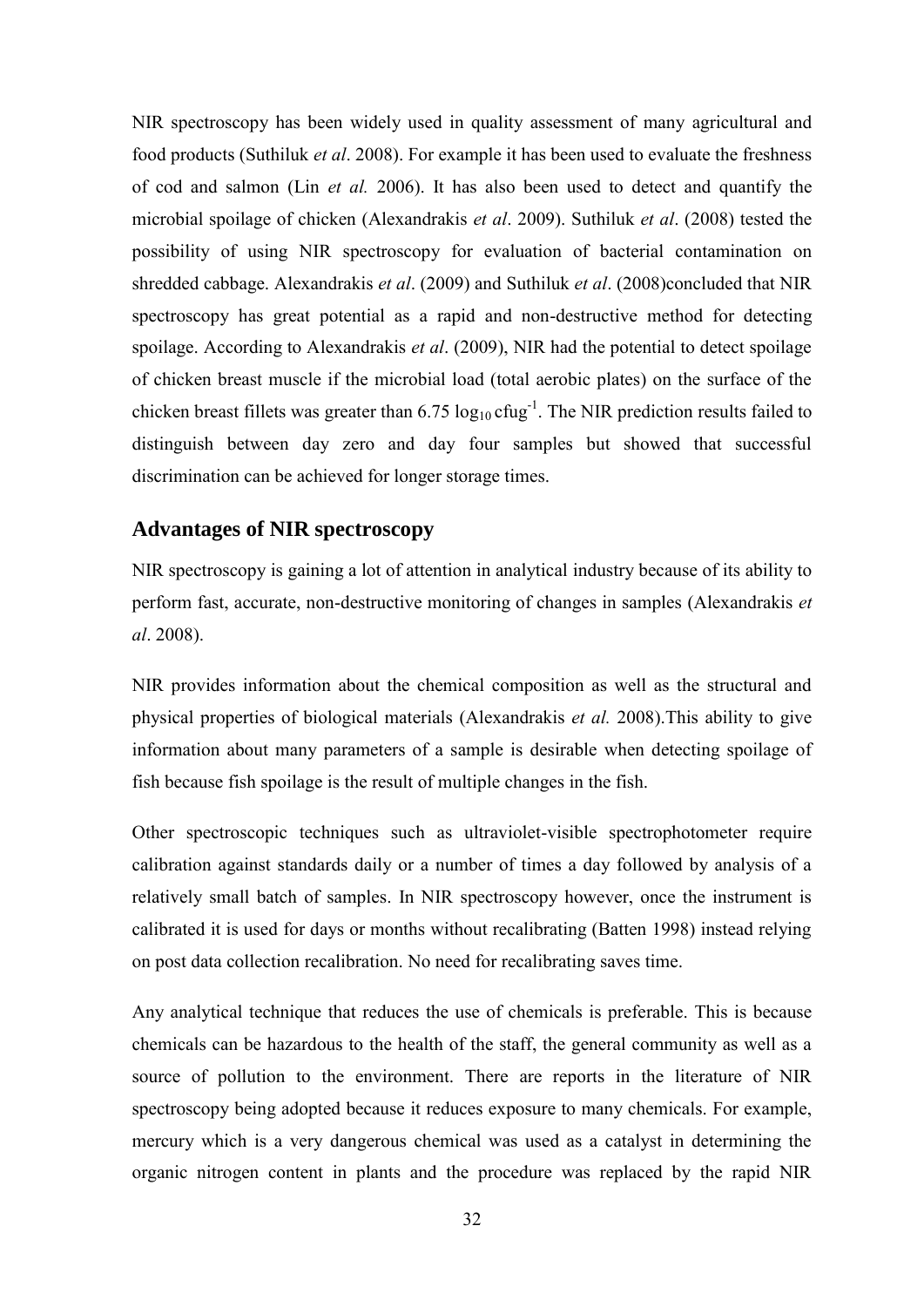NIR spectroscopy has been widely used in quality assessment of many agricultural and food products (Suthiluk *et al*. 2008). For example it has been used to evaluate the freshness of cod and salmon (Lin *et al.* 2006). It has also been used to detect and quantify the microbial spoilage of chicken (Alexandrakis *et al*. 2009). Suthiluk *et al*. (2008) tested the possibility of using NIR spectroscopy for evaluation of bacterial contamination on shredded cabbage. Alexandrakis *et al*. (2009) and Suthiluk *et al*. (2008)concluded that NIR spectroscopy has great potential as a rapid and non-destructive method for detecting spoilage. According to Alexandrakis *et al*. (2009), NIR had the potential to detect spoilage of chicken breast muscle if the microbial load (total aerobic plates) on the surface of the chicken breast fillets was greater than 6.75 $\log_{10}$ cfug$^{-1}$. The NIR prediction results failed to distinguish between day zero and day four samples but showed that successful discrimination can be achieved for longer storage times.

## Advantages of NIR spectroscopy

NIR spectroscopy is gaining a lot of attention in analytical industry because of its ability to perform fast, accurate, non-destructive monitoring of changes in samples (Alexandrakis *et al*. 2008).

NIR provides information about the chemical composition as well as the structural and physical properties of biological materials (Alexandrakis *et al.* 2008).This ability to give information about many parameters of a sample is desirable when detecting spoilage of fish because fish spoilage is the result of multiple changes in the fish.

Other spectroscopic techniques such as ultraviolet-visible spectrophotometer require calibration against standards daily or a number of times a day followed by analysis of a relatively small batch of samples. In NIR spectroscopy however, once the instrument is calibrated it is used for days or months without recalibrating (Batten 1998) instead relying on post data collection recalibration. No need for recalibrating saves time.

Any analytical technique that reduces the use of chemicals is preferable. This is because chemicals can be hazardous to the health of the staff, the general community as well as a source of pollution to the environment. There are reports in the literature of NIR spectroscopy being adopted because it reduces exposure to many chemicals. For example, mercury which is a very dangerous chemical was used as a catalyst in determining the organic nitrogen content in plants and the procedure was replaced by the rapid NIR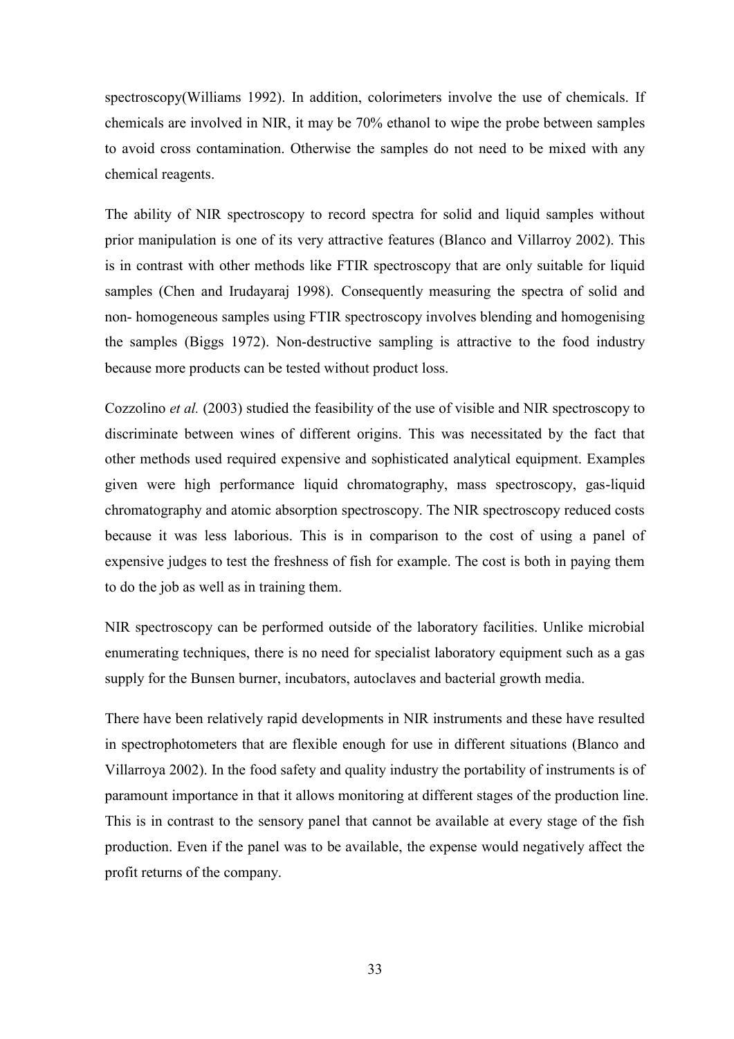spectroscopy(Williams 1992). In addition, colorimeters involve the use of chemicals. If chemicals are involved in NIR, it may be 70% ethanol to wipe the probe between samples to avoid cross contamination. Otherwise the samples do not need to be mixed with any chemical reagents.

The ability of NIR spectroscopy to record spectra for solid and liquid samples without prior manipulation is one of its very attractive features (Blanco and Villarroy 2002). This is in contrast with other methods like FTIR spectroscopy that are only suitable for liquid samples (Chen and Irudayaraj 1998). Consequently measuring the spectra of solid and non- homogeneous samples using FTIR spectroscopy involves blending and homogenising the samples (Biggs 1972). Non-destructive sampling is attractive to the food industry because more products can be tested without product loss.

Cozzolino *et al.* (2003) studied the feasibility of the use of visible and NIR spectroscopy to discriminate between wines of different origins. This was necessitated by the fact that other methods used required expensive and sophisticated analytical equipment. Examples given were high performance liquid chromatography, mass spectroscopy, gas-liquid chromatography and atomic absorption spectroscopy. The NIR spectroscopy reduced costs because it was less laborious. This is in comparison to the cost of using a panel of expensive judges to test the freshness of fish for example. The cost is both in paying them to do the job as well as in training them.

NIR spectroscopy can be performed outside of the laboratory facilities. Unlike microbial enumerating techniques, there is no need for specialist laboratory equipment such as a gas supply for the Bunsen burner, incubators, autoclaves and bacterial growth media.

There have been relatively rapid developments in NIR instruments and these have resulted in spectrophotometers that are flexible enough for use in different situations (Blanco and Villarroya 2002). In the food safety and quality industry the portability of instruments is of paramount importance in that it allows monitoring at different stages of the production line. This is in contrast to the sensory panel that cannot be available at every stage of the fish production. Even if the panel was to be available, the expense would negatively affect the profit returns of the company.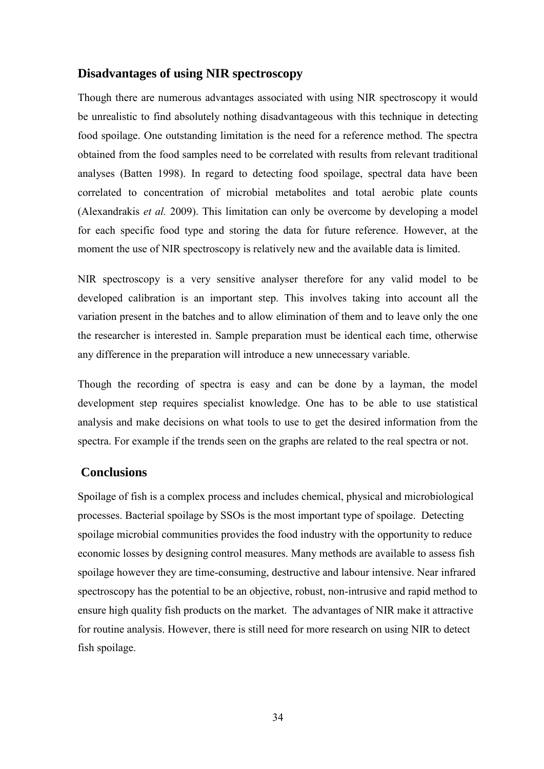## Disadvantages of using NIR spectroscopy

Though there are numerous advantages associated with using NIR spectroscopy it would be unrealistic to find absolutely nothing disadvantageous with this technique in detecting food spoilage. One outstanding limitation is the need for a reference method. The spectra obtained from the food samples need to be correlated with results from relevant traditional analyses (Batten 1998). In regard to detecting food spoilage, spectral data have been correlated to concentration of microbial metabolites and total aerobic plate counts (Alexandrakis *et al.* 2009). This limitation can only be overcome by developing a model for each specific food type and storing the data for future reference. However, at the moment the use of NIR spectroscopy is relatively new and the available data is limited.

NIR spectroscopy is a very sensitive analyser therefore for any valid model to be developed calibration is an important step. This involves taking into account all the variation present in the batches and to allow elimination of them and to leave only the one the researcher is interested in. Sample preparation must be identical each time, otherwise any difference in the preparation will introduce a new unnecessary variable.

Though the recording of spectra is easy and can be done by a layman, the model development step requires specialist knowledge. One has to be able to use statistical analysis and make decisions on what tools to use to get the desired information from the spectra. For example if the trends seen on the graphs are related to the real spectra or not.

## Conclusions

Spoilage of fish is a complex process and includes chemical, physical and microbiological processes. Bacterial spoilage by SSOs is the most important type of spoilage. Detecting spoilage microbial communities provides the food industry with the opportunity to reduce economic losses by designing control measures. Many methods are available to assess fish spoilage however they are time-consuming, destructive and labour intensive. Near infrared spectroscopy has the potential to be an objective, robust, non-intrusive and rapid method to ensure high quality fish products on the market. The advantages of NIR make it attractive for routine analysis. However, there is still need for more research on using NIR to detect fish spoilage.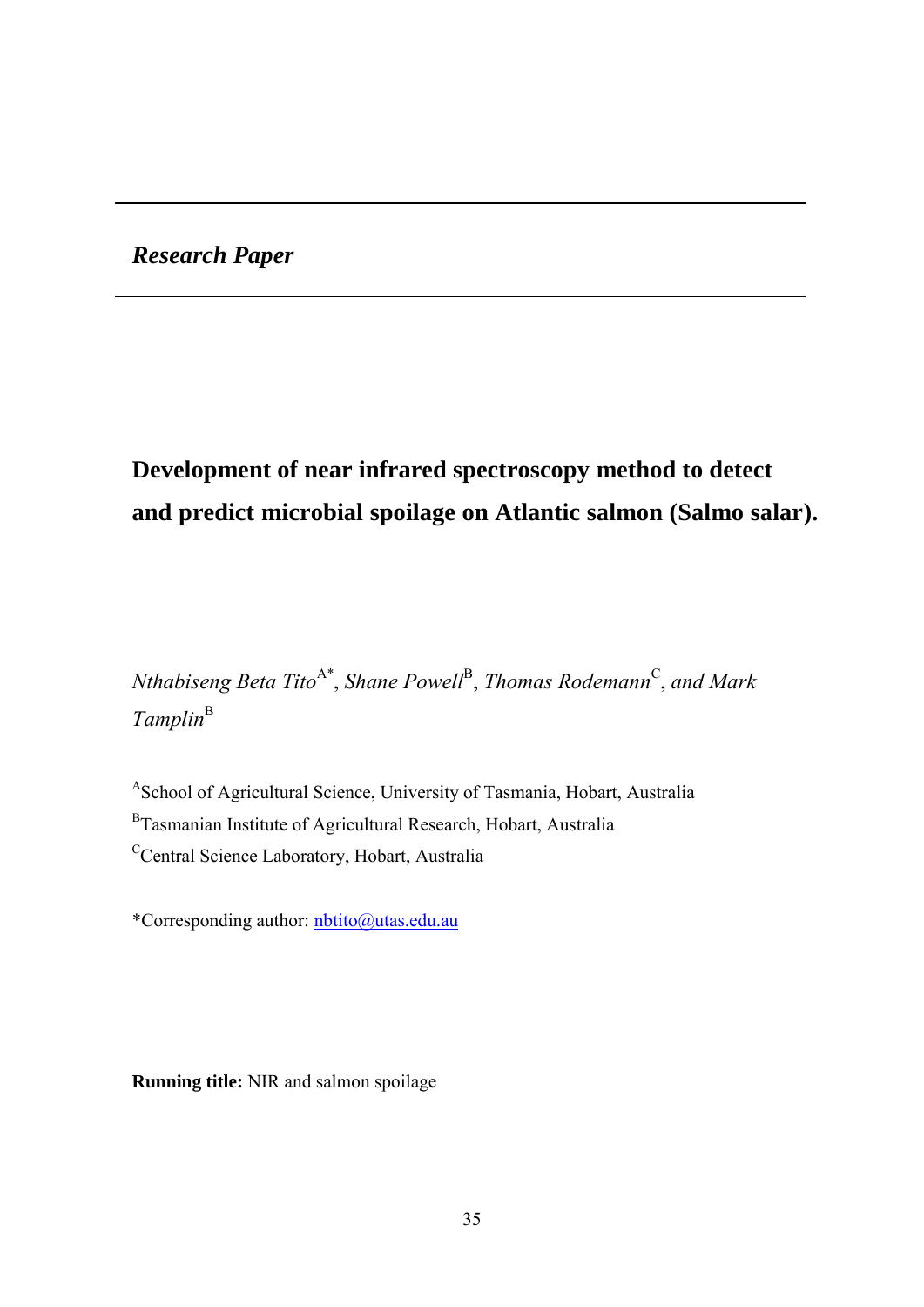*Research Paper*

# Development of near infrared spectroscopy method to detect and predict microbial spoilage on Atlantic salmon (Salmo salar).

*Nthabiseng Beta Tito*[A*], *Shane Powell*[B], *Thomas Rodemann*[C], *and Mark Tamplin*[B]

[A]School of Agricultural Science, University of Tasmania, Hobart, Australia

[B]Tasmanian Institute of Agricultural Research, Hobart, Australia

[C]Central Science Laboratory, Hobart, Australia

*Corresponding author: nbtito@utas.edu.au

**Running title:** NIR and salmon spoilage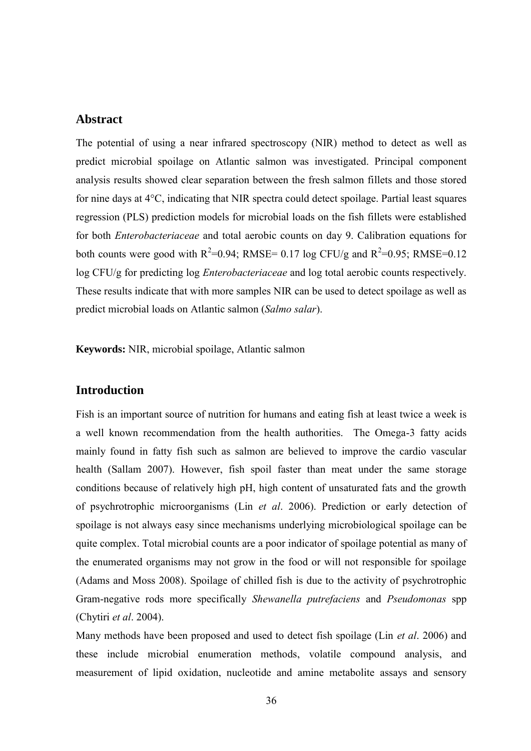## Abstract

The potential of using a near infrared spectroscopy (NIR) method to detect as well as predict microbial spoilage on Atlantic salmon was investigated. Principal component analysis results showed clear separation between the fresh salmon fillets and those stored for nine days at 4°C, indicating that NIR spectra could detect spoilage. Partial least squares regression (PLS) prediction models for microbial loads on the fish fillets were established for both *Enterobacteriaceae* and total aerobic counts on day 9. Calibration equations for both counts were good with $R^2$=0.94; RMSE= 0.17 log CFU/g and $R^2$=0.95; RMSE=0.12 log CFU/g for predicting log *Enterobacteriaceae* and log total aerobic counts respectively. These results indicate that with more samples NIR can be used to detect spoilage as well as predict microbial loads on Atlantic salmon (*Salmo salar*).

**Keywords:** NIR, microbial spoilage, Atlantic salmon

## Introduction

Fish is an important source of nutrition for humans and eating fish at least twice a week is a well known recommendation from the health authorities. The Omega-3 fatty acids mainly found in fatty fish such as salmon are believed to improve the cardio vascular health (Sallam 2007). However, fish spoil faster than meat under the same storage conditions because of relatively high pH, high content of unsaturated fats and the growth of psychrotrophic microorganisms (Lin *et al*. 2006). Prediction or early detection of spoilage is not always easy since mechanisms underlying microbiological spoilage can be quite complex. Total microbial counts are a poor indicator of spoilage potential as many of the enumerated organisms may not grow in the food or will not responsible for spoilage (Adams and Moss 2008). Spoilage of chilled fish is due to the activity of psychrotrophic Gram-negative rods more specifically *Shewanella putrefaciens* and *Pseudomonas* spp (Chytiri *et al*. 2004).

Many methods have been proposed and used to detect fish spoilage (Lin *et al*. 2006) and these include microbial enumeration methods, volatile compound analysis, and measurement of lipid oxidation, nucleotide and amine metabolite assays and sensory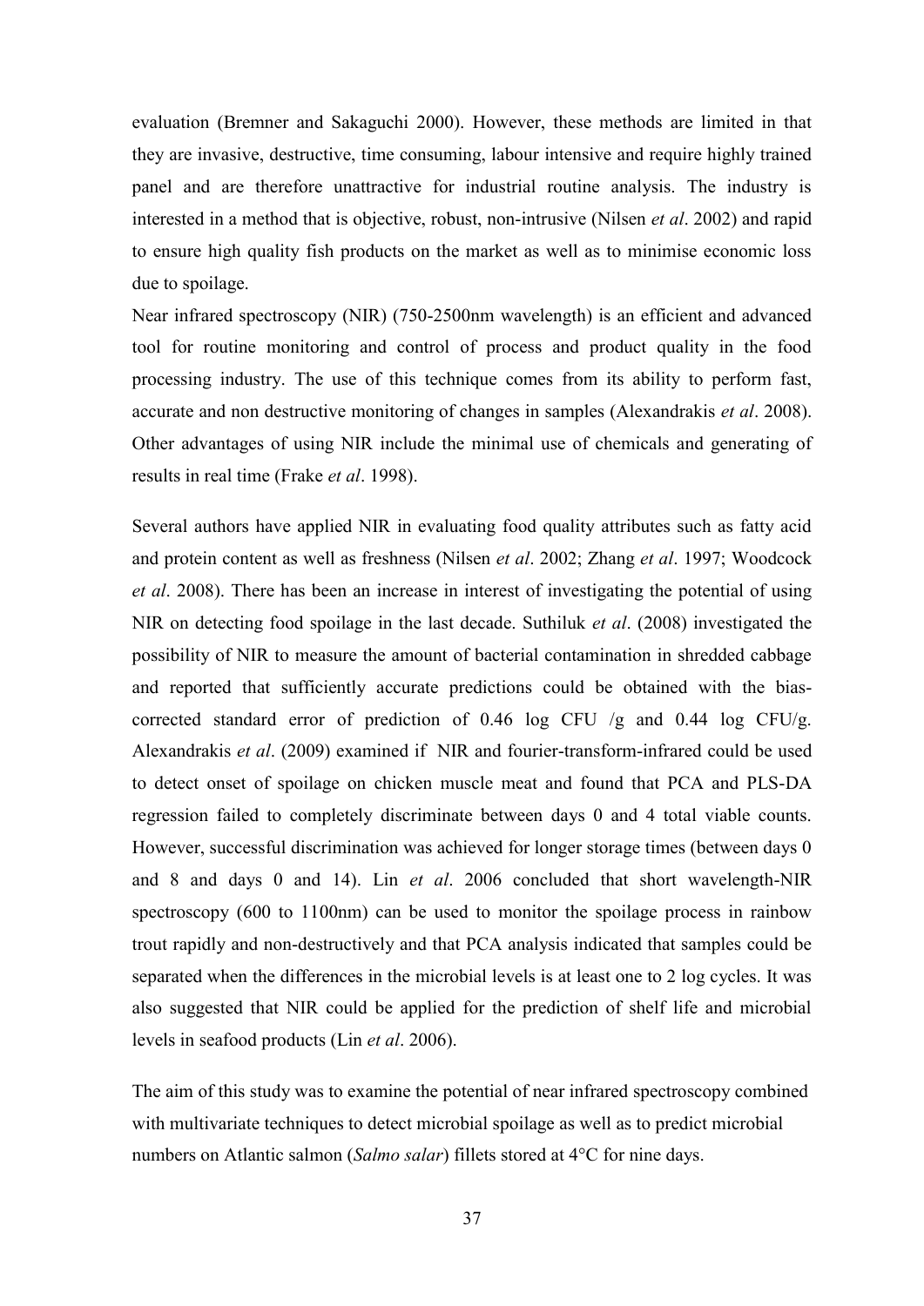evaluation (Bremner and Sakaguchi 2000). However, these methods are limited in that they are invasive, destructive, time consuming, labour intensive and require highly trained panel and are therefore unattractive for industrial routine analysis. The industry is interested in a method that is objective, robust, non-intrusive (Nilsen *et al*. 2002) and rapid to ensure high quality fish products on the market as well as to minimise economic loss due to spoilage.

Near infrared spectroscopy (NIR) (750-2500nm wavelength) is an efficient and advanced tool for routine monitoring and control of process and product quality in the food processing industry. The use of this technique comes from its ability to perform fast, accurate and non destructive monitoring of changes in samples (Alexandrakis *et al*. 2008). Other advantages of using NIR include the minimal use of chemicals and generating of results in real time (Frake *et al*. 1998).

Several authors have applied NIR in evaluating food quality attributes such as fatty acid and protein content as well as freshness (Nilsen *et al*. 2002; Zhang *et al*. 1997; Woodcock *et al*. 2008). There has been an increase in interest of investigating the potential of using NIR on detecting food spoilage in the last decade. Suthiluk *et al*. (2008) investigated the possibility of NIR to measure the amount of bacterial contamination in shredded cabbage and reported that sufficiently accurate predictions could be obtained with the bias-corrected standard error of prediction of 0.46 log CFU /g and 0.44 log CFU/g. Alexandrakis *et al*. (2009) examined if NIR and fourier-transform-infrared could be used to detect onset of spoilage on chicken muscle meat and found that PCA and PLS-DA regression failed to completely discriminate between days 0 and 4 total viable counts. However, successful discrimination was achieved for longer storage times (between days 0 and 8 and days 0 and 14). Lin *et al*. 2006 concluded that short wavelength-NIR spectroscopy (600 to 1100nm) can be used to monitor the spoilage process in rainbow trout rapidly and non-destructively and that PCA analysis indicated that samples could be separated when the differences in the microbial levels is at least one to 2 log cycles. It was also suggested that NIR could be applied for the prediction of shelf life and microbial levels in seafood products (Lin *et al*. 2006).

The aim of this study was to examine the potential of near infrared spectroscopy combined with multivariate techniques to detect microbial spoilage as well as to predict microbial numbers on Atlantic salmon (*Salmo salar*) fillets stored at 4°C for nine days.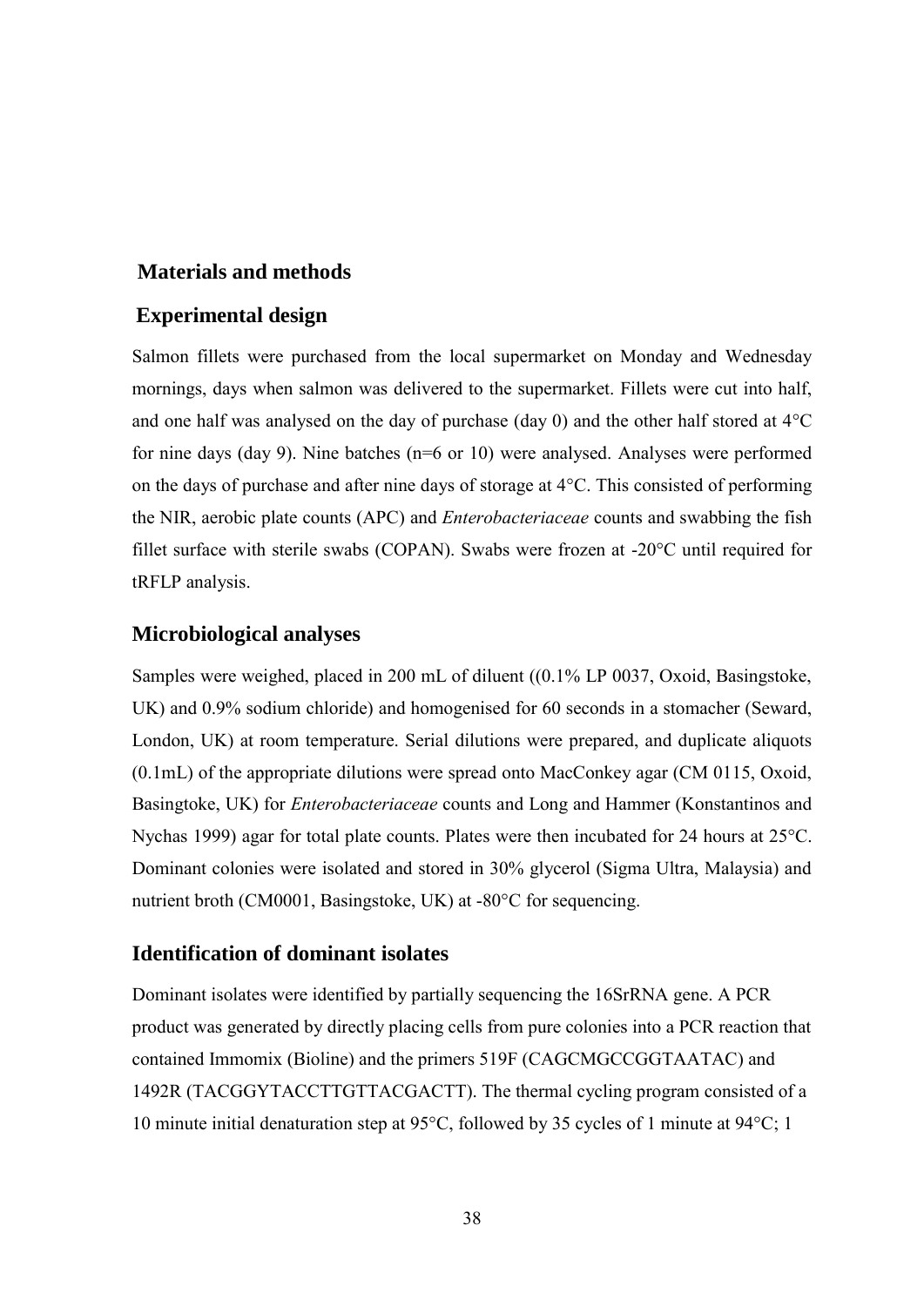## Materials and methods

## Experimental design

Salmon fillets were purchased from the local supermarket on Monday and Wednesday mornings, days when salmon was delivered to the supermarket. Fillets were cut into half, and one half was analysed on the day of purchase (day 0) and the other half stored at 4°C for nine days (day 9). Nine batches (n=6 or 10) were analysed. Analyses were performed on the days of purchase and after nine days of storage at 4°C. This consisted of performing the NIR, aerobic plate counts (APC) and *Enterobacteriaceae* counts and swabbing the fish fillet surface with sterile swabs (COPAN). Swabs were frozen at -20°C until required for tRFLP analysis.

## Microbiological analyses

Samples were weighed, placed in 200 mL of diluent ((0.1% LP 0037, Oxoid, Basingstoke, UK) and 0.9% sodium chloride) and homogenised for 60 seconds in a stomacher (Seward, London, UK) at room temperature. Serial dilutions were prepared, and duplicate aliquots (0.1mL) of the appropriate dilutions were spread onto MacConkey agar (CM 0115, Oxoid, Basingtoke, UK) for *Enterobacteriaceae* counts and Long and Hammer (Konstantinos and Nychas 1999) agar for total plate counts. Plates were then incubated for 24 hours at 25°C. Dominant colonies were isolated and stored in 30% glycerol (Sigma Ultra, Malaysia) and nutrient broth (CM0001, Basingstoke, UK) at -80°C for sequencing.

## Identification of dominant isolates

Dominant isolates were identified by partially sequencing the 16SrRNA gene. A PCR product was generated by directly placing cells from pure colonies into a PCR reaction that contained Immomix (Bioline) and the primers 519F (CAGCMGCCGGTAATAC) and 1492R (TACGGYTACCTTGTTACGACTT). The thermal cycling program consisted of a 10 minute initial denaturation step at 95°C, followed by 35 cycles of 1 minute at 94°C; 1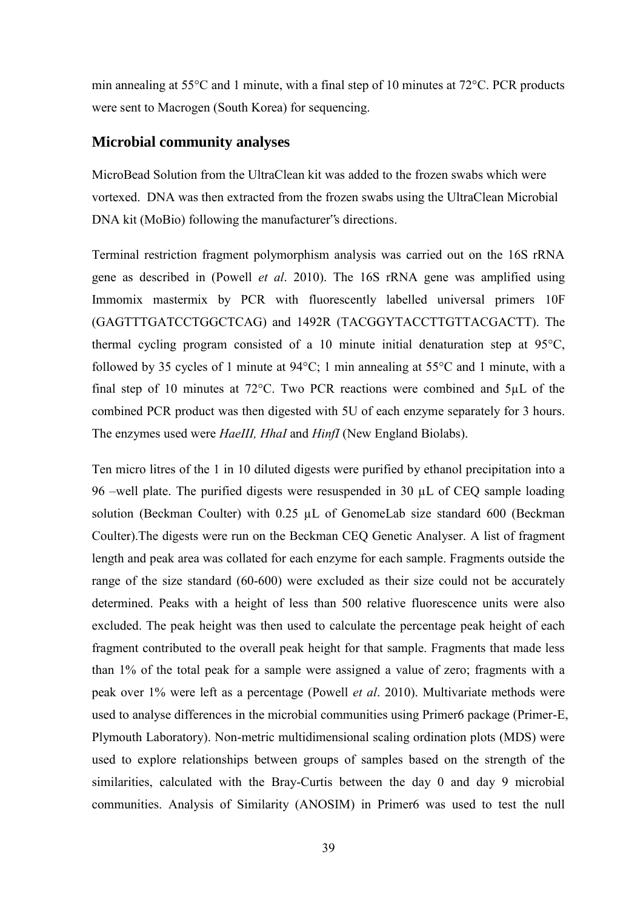min annealing at 55°C and 1 minute, with a final step of 10 minutes at 72°C. PCR products were sent to Macrogen (South Korea) for sequencing.

## Microbial community analyses

MicroBead Solution from the UltraClean kit was added to the frozen swabs which were vortexed. DNA was then extracted from the frozen swabs using the UltraClean Microbial DNA kit (MoBio) following the manufacturer῍s directions.

Terminal restriction fragment polymorphism analysis was carried out on the 16S rRNA gene as described in (Powell *et al*. 2010). The 16S rRNA gene was amplified using Immomix mastermix by PCR with fluorescently labelled universal primers 10F (GAGTTTGATCCTGGCTCAG) and 1492R (TACGGYTACCTTGTTACGACTT). The thermal cycling program consisted of a 10 minute initial denaturation step at 95°C, followed by 35 cycles of 1 minute at 94°C; 1 min annealing at 55°C and 1 minute, with a final step of 10 minutes at 72°C. Two PCR reactions were combined and 5µL of the combined PCR product was then digested with 5U of each enzyme separately for 3 hours. The enzymes used were *HaeIII, HhaI* and *HinfI* (New England Biolabs).

Ten micro litres of the 1 in 10 diluted digests were purified by ethanol precipitation into a 96 –well plate. The purified digests were resuspended in 30 µL of CEQ sample loading solution (Beckman Coulter) with 0.25 µL of GenomeLab size standard 600 (Beckman Coulter).The digests were run on the Beckman CEQ Genetic Analyser. A list of fragment length and peak area was collated for each enzyme for each sample. Fragments outside the range of the size standard (60-600) were excluded as their size could not be accurately determined. Peaks with a height of less than 500 relative fluorescence units were also excluded. The peak height was then used to calculate the percentage peak height of each fragment contributed to the overall peak height for that sample. Fragments that made less than 1% of the total peak for a sample were assigned a value of zero; fragments with a peak over 1% were left as a percentage (Powell *et al*. 2010). Multivariate methods were used to analyse differences in the microbial communities using Primer6 package (Primer-E, Plymouth Laboratory). Non-metric multidimensional scaling ordination plots (MDS) were used to explore relationships between groups of samples based on the strength of the similarities, calculated with the Bray-Curtis between the day 0 and day 9 microbial communities. Analysis of Similarity (ANOSIM) in Primer6 was used to test the null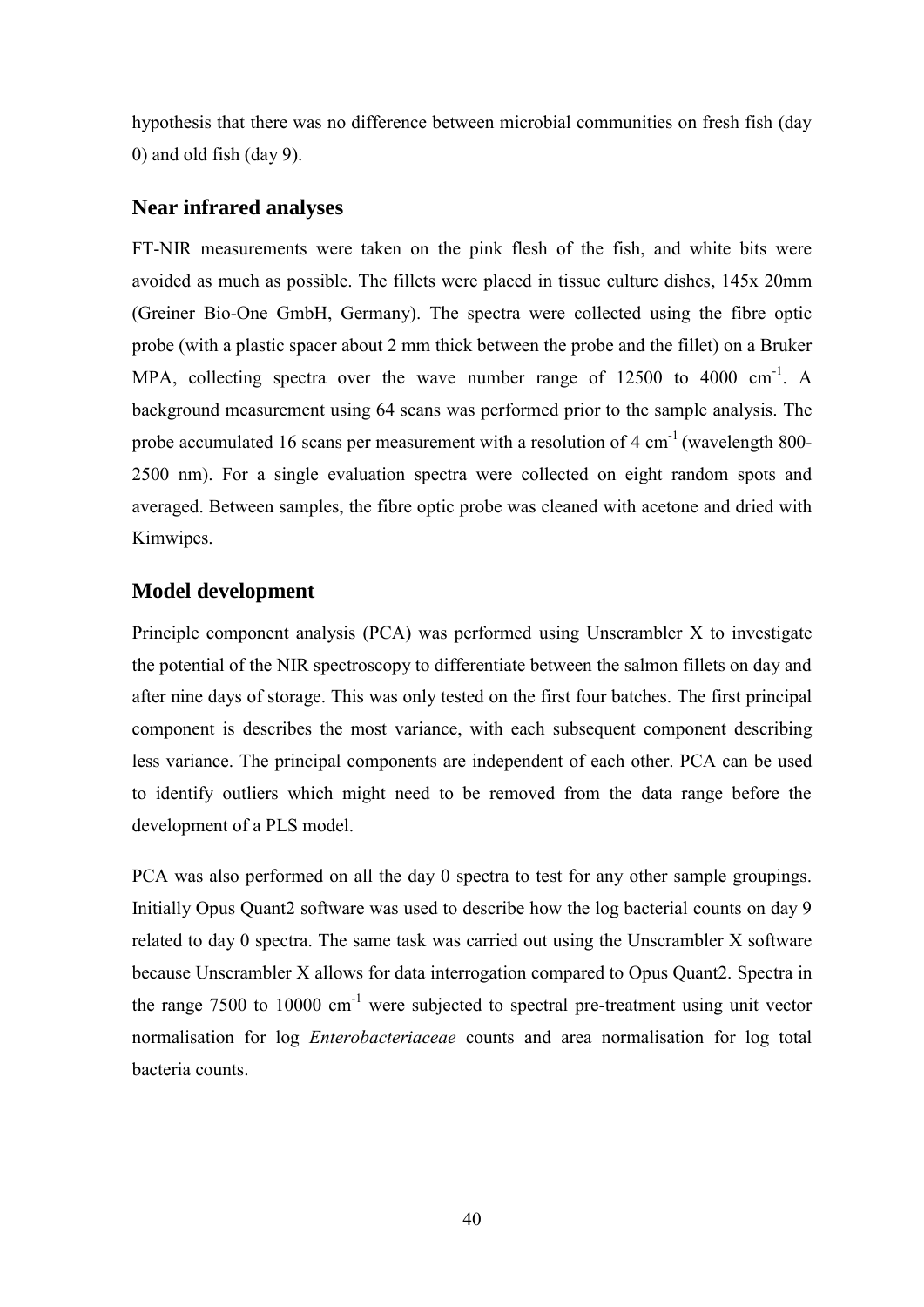hypothesis that there was no difference between microbial communities on fresh fish (day 0) and old fish (day 9).

## Near infrared analyses

FT-NIR measurements were taken on the pink flesh of the fish, and white bits were avoided as much as possible. The fillets were placed in tissue culture dishes, 145x 20mm (Greiner Bio-One GmbH, Germany). The spectra were collected using the fibre optic probe (with a plastic spacer about 2 mm thick between the probe and the fillet) on a Bruker MPA, collecting spectra over the wave number range of 12500 to 4000 $cm^{-1}$. A background measurement using 64 scans was performed prior to the sample analysis. The probe accumulated 16 scans per measurement with a resolution of 4 $cm^{-1}$ (wavelength 800-2500 nm). For a single evaluation spectra were collected on eight random spots and averaged. Between samples, the fibre optic probe was cleaned with acetone and dried with Kimwipes.

## Model development

Principle component analysis (PCA) was performed using Unscrambler X to investigate the potential of the NIR spectroscopy to differentiate between the salmon fillets on day and after nine days of storage. This was only tested on the first four batches. The first principal component is describes the most variance, with each subsequent component describing less variance. The principal components are independent of each other. PCA can be used to identify outliers which might need to be removed from the data range before the development of a PLS model.

PCA was also performed on all the day 0 spectra to test for any other sample groupings. Initially Opus Quant2 software was used to describe how the log bacterial counts on day 9 related to day 0 spectra. The same task was carried out using the Unscrambler X software because Unscrambler X allows for data interrogation compared to Opus Quant2. Spectra in the range 7500 to 10000 $cm^{-1}$ were subjected to spectral pre-treatment using unit vector normalisation for log *Enterobacteriaceae* counts and area normalisation for log total bacteria counts.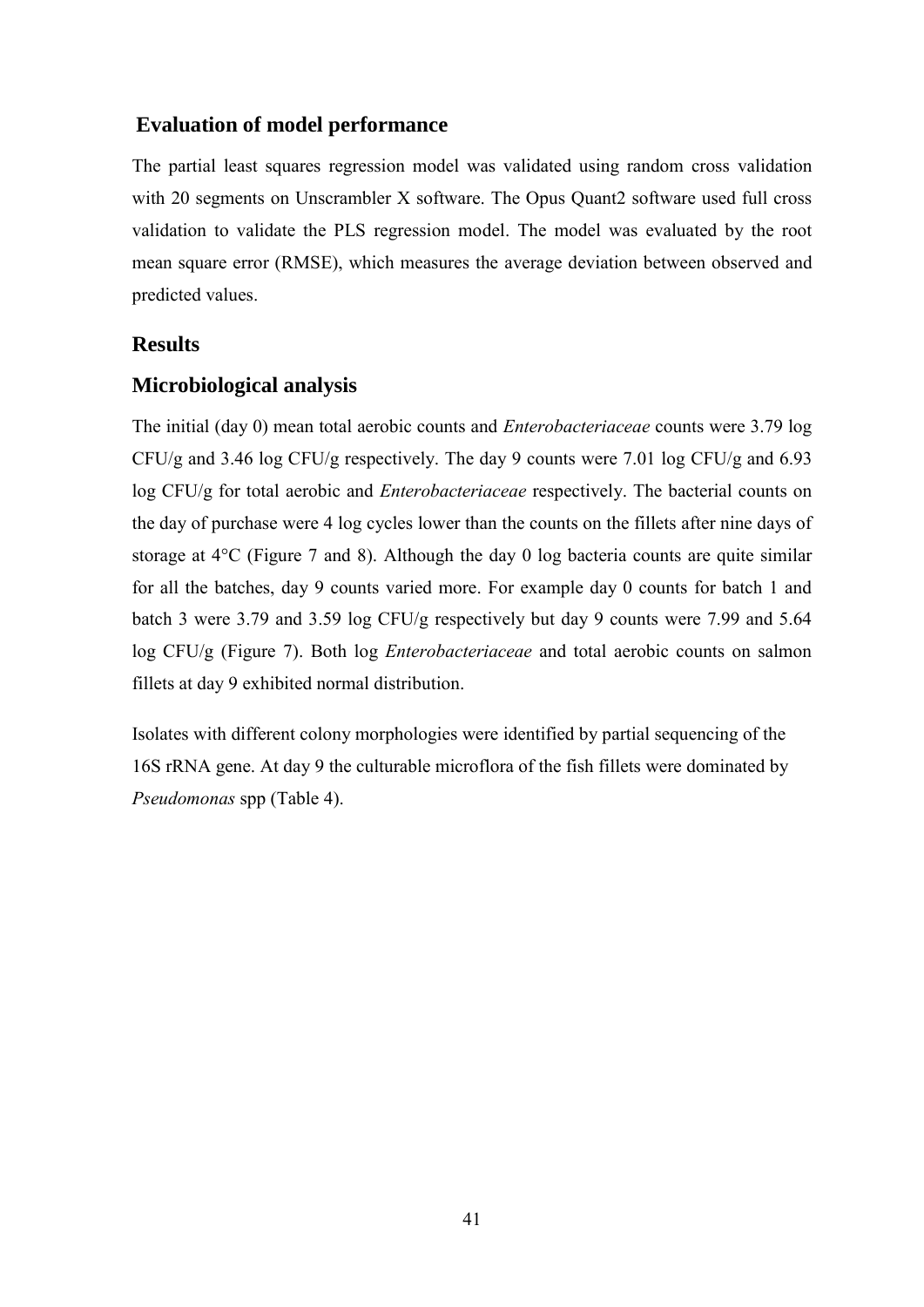## Evaluation of model performance

The partial least squares regression model was validated using random cross validation with 20 segments on Unscrambler X software. The Opus Quant2 software used full cross validation to validate the PLS regression model. The model was evaluated by the root mean square error (RMSE), which measures the average deviation between observed and predicted values.

## Results

## Microbiological analysis

The initial (day 0) mean total aerobic counts and *Enterobacteriaceae* counts were 3.79 log CFU/g and 3.46 log CFU/g respectively. The day 9 counts were 7.01 log CFU/g and 6.93 log CFU/g for total aerobic and *Enterobacteriaceae* respectively. The bacterial counts on the day of purchase were 4 log cycles lower than the counts on the fillets after nine days of storage at 4°C (Figure 7 and 8). Although the day 0 log bacteria counts are quite similar for all the batches, day 9 counts varied more. For example day 0 counts for batch 1 and batch 3 were 3.79 and 3.59 log CFU/g respectively but day 9 counts were 7.99 and 5.64 log CFU/g (Figure 7). Both log *Enterobacteriaceae* and total aerobic counts on salmon fillets at day 9 exhibited normal distribution.

Isolates with different colony morphologies were identified by partial sequencing of the 16S rRNA gene. At day 9 the culturable microflora of the fish fillets were dominated by *Pseudomonas* spp (Table 4).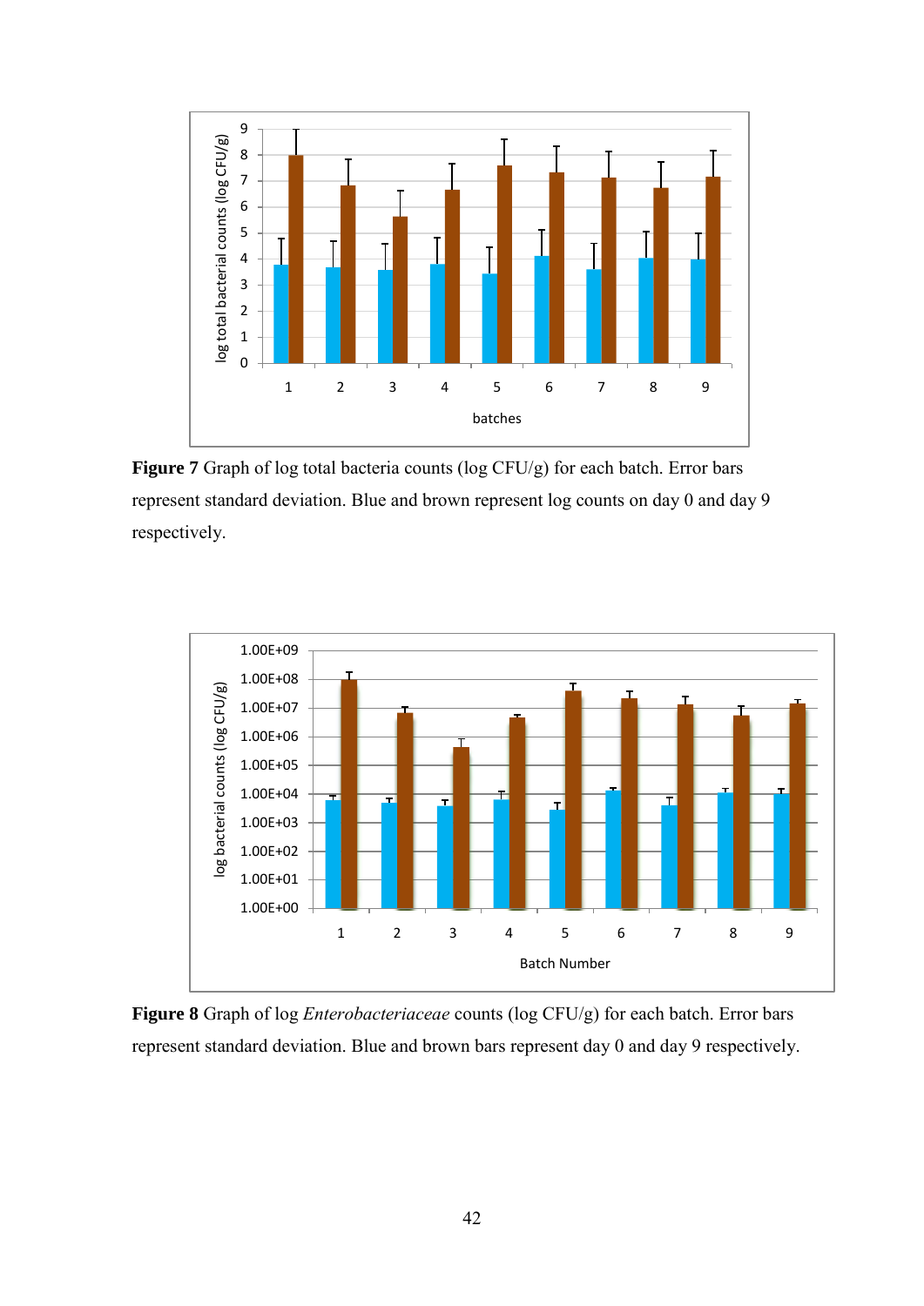**Figure 7** Graph of log total bacteria counts (log CFU/g) for each batch. Error bars represent standard deviation. Blue and brown represent log counts on day 0 and day 9 respectively.

**Figure 8** Graph of log *Enterobacteriaceae* counts (log CFU/g) for each batch. Error bars represent standard deviation. Blue and brown bars represent day 0 and day 9 respectively.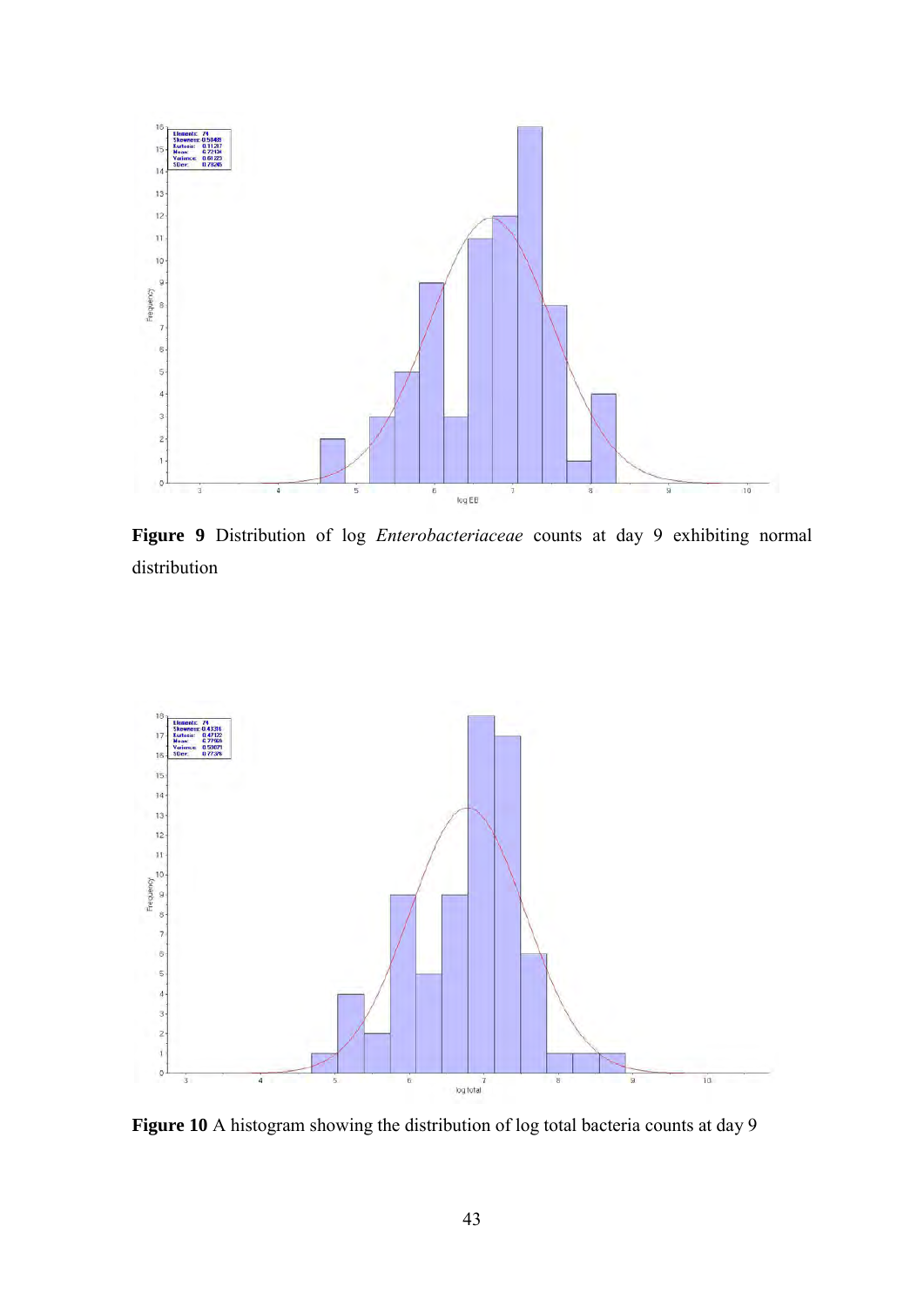**Figure 9** Distribution of log *Enterobacteriaceae* counts at day 9 exhibiting normal distribution

**Figure 10** A histogram showing the distribution of log total bacteria counts at day 9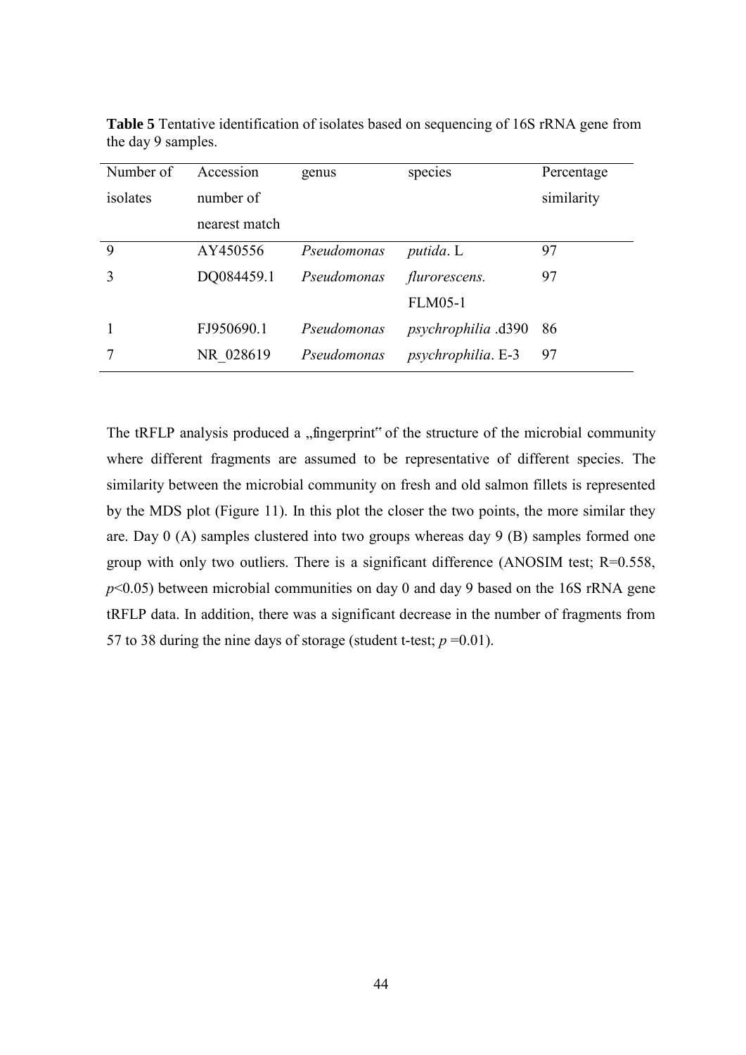**Table 5** Tentative identification of isolates based on sequencing of 16S rRNA gene from the day 9 samples.

| Number of isolates | Accession number of nearest match | genus | species | Percentage similarity |
|---|---|---|---|---|
| 9 | AY450556 | *Pseudomonas* | *putida*. L | 97 |
| 3 | DQ084459.1 | *Pseudomonas* | *flurorescens.* FLM05-1 | 97 |
| 1 | FJ950690.1 | *Pseudomonas* | *psychrophilia* .d390 | 86 |
| 7 | NR_028619 | *Pseudomonas* | *psychrophilia*. E-3 | 97 |

The tRFLP analysis produced a „fingerprint" of the structure of the microbial community where different fragments are assumed to be representative of different species. The similarity between the microbial community on fresh and old salmon fillets is represented by the MDS plot (Figure 11). In this plot the closer the two points, the more similar they are. Day 0 (A) samples clustered into two groups whereas day 9 (B) samples formed one group with only two outliers. There is a significant difference (ANOSIM test; R=0.558, $p<0.05$) between microbial communities on day 0 and day 9 based on the 16S rRNA gene tRFLP data. In addition, there was a significant decrease in the number of fragments from 57 to 38 during the nine days of storage (student t-test; $p=0.01$).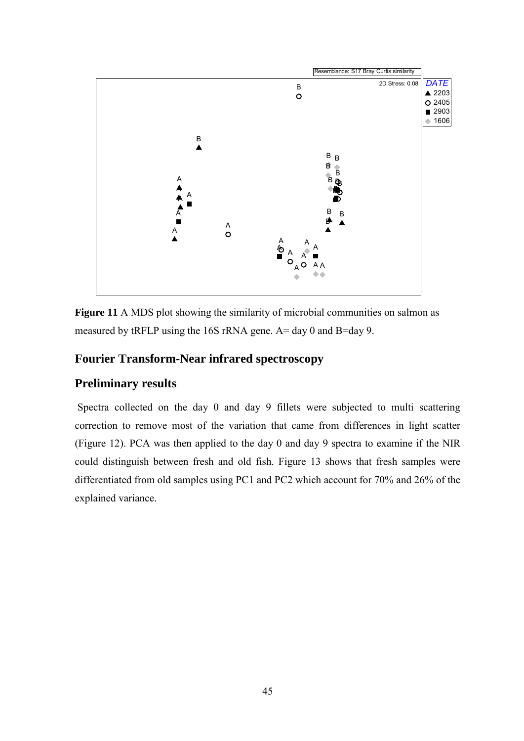**Figure 11** A MDS plot showing the similarity of microbial communities on salmon as measured by tRFLP using the 16S rRNA gene. A= day 0 and B=day 9.

## Fourier Transform-Near infrared spectroscopy

## Preliminary results

Spectra collected on the day 0 and day 9 fillets were subjected to multi scattering correction to remove most of the variation that came from differences in light scatter (Figure 12). PCA was then applied to the day 0 and day 9 spectra to examine if the NIR could distinguish between fresh and old fish. Figure 13 shows that fresh samples were differentiated from old samples using PC1 and PC2 which account for 70% and 26% of the explained variance.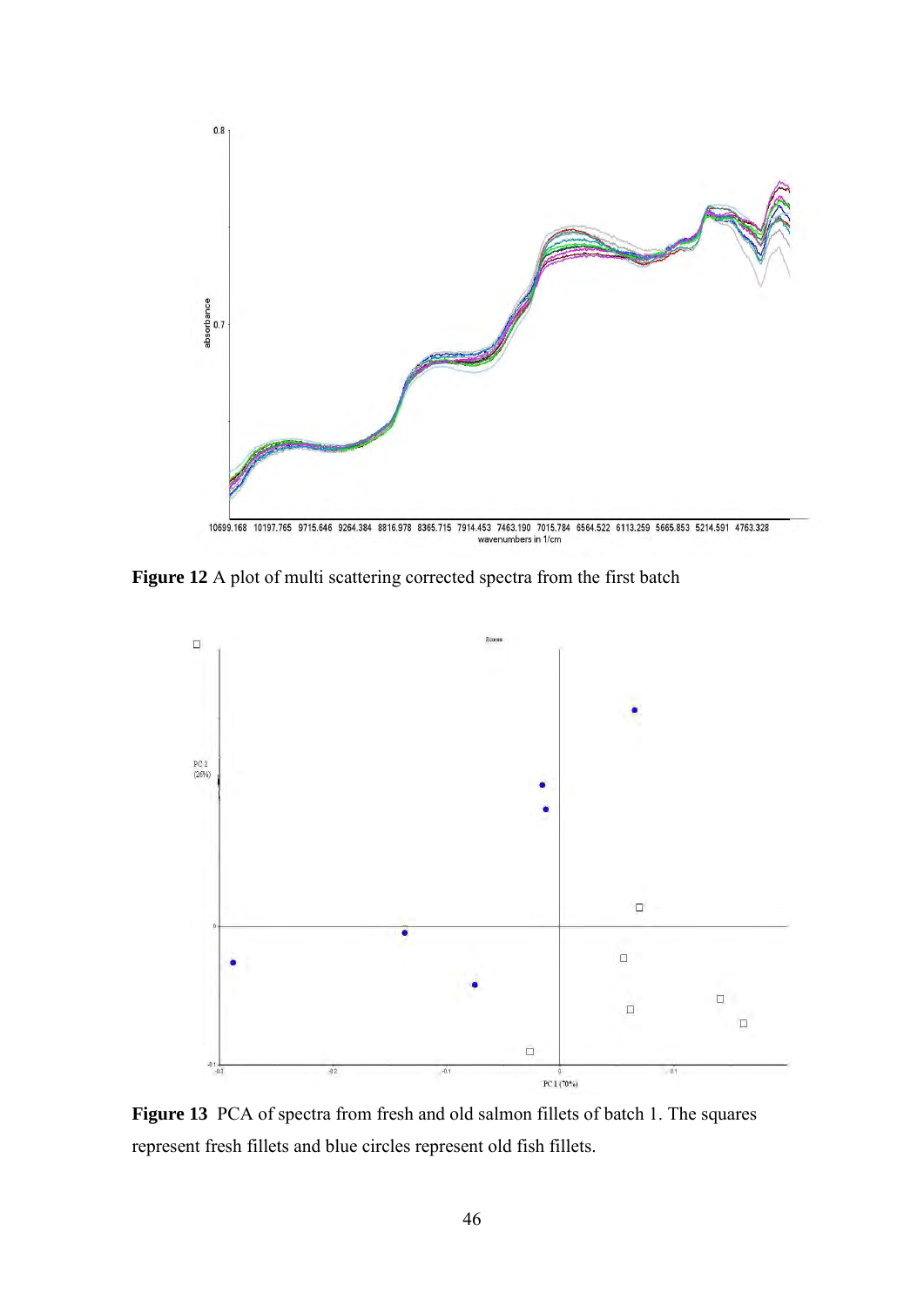**Figure 12** A plot of multi scattering corrected spectra from the first batch

**Figure 13** PCA of spectra from fresh and old salmon fillets of batch 1. The squares represent fresh fillets and blue circles represent old fish fillets.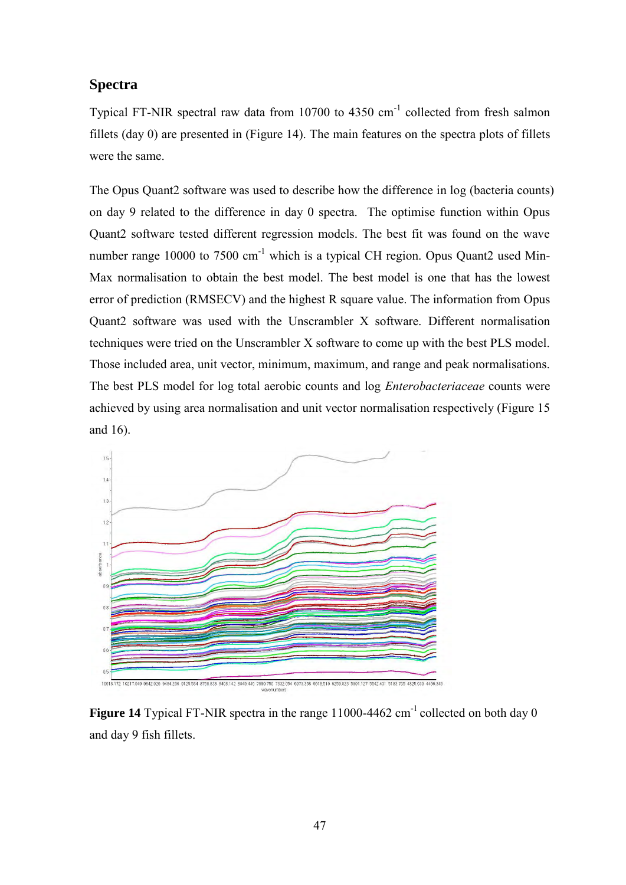## Spectra

Typical FT-NIR spectral raw data from 10700 to 4350 cm$^{-1}$ collected from fresh salmon fillets (day 0) are presented in (Figure 14). The main features on the spectra plots of fillets were the same.

The Opus Quant2 software was used to describe how the difference in log (bacteria counts) on day 9 related to the difference in day 0 spectra. The optimise function within Opus Quant2 software tested different regression models. The best fit was found on the wave number range 10000 to 7500 cm$^{-1}$ which is a typical CH region. Opus Quant2 used Min-Max normalisation to obtain the best model. The best model is one that has the lowest error of prediction (RMSECV) and the highest R square value. The information from Opus Quant2 software was used with the Unscrambler X software. Different normalisation techniques were tried on the Unscrambler X software to come up with the best PLS model. Those included area, unit vector, minimum, maximum, and range and peak normalisations. The best PLS model for log total aerobic counts and log *Enterobacteriaceae* counts were achieved by using area normalisation and unit vector normalisation respectively (Figure 15 and 16).

**Figure 14** Typical FT-NIR spectra in the range 11000-4462 cm$^{-1}$ collected on both day 0 and day 9 fish fillets.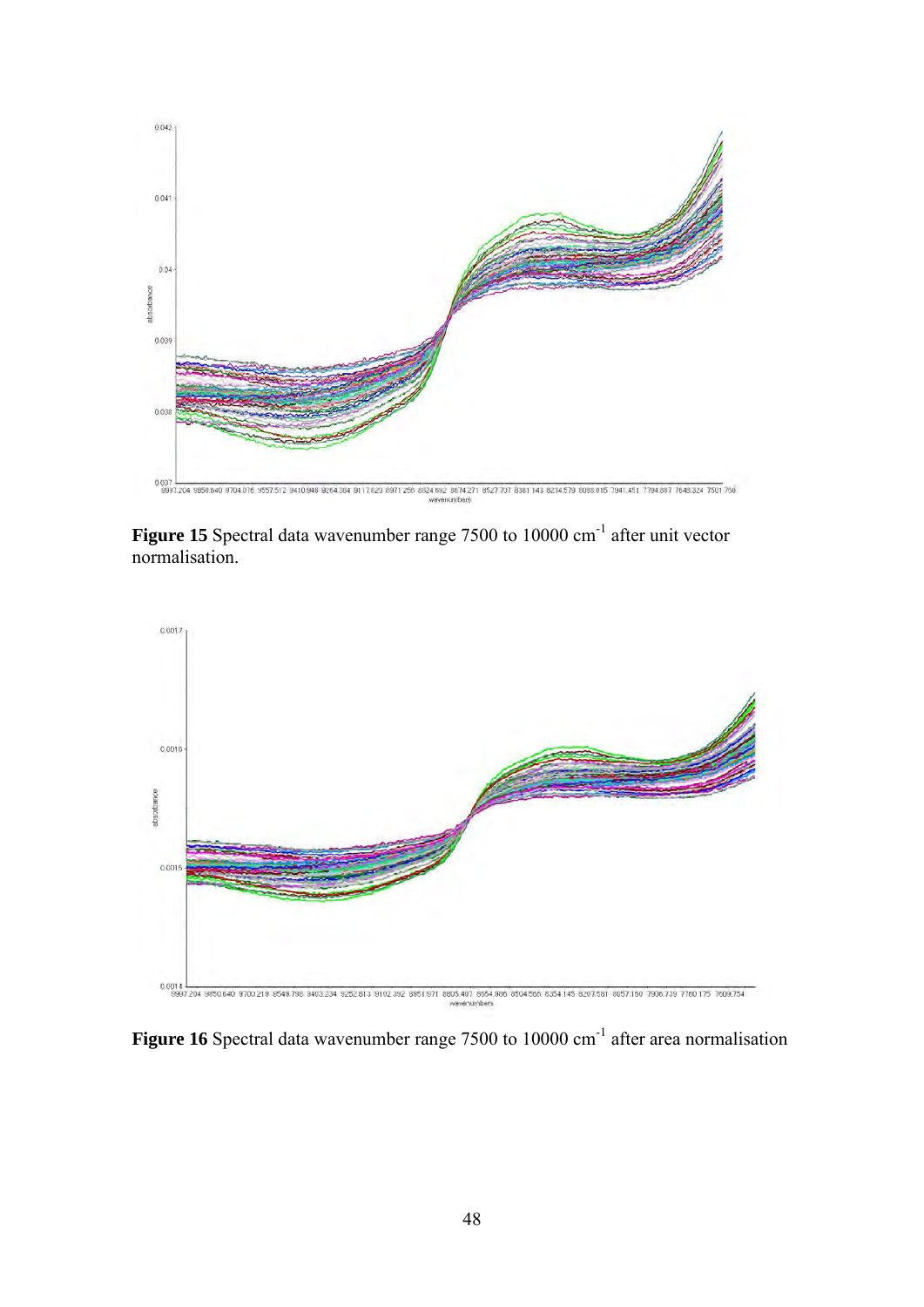**Figure 15** Spectral data wavenumber range 7500 to 10000 $cm^{-1}$ after unit vector normalisation.

**Figure 16** Spectral data wavenumber range 7500 to 10000 $cm^{-1}$ after area normalisation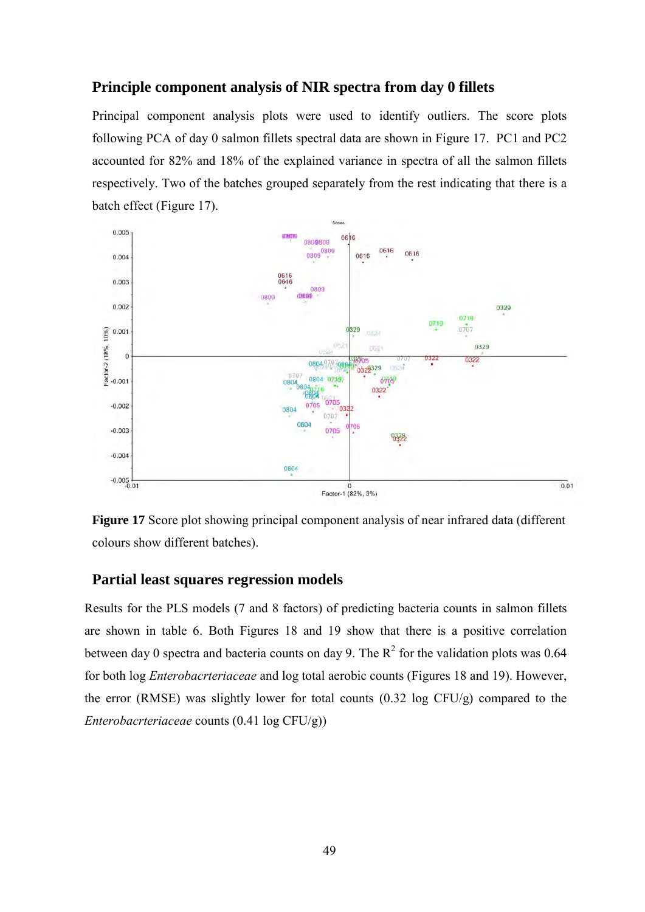## Principle component analysis of NIR spectra from day 0 fillets

Principal component analysis plots were used to identify outliers. The score plots following PCA of day 0 salmon fillets spectral data are shown in Figure 17. PC1 and PC2 accounted for 82% and 18% of the explained variance in spectra of all the salmon fillets respectively. Two of the batches grouped separately from the rest indicating that there is a batch effect (Figure 17).

**Figure 17** Score plot showing principal component analysis of near infrared data (different colours show different batches).

## Partial least squares regression models

Results for the PLS models (7 and 8 factors) of predicting bacteria counts in salmon fillets are shown in table 6. Both Figures 18 and 19 show that there is a positive correlation between day 0 spectra and bacteria counts on day 9. The $R^2$ for the validation plots was 0.64 for both log *Enterobacrteriaceae* and log total aerobic counts (Figures 18 and 19). However, the error (RMSE) was slightly lower for total counts (0.32 log CFU/g) compared to the *Enterobacrteriaceae* counts (0.41 log CFU/g))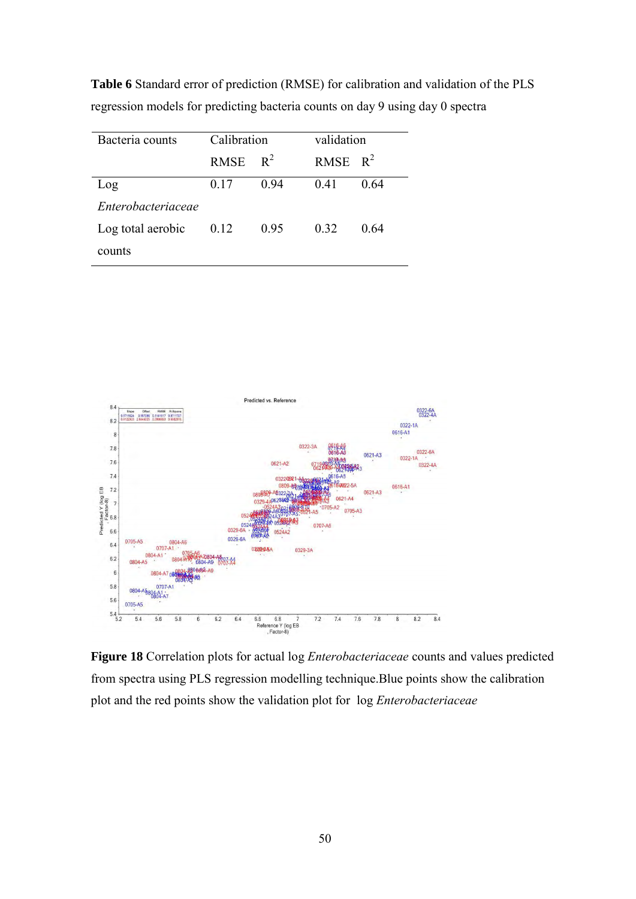**Table 6** Standard error of prediction (RMSE) for calibration and validation of the PLS regression models for predicting bacteria counts on day 9 using day 0 spectra

| Bacteria counts | Calibration | | validation | |
|---|---|---|---|---|
| | RMSE | $R^2$ | RMSE | $R^2$ |
| Log *Enterobacteriaceae* | 0.17 | 0.94 | 0.41 | 0.64 |
| Log total aerobic counts | 0.12 | 0.95 | 0.32 | 0.64 |

**Figure 18** Correlation plots for actual log *Enterobacteriaceae* counts and values predicted from spectra using PLS regression modelling technique.Blue points show the calibration plot and the red points show the validation plot for log *Enterobacteriaceae*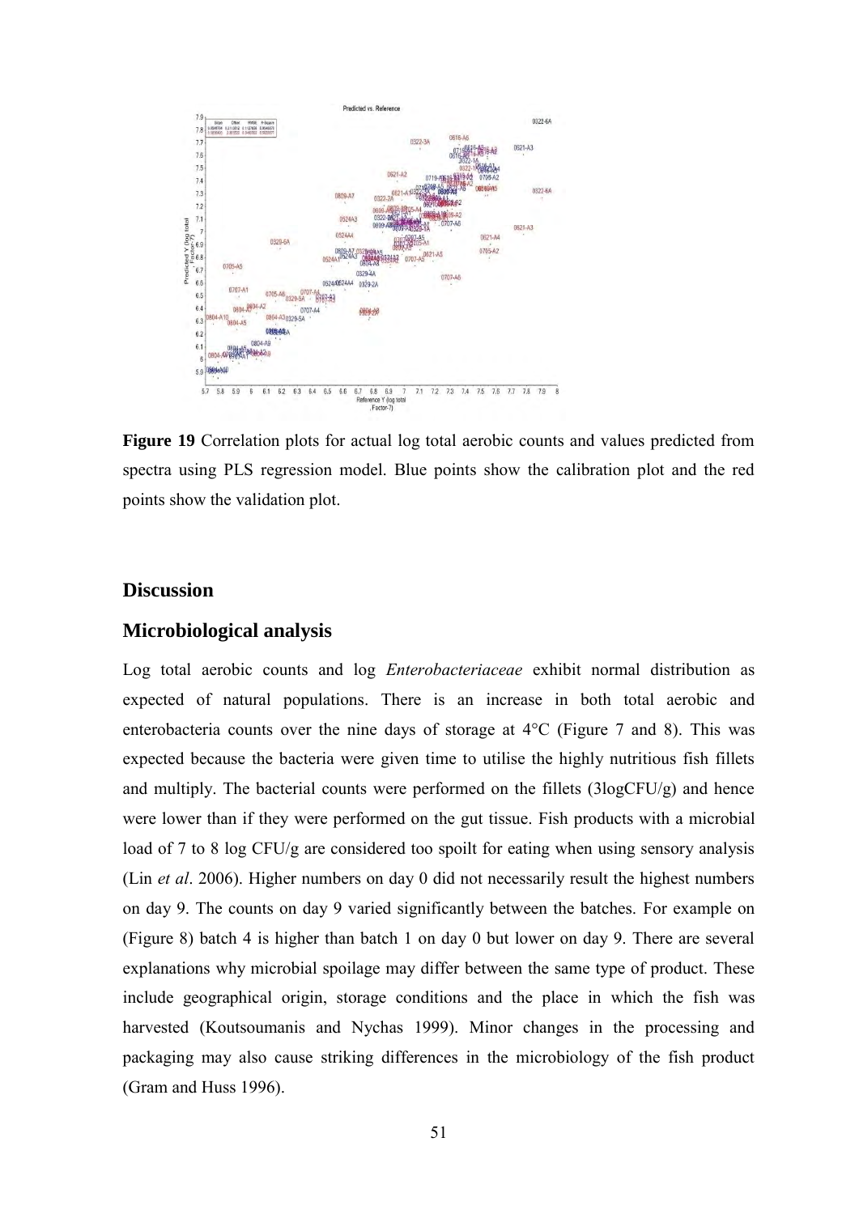**Figure 19** Correlation plots for actual log total aerobic counts and values predicted from spectra using PLS regression model. Blue points show the calibration plot and the red points show the validation plot.

## Discussion

### Microbiological analysis

Log total aerobic counts and log *Enterobacteriaceae* exhibit normal distribution as expected of natural populations. There is an increase in both total aerobic and enterobacteria counts over the nine days of storage at 4°C (Figure 7 and 8). This was expected because the bacteria were given time to utilise the highly nutritious fish fillets and multiply. The bacterial counts were performed on the fillets (3logCFU/g) and hence were lower than if they were performed on the gut tissue. Fish products with a microbial load of 7 to 8 log CFU/g are considered too spoilt for eating when using sensory analysis (Lin *et al*. 2006). Higher numbers on day 0 did not necessarily result the highest numbers on day 9. The counts on day 9 varied significantly between the batches. For example on (Figure 8) batch 4 is higher than batch 1 on day 0 but lower on day 9. There are several explanations why microbial spoilage may differ between the same type of product. These include geographical origin, storage conditions and the place in which the fish was harvested (Koutsoumanis and Nychas 1999). Minor changes in the processing and packaging may also cause striking differences in the microbiology of the fish product (Gram and Huss 1996).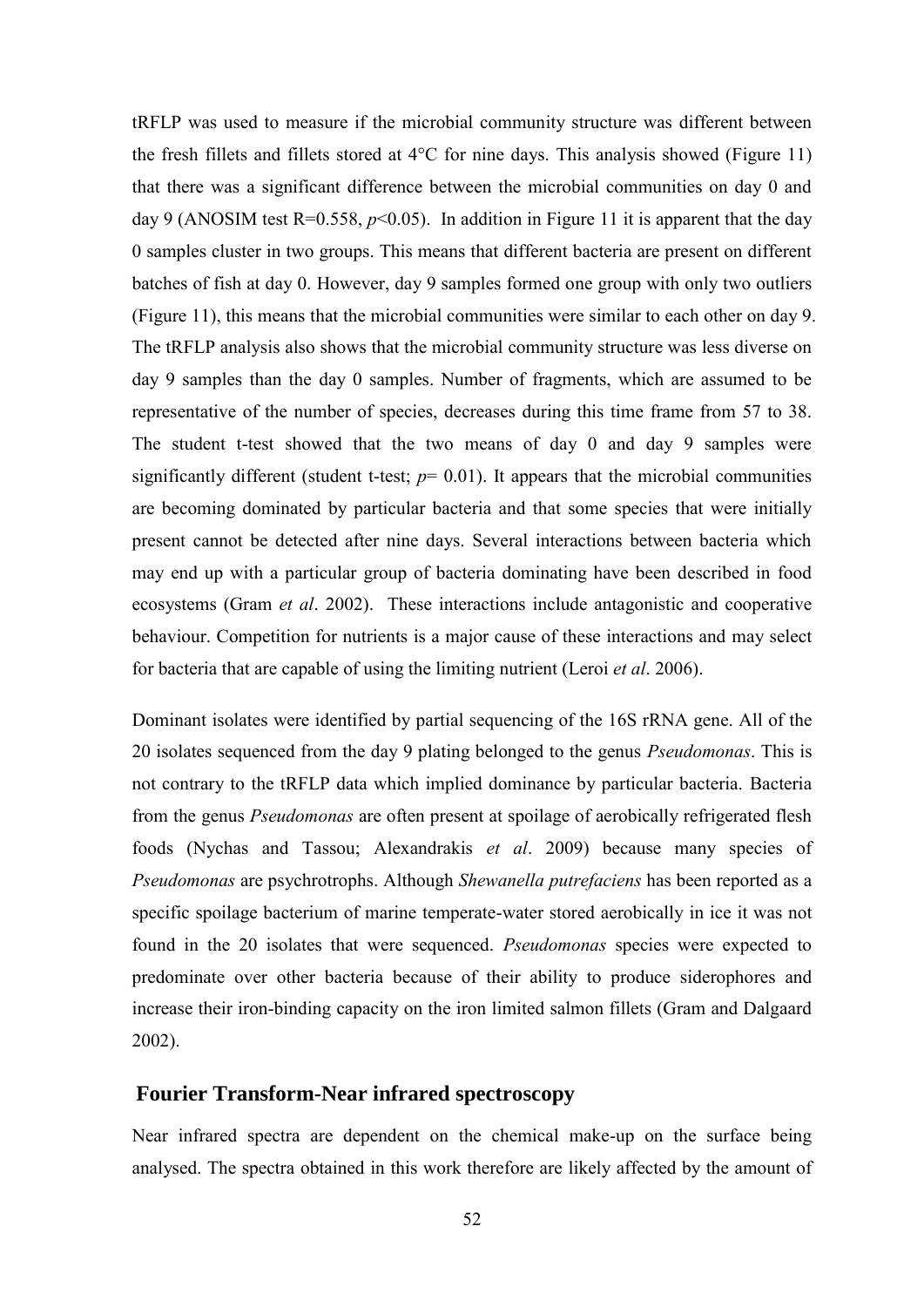tRFLP was used to measure if the microbial community structure was different between the fresh fillets and fillets stored at 4°C for nine days. This analysis showed (Figure 11) that there was a significant difference between the microbial communities on day 0 and day 9 (ANOSIM test R=0.558, $p$<0.05). In addition in Figure 11 it is apparent that the day 0 samples cluster in two groups. This means that different bacteria are present on different batches of fish at day 0. However, day 9 samples formed one group with only two outliers (Figure 11), this means that the microbial communities were similar to each other on day 9. The tRFLP analysis also shows that the microbial community structure was less diverse on day 9 samples than the day 0 samples. Number of fragments, which are assumed to be representative of the number of species, decreases during this time frame from 57 to 38. The student t-test showed that the two means of day 0 and day 9 samples were significantly different (student t-test; $p$= 0.01). It appears that the microbial communities are becoming dominated by particular bacteria and that some species that were initially present cannot be detected after nine days. Several interactions between bacteria which may end up with a particular group of bacteria dominating have been described in food ecosystems (Gram *et al*. 2002). These interactions include antagonistic and cooperative behaviour. Competition for nutrients is a major cause of these interactions and may select for bacteria that are capable of using the limiting nutrient (Leroi *et al*. 2006).

Dominant isolates were identified by partial sequencing of the 16S rRNA gene. All of the 20 isolates sequenced from the day 9 plating belonged to the genus *Pseudomonas*. This is not contrary to the tRFLP data which implied dominance by particular bacteria. Bacteria from the genus *Pseudomonas* are often present at spoilage of aerobically refrigerated flesh foods (Nychas and Tassou; Alexandrakis *et al*. 2009) because many species of *Pseudomonas* are psychrotrophs. Although *Shewanella putrefaciens* has been reported as a specific spoilage bacterium of marine temperate-water stored aerobically in ice it was not found in the 20 isolates that were sequenced. *Pseudomonas* species were expected to predominate over other bacteria because of their ability to produce siderophores and increase their iron-binding capacity on the iron limited salmon fillets (Gram and Dalgaard 2002).

## Fourier Transform-Near infrared spectroscopy

Near infrared spectra are dependent on the chemical make-up on the surface being analysed. The spectra obtained in this work therefore are likely affected by the amount of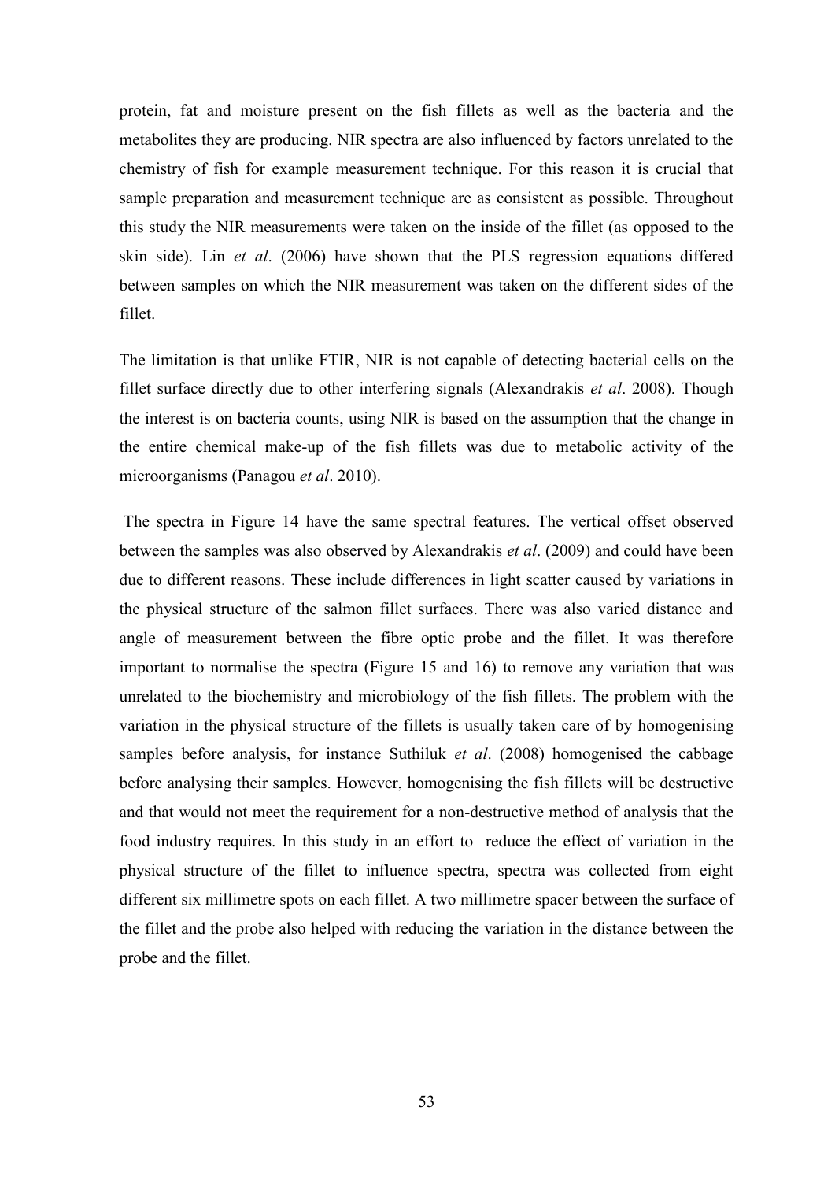protein, fat and moisture present on the fish fillets as well as the bacteria and the metabolites they are producing. NIR spectra are also influenced by factors unrelated to the chemistry of fish for example measurement technique. For this reason it is crucial that sample preparation and measurement technique are as consistent as possible. Throughout this study the NIR measurements were taken on the inside of the fillet (as opposed to the skin side). Lin *et al*. (2006) have shown that the PLS regression equations differed between samples on which the NIR measurement was taken on the different sides of the fillet.

The limitation is that unlike FTIR, NIR is not capable of detecting bacterial cells on the fillet surface directly due to other interfering signals (Alexandrakis *et al*. 2008). Though the interest is on bacteria counts, using NIR is based on the assumption that the change in the entire chemical make-up of the fish fillets was due to metabolic activity of the microorganisms (Panagou *et al*. 2010).

The spectra in Figure 14 have the same spectral features. The vertical offset observed between the samples was also observed by Alexandrakis *et al*. (2009) and could have been due to different reasons. These include differences in light scatter caused by variations in the physical structure of the salmon fillet surfaces. There was also varied distance and angle of measurement between the fibre optic probe and the fillet. It was therefore important to normalise the spectra (Figure 15 and 16) to remove any variation that was unrelated to the biochemistry and microbiology of the fish fillets. The problem with the variation in the physical structure of the fillets is usually taken care of by homogenising samples before analysis, for instance Suthiluk *et al*. (2008) homogenised the cabbage before analysing their samples. However, homogenising the fish fillets will be destructive and that would not meet the requirement for a non-destructive method of analysis that the food industry requires. In this study in an effort to reduce the effect of variation in the physical structure of the fillet to influence spectra, spectra was collected from eight different six millimetre spots on each fillet. A two millimetre spacer between the surface of the fillet and the probe also helped with reducing the variation in the distance between the probe and the fillet.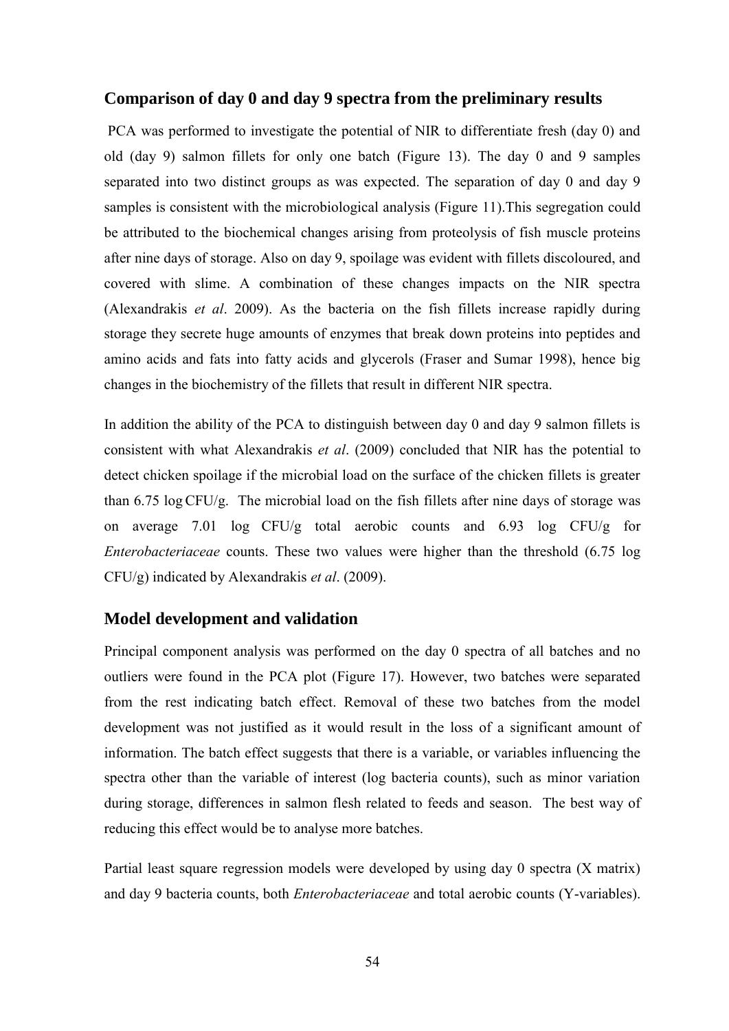## Comparison of day 0 and day 9 spectra from the preliminary results

PCA was performed to investigate the potential of NIR to differentiate fresh (day 0) and old (day 9) salmon fillets for only one batch (Figure 13). The day 0 and 9 samples separated into two distinct groups as was expected. The separation of day 0 and day 9 samples is consistent with the microbiological analysis (Figure 11).This segregation could be attributed to the biochemical changes arising from proteolysis of fish muscle proteins after nine days of storage. Also on day 9, spoilage was evident with fillets discoloured, and covered with slime. A combination of these changes impacts on the NIR spectra (Alexandrakis *et al*. 2009). As the bacteria on the fish fillets increase rapidly during storage they secrete huge amounts of enzymes that break down proteins into peptides and amino acids and fats into fatty acids and glycerols (Fraser and Sumar 1998), hence big changes in the biochemistry of the fillets that result in different NIR spectra.

In addition the ability of the PCA to distinguish between day 0 and day 9 salmon fillets is consistent with what Alexandrakis *et al*. (2009) concluded that NIR has the potential to detect chicken spoilage if the microbial load on the surface of the chicken fillets is greater than 6.75 log CFU/g. The microbial load on the fish fillets after nine days of storage was on average 7.01 log CFU/g total aerobic counts and 6.93 log CFU/g for *Enterobacteriaceae* counts. These two values were higher than the threshold (6.75 log CFU/g) indicated by Alexandrakis *et al*. (2009).

## Model development and validation

Principal component analysis was performed on the day 0 spectra of all batches and no outliers were found in the PCA plot (Figure 17). However, two batches were separated from the rest indicating batch effect. Removal of these two batches from the model development was not justified as it would result in the loss of a significant amount of information. The batch effect suggests that there is a variable, or variables influencing the spectra other than the variable of interest (log bacteria counts), such as minor variation during storage, differences in salmon flesh related to feeds and season. The best way of reducing this effect would be to analyse more batches.

Partial least square regression models were developed by using day 0 spectra (X matrix) and day 9 bacteria counts, both *Enterobacteriaceae* and total aerobic counts (Y-variables).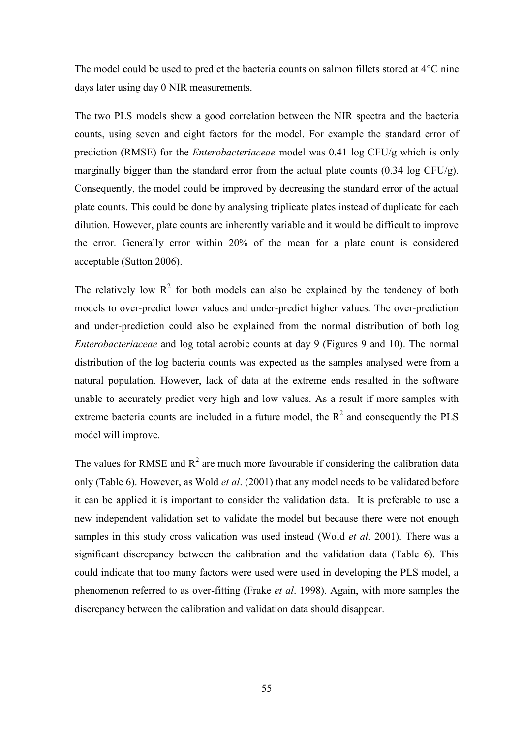The model could be used to predict the bacteria counts on salmon fillets stored at 4°C nine days later using day 0 NIR measurements.

The two PLS models show a good correlation between the NIR spectra and the bacteria counts, using seven and eight factors for the model. For example the standard error of prediction (RMSE) for the *Enterobacteriaceae* model was 0.41 log CFU/g which is only marginally bigger than the standard error from the actual plate counts (0.34 log CFU/g). Consequently, the model could be improved by decreasing the standard error of the actual plate counts. This could be done by analysing triplicate plates instead of duplicate for each dilution. However, plate counts are inherently variable and it would be difficult to improve the error. Generally error within 20% of the mean for a plate count is considered acceptable (Sutton 2006).

The relatively low $R^2$ for both models can also be explained by the tendency of both models to over-predict lower values and under-predict higher values. The over-prediction and under-prediction could also be explained from the normal distribution of both log *Enterobacteriaceae* and log total aerobic counts at day 9 (Figures 9 and 10). The normal distribution of the log bacteria counts was expected as the samples analysed were from a natural population. However, lack of data at the extreme ends resulted in the software unable to accurately predict very high and low values. As a result if more samples with extreme bacteria counts are included in a future model, the $R^2$ and consequently the PLS model will improve.

The values for RMSE and $R^2$ are much more favourable if considering the calibration data only (Table 6). However, as Wold *et al*. (2001) that any model needs to be validated before it can be applied it is important to consider the validation data. It is preferable to use a new independent validation set to validate the model but because there were not enough samples in this study cross validation was used instead (Wold *et al*. 2001). There was a significant discrepancy between the calibration and the validation data (Table 6). This could indicate that too many factors were used were used in developing the PLS model, a phenomenon referred to as over-fitting (Frake *et al*. 1998). Again, with more samples the discrepancy between the calibration and validation data should disappear.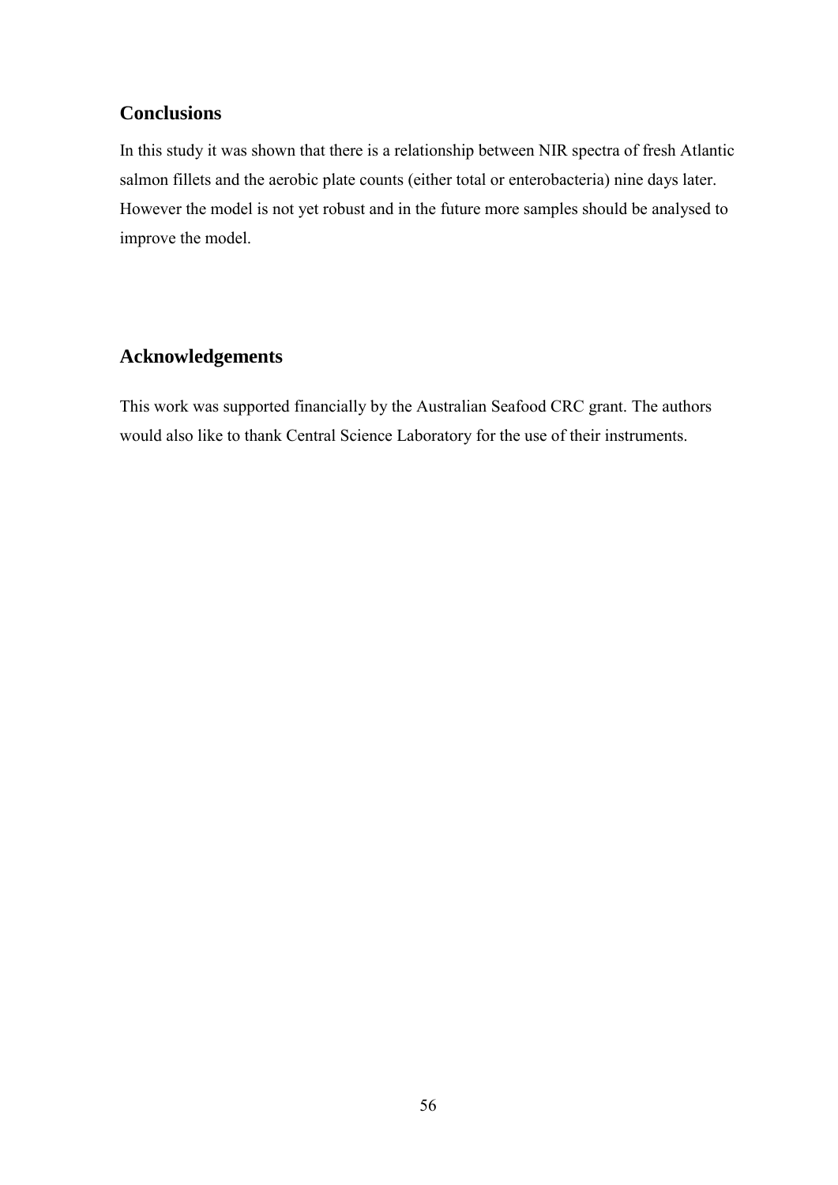## Conclusions

In this study it was shown that there is a relationship between NIR spectra of fresh Atlantic salmon fillets and the aerobic plate counts (either total or enterobacteria) nine days later. However the model is not yet robust and in the future more samples should be analysed to improve the model.

## Acknowledgements

This work was supported financially by the Australian Seafood CRC grant. The authors would also like to thank Central Science Laboratory for the use of their instruments.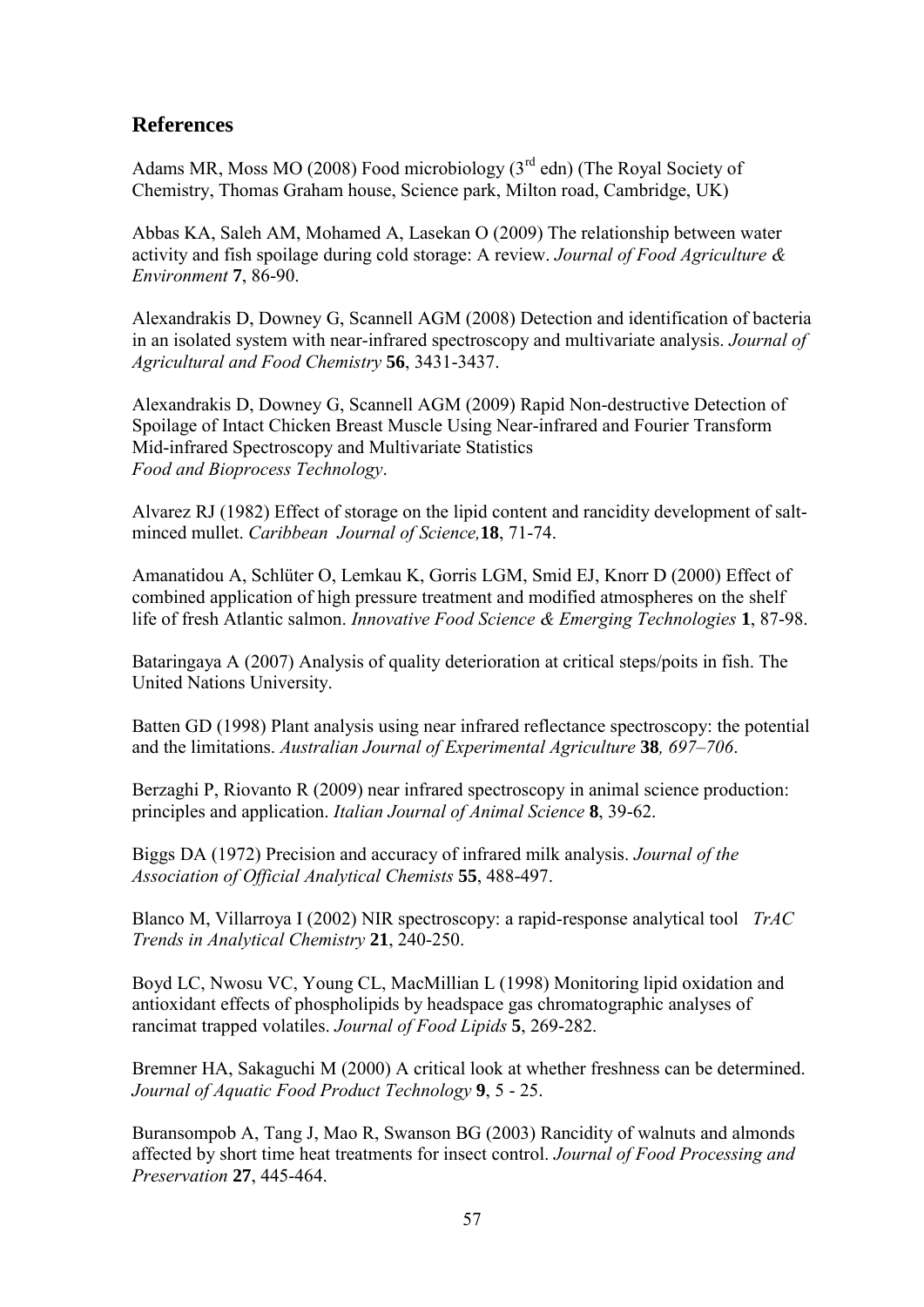## References

Adams MR, Moss MO (2008) Food microbiology (3rd edn) (The Royal Society of Chemistry, Thomas Graham house, Science park, Milton road, Cambridge, UK)

Abbas KA, Saleh AM, Mohamed A, Lasekan O (2009) The relationship between water activity and fish spoilage during cold storage: A review. *Journal of Food Agriculture & Environment* **7**, 86-90.

Alexandrakis D, Downey G, Scannell AGM (2008) Detection and identification of bacteria in an isolated system with near-infrared spectroscopy and multivariate analysis. *Journal of Agricultural and Food Chemistry* **56**, 3431-3437.

Alexandrakis D, Downey G, Scannell AGM (2009) Rapid Non-destructive Detection of Spoilage of Intact Chicken Breast Muscle Using Near-infrared and Fourier Transform Mid-infrared Spectroscopy and Multivariate Statistics *Food and Bioprocess Technology*.

Alvarez RJ (1982) Effect of storage on the lipid content and rancidity development of salt-minced mullet. *Caribbean Journal of Science,* **18**, 71-74.

Amanatidou A, Schlüter O, Lemkau K, Gorris LGM, Smid EJ, Knorr D (2000) Effect of combined application of high pressure treatment and modified atmospheres on the shelf life of fresh Atlantic salmon. *Innovative Food Science & Emerging Technologies* **1**, 87-98.

Bataringaya A (2007) Analysis of quality deterioration at critical steps/poits in fish. The United Nations University.

Batten GD (1998) Plant analysis using near infrared reflectance spectroscopy: the potential and the limitations. *Australian Journal of Experimental Agriculture* **38***, 697–706*.

Berzaghi P, Riovanto R (2009) near infrared spectroscopy in animal science production: principles and application. *Italian Journal of Animal Science* **8**, 39-62.

Biggs DA (1972) Precision and accuracy of infrared milk analysis. *Journal of the Association of Official Analytical Chemists* **55**, 488-497.

Blanco M, Villarroya I (2002) NIR spectroscopy: a rapid-response analytical tool *TrAC Trends in Analytical Chemistry* **21**, 240-250.

Boyd LC, Nwosu VC, Young CL, MacMillian L (1998) Monitoring lipid oxidation and antioxidant effects of phospholipids by headspace gas chromatographic analyses of rancimat trapped volatiles. *Journal of Food Lipids* **5**, 269-282.

Bremner HA, Sakaguchi M (2000) A critical look at whether freshness can be determined. *Journal of Aquatic Food Product Technology* **9**, 5 - 25.

Buransompob A, Tang J, Mao R, Swanson BG (2003) Rancidity of walnuts and almonds affected by short time heat treatments for insect control. *Journal of Food Processing and Preservation* **27**, 445-464.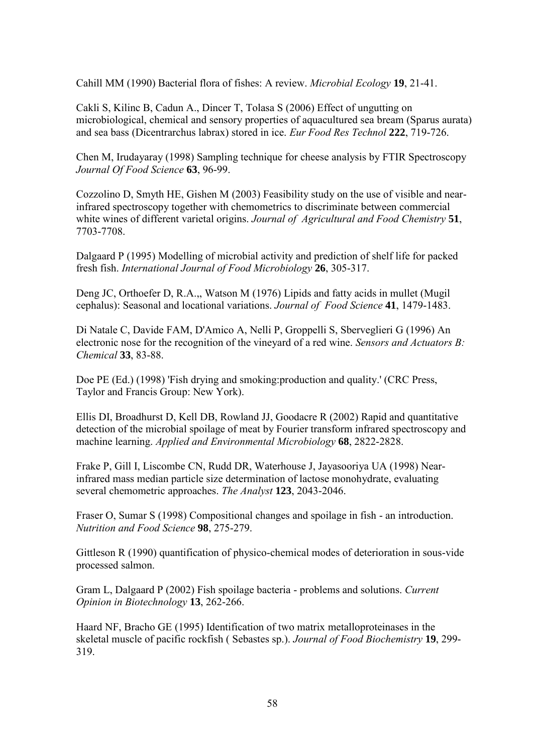Cahill MM (1990) Bacterial flora of fishes: A review. *Microbial Ecology* **19**, 21-41.

Cakli S, Kilinc B, Cadun A., Dincer T, Tolasa S (2006) Effect of ungutting on microbiological, chemical and sensory properties of aquacultured sea bream (Sparus aurata) and sea bass (Dicentrarchus labrax) stored in ice. *Eur Food Res Technol* **222**, 719-726.

Chen M, Irudayaray (1998) Sampling technique for cheese analysis by FTIR Spectroscopy *Journal Of Food Science* **63**, 96-99.

Cozzolino D, Smyth HE, Gishen M (2003) Feasibility study on the use of visible and near-infrared spectroscopy together with chemometrics to discriminate between commercial white wines of different varietal origins. *Journal of Agricultural and Food Chemistry* **51**, 7703-7708.

Dalgaard P (1995) Modelling of microbial activity and prediction of shelf life for packed fresh fish. *International Journal of Food Microbiology* **26**, 305-317.

Deng JC, Orthoefer D, R.A.,, Watson M (1976) Lipids and fatty acids in mullet (Mugil cephalus): Seasonal and locational variations. *Journal of Food Science* **41**, 1479-1483.

Di Natale C, Davide FAM, D'Amico A, Nelli P, Groppelli S, Sberveglieri G (1996) An electronic nose for the recognition of the vineyard of a red wine. *Sensors and Actuators B: Chemical* **33**, 83-88.

Doe PE (Ed.) (1998) 'Fish drying and smoking:production and quality.' (CRC Press, Taylor and Francis Group: New York).

Ellis DI, Broadhurst D, Kell DB, Rowland JJ, Goodacre R (2002) Rapid and quantitative detection of the microbial spoilage of meat by Fourier transform infrared spectroscopy and machine learning. *Applied and Environmental Microbiology* **68**, 2822-2828.

Frake P, Gill I, Liscombe CN, Rudd DR, Waterhouse J, Jayasooriya UA (1998) Near-infrared mass median particle size determination of lactose monohydrate, evaluating several chemometric approaches. *The Analyst* **123**, 2043-2046.

Fraser O, Sumar S (1998) Compositional changes and spoilage in fish - an introduction. *Nutrition and Food Science* **98**, 275-279.

Gittleson R (1990) quantification of physico-chemical modes of deterioration in sous-vide processed salmon.

Gram L, Dalgaard P (2002) Fish spoilage bacteria - problems and solutions. *Current Opinion in Biotechnology* **13**, 262-266.

Haard NF, Bracho GE (1995) Identification of two matrix metalloproteinases in the skeletal muscle of pacific rockfish ( Sebastes sp.). *Journal of Food Biochemistry* **19**, 299-319.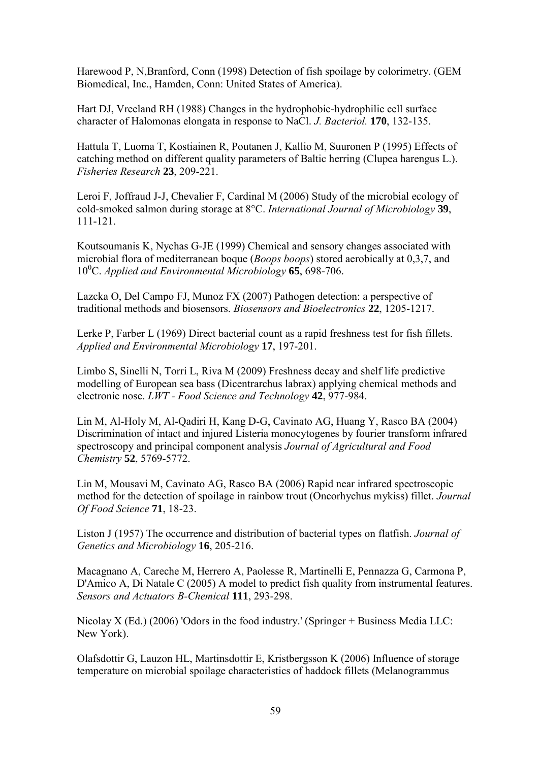Harewood P, N,Branford, Conn (1998) Detection of fish spoilage by colorimetry. (GEM Biomedical, Inc., Hamden, Conn: United States of America).

Hart DJ, Vreeland RH (1988) Changes in the hydrophobic-hydrophilic cell surface character of Halomonas elongata in response to NaCl. *J. Bacteriol.* **170**, 132-135.

Hattula T, Luoma T, Kostiainen R, Poutanen J, Kallio M, Suuronen P (1995) Effects of catching method on different quality parameters of Baltic herring (Clupea harengus L.). *Fisheries Research* **23**, 209-221.

Leroi F, Joffraud J-J, Chevalier F, Cardinal M (2006) Study of the microbial ecology of cold-smoked salmon during storage at 8°C. *International Journal of Microbiology* **39**, 111-121.

Koutsoumanis K, Nychas G-JE (1999) Chemical and sensory changes associated with microbial flora of mediterranean boque (*Boops boops*) stored aerobically at 0,3,7, and $10^0$C. *Applied and Environmental Microbiology* **65**, 698-706.

Lazcka O, Del Campo FJ, Munoz FX (2007) Pathogen detection: a perspective of traditional methods and biosensors. *Biosensors and Bioelectronics* **22**, 1205-1217.

Lerke P, Farber L (1969) Direct bacterial count as a rapid freshness test for fish fillets. *Applied and Environmental Microbiology* **17**, 197-201.

Limbo S, Sinelli N, Torri L, Riva M (2009) Freshness decay and shelf life predictive modelling of European sea bass (Dicentrarchus labrax) applying chemical methods and electronic nose. *LWT - Food Science and Technology* **42**, 977-984.

Lin M, Al-Holy M, Al-Qadiri H, Kang D-G, Cavinato AG, Huang Y, Rasco BA (2004) Discrimination of intact and injured Listeria monocytogenes by fourier transform infrared spectroscopy and principal component analysis *Journal of Agricultural and Food Chemistry* **52**, 5769-5772.

Lin M, Mousavi M, Cavinato AG, Rasco BA (2006) Rapid near infrared spectroscopic method for the detection of spoilage in rainbow trout (Oncorhychus mykiss) fillet. *Journal Of Food Science* **71**, 18-23.

Liston J (1957) The occurrence and distribution of bacterial types on flatfish. *Journal of Genetics and Microbiology* **16**, 205-216.

Macagnano A, Careche M, Herrero A, Paolesse R, Martinelli E, Pennazza G, Carmona P, D'Amico A, Di Natale C (2005) A model to predict fish quality from instrumental features. *Sensors and Actuators B-Chemical* **111**, 293-298.

Nicolay X (Ed.) (2006) 'Odors in the food industry.' (Springer + Business Media LLC: New York).

Olafsdottir G, Lauzon HL, Martinsdottir E, Kristbergsson K (2006) Influence of storage temperature on microbial spoilage characteristics of haddock fillets (Melanogrammus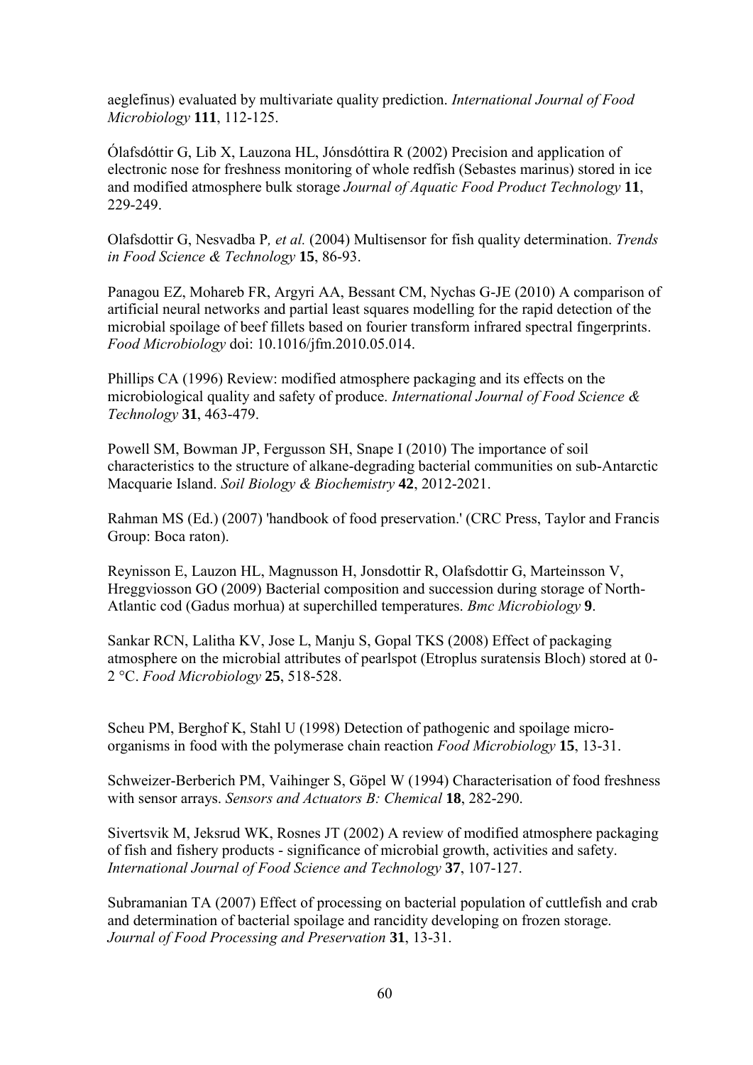aeglefinus) evaluated by multivariate quality prediction. *International Journal of Food Microbiology* **111**, 112-125.

Ólafsdóttir G, Lib X, Lauzona HL, Jónsdóttira R (2002) Precision and application of electronic nose for freshness monitoring of whole redfish (Sebastes marinus) stored in ice and modified atmosphere bulk storage *Journal of Aquatic Food Product Technology* **11**, 229-249.

Olafsdottir G, Nesvadba P*, et al.* (2004) Multisensor for fish quality determination. *Trends in Food Science & Technology* **15**, 86-93.

Panagou EZ, Mohareb FR, Argyri AA, Bessant CM, Nychas G-JE (2010) A comparison of artificial neural networks and partial least squares modelling for the rapid detection of the microbial spoilage of beef fillets based on fourier transform infrared spectral fingerprints. *Food Microbiology* doi: 10.1016/jfm.2010.05.014.

Phillips CA (1996) Review: modified atmosphere packaging and its effects on the microbiological quality and safety of produce. *International Journal of Food Science & Technology* **31**, 463-479.

Powell SM, Bowman JP, Fergusson SH, Snape I (2010) The importance of soil characteristics to the structure of alkane-degrading bacterial communities on sub-Antarctic Macquarie Island. *Soil Biology & Biochemistry* **42**, 2012-2021.

Rahman MS (Ed.) (2007) 'handbook of food preservation.' (CRC Press, Taylor and Francis Group: Boca raton).

Reynisson E, Lauzon HL, Magnusson H, Jonsdottir R, Olafsdottir G, Marteinsson V, Hreggviosson GO (2009) Bacterial composition and succession during storage of North-Atlantic cod (Gadus morhua) at superchilled temperatures. *Bmc Microbiology* **9**.

Sankar RCN, Lalitha KV, Jose L, Manju S, Gopal TKS (2008) Effect of packaging atmosphere on the microbial attributes of pearlspot (Etroplus suratensis Bloch) stored at 0-2 °C. *Food Microbiology* **25**, 518-528.

Scheu PM, Berghof K, Stahl U (1998) Detection of pathogenic and spoilage micro-organisms in food with the polymerase chain reaction *Food Microbiology* **15**, 13-31.

Schweizer-Berberich PM, Vaihinger S, Göpel W (1994) Characterisation of food freshness with sensor arrays. *Sensors and Actuators B: Chemical* **18**, 282-290.

Sivertsvik M, Jeksrud WK, Rosnes JT (2002) A review of modified atmosphere packaging of fish and fishery products - significance of microbial growth, activities and safety. *International Journal of Food Science and Technology* **37**, 107-127.

Subramanian TA (2007) Effect of processing on bacterial population of cuttlefish and crab and determination of bacterial spoilage and rancidity developing on frozen storage. *Journal of Food Processing and Preservation* **31**, 13-31.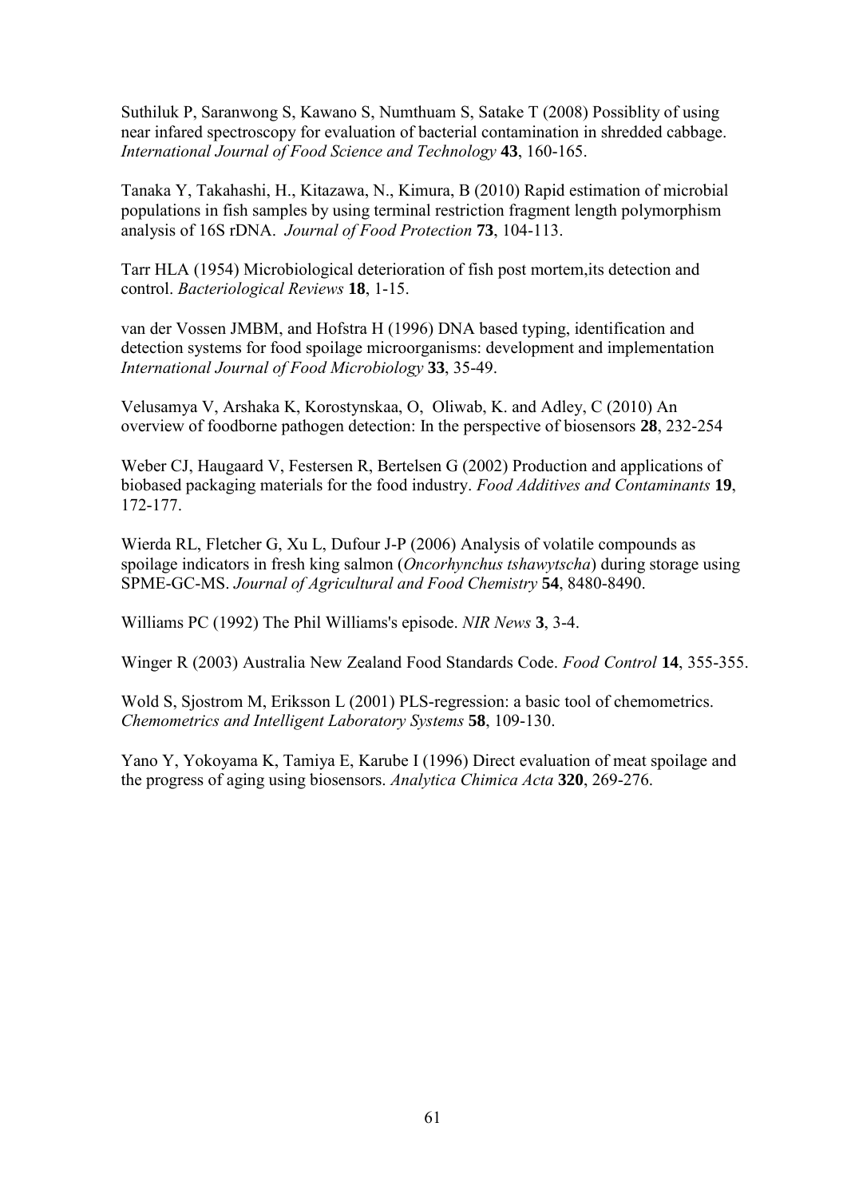Suthiluk P, Saranwong S, Kawano S, Numthuam S, Satake T (2008) Possiblity of using near infared spectroscopy for evaluation of bacterial contamination in shredded cabbage. *International Journal of Food Science and Technology* **43**, 160-165.

Tanaka Y, Takahashi, H., Kitazawa, N., Kimura, B (2010) Rapid estimation of microbial populations in fish samples by using terminal restriction fragment length polymorphism analysis of 16S rDNA. *Journal of Food Protection* **73**, 104-113.

Tarr HLA (1954) Microbiological deterioration of fish post mortem,its detection and control. *Bacteriological Reviews* **18**, 1-15.

van der Vossen JMBM, and Hofstra H (1996) DNA based typing, identification and detection systems for food spoilage microorganisms: development and implementation *International Journal of Food Microbiology* **33**, 35-49.

Velusamya V, Arshaka K, Korostynskaa, O, Oliwab, K. and Adley, C (2010) An overview of foodborne pathogen detection: In the perspective of biosensors **28**, 232-254

Weber CJ, Haugaard V, Festersen R, Bertelsen G (2002) Production and applications of biobased packaging materials for the food industry. *Food Additives and Contaminants* **19**, 172-177.

Wierda RL, Fletcher G, Xu L, Dufour J-P (2006) Analysis of volatile compounds as spoilage indicators in fresh king salmon (*Oncorhynchus tshawytscha*) during storage using SPME-GC-MS. *Journal of Agricultural and Food Chemistry* **54**, 8480-8490.

Williams PC (1992) The Phil Williams's episode. *NIR News* **3**, 3-4.

Winger R (2003) Australia New Zealand Food Standards Code. *Food Control* **14**, 355-355.

Wold S, Sjostrom M, Eriksson L (2001) PLS-regression: a basic tool of chemometrics. *Chemometrics and Intelligent Laboratory Systems* **58**, 109-130.

Yano Y, Yokoyama K, Tamiya E, Karube I (1996) Direct evaluation of meat spoilage and the progress of aging using biosensors. *Analytica Chimica Acta* **320**, 269-276.